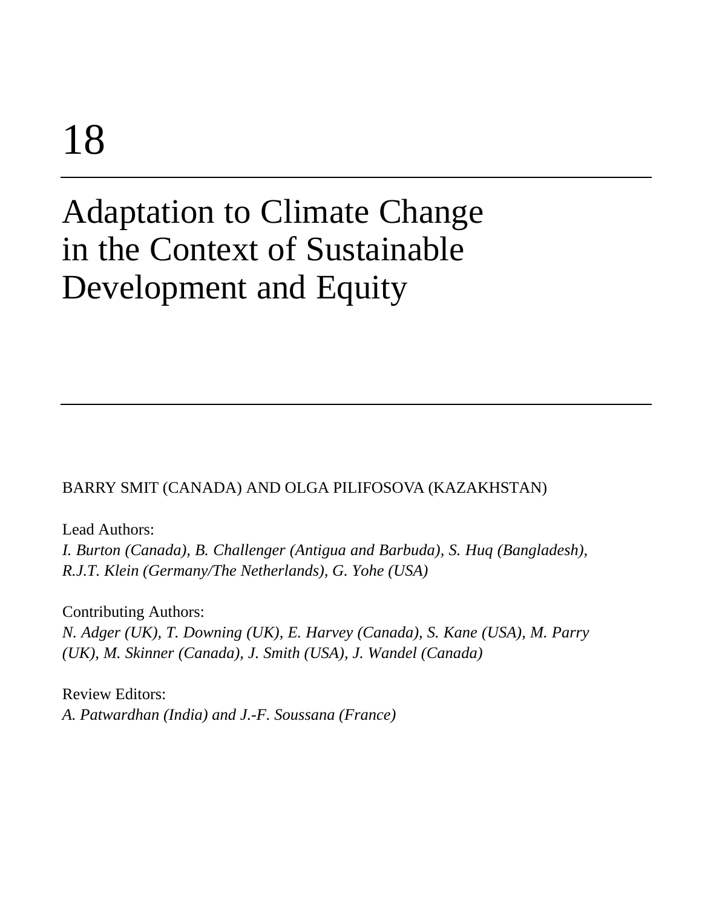# 18

# Adaptation to Climate Change in the Context of Sustainable Development and Equity

BARRY SMIT (CANADA) AND OLGA PILIFOSOVA (KAZAKHSTAN)

Lead Authors:
*I. Burton (Canada), B. Challenger (Antigua and Barbuda), S. Huq (Bangladesh), R.J.T. Klein (Germany/The Netherlands), G. Yohe (USA)*

Contributing Authors:
*N. Adger (UK), T. Downing (UK), E. Harvey (Canada), S. Kane (USA), M. Parry (UK), M. Skinner (Canada), J. Smith (USA), J. Wandel (Canada)*

Review Editors:
*A. Patwardhan (India) and J.-F. Soussana (France)*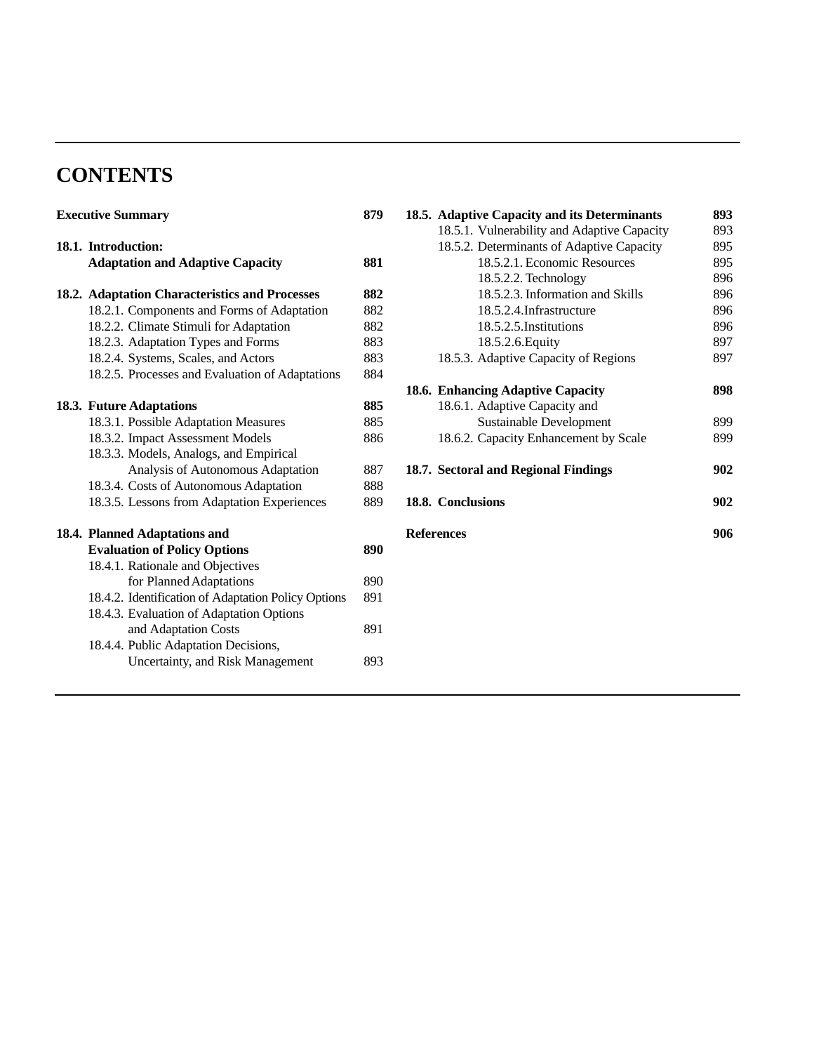# CONTENTS

**Executive Summary** **879**

**18.1. Introduction:**
**Adaptation and Adaptive Capacity** **881**

**18.2. Adaptation Characteristics and Processes** **882**
- 18.2.1. Components and Forms of Adaptation 882
- 18.2.2. Climate Stimuli for Adaptation 882
- 18.2.3. Adaptation Types and Forms 883
- 18.2.4. Systems, Scales, and Actors 883
- 18.2.5. Processes and Evaluation of Adaptations 884

**18.3. Future Adaptations** **885**
- 18.3.1. Possible Adaptation Measures 885
- 18.3.2. Impact Assessment Models 886
- 18.3.3. Models, Analogs, and Empirical Analysis of Autonomous Adaptation 887
- 18.3.4. Costs of Autonomous Adaptation 888
- 18.3.5. Lessons from Adaptation Experiences 889

**18.4. Planned Adaptations and Evaluation of Policy Options** **890**
- 18.4.1. Rationale and Objectives for Planned Adaptations 890
- 18.4.2. Identification of Adaptation Policy Options 891
- 18.4.3. Evaluation of Adaptation Options and Adaptation Costs 891
- 18.4.4. Public Adaptation Decisions, Uncertainty, and Risk Management 893

**18.5. Adaptive Capacity and its Determinants** **893**
- 18.5.1. Vulnerability and Adaptive Capacity 893
- 18.5.2. Determinants of Adaptive Capacity 895
  - 18.5.2.1. Economic Resources 895
  - 18.5.2.2. Technology 896
  - 18.5.2.3. Information and Skills 896
  - 18.5.2.4. Infrastructure 896
  - 18.5.2.5. Institutions 896
  - 18.5.2.6. Equity 897
- 18.5.3. Adaptive Capacity of Regions 897

**18.6. Enhancing Adaptive Capacity** **898**
- 18.6.1. Adaptive Capacity and Sustainable Development 899
- 18.6.2. Capacity Enhancement by Scale 899

**18.7. Sectoral and Regional Findings** **902**

**18.8. Conclusions** **902**

**References** **906**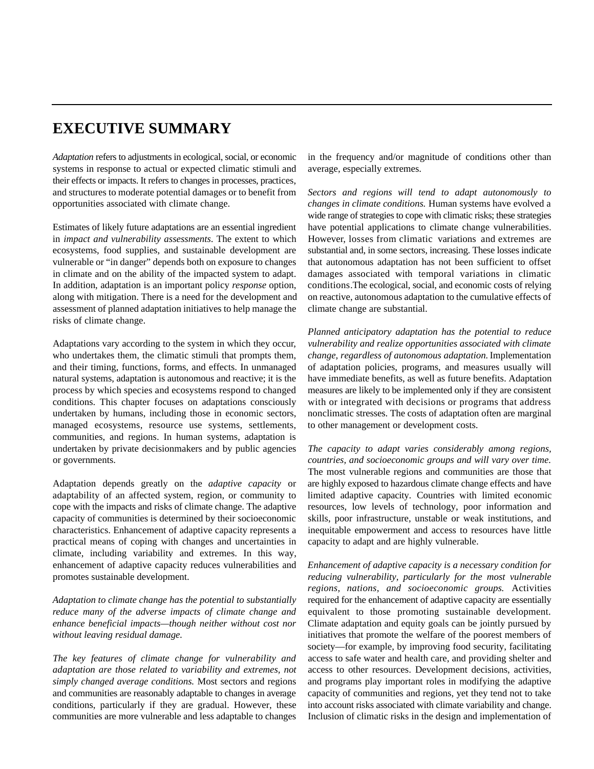# EXECUTIVE SUMMARY

*Adaptation* refers to adjustments in ecological, social, or economic systems in response to actual or expected climatic stimuli and their effects or impacts. It refers to changes in processes, practices, and structures to moderate potential damages or to benefit from opportunities associated with climate change.

Estimates of likely future adaptations are an essential ingredient in *impact and vulnerability assessments*. The extent to which ecosystems, food supplies, and sustainable development are vulnerable or "in danger" depends both on exposure to changes in climate and on the ability of the impacted system to adapt. In addition, adaptation is an important policy *response* option, along with mitigation. There is a need for the development and assessment of planned adaptation initiatives to help manage the risks of climate change.

Adaptations vary according to the system in which they occur, who undertakes them, the climatic stimuli that prompts them, and their timing, functions, forms, and effects. In unmanaged natural systems, adaptation is autonomous and reactive; it is the process by which species and ecosystems respond to changed conditions. This chapter focuses on adaptations consciously undertaken by humans, including those in economic sectors, managed ecosystems, resource use systems, settlements, communities, and regions. In human systems, adaptation is undertaken by private decisionmakers and by public agencies or governments.

Adaptation depends greatly on the *adaptive capacity* or adaptability of an affected system, region, or community to cope with the impacts and risks of climate change. The adaptive capacity of communities is determined by their socioeconomic characteristics. Enhancement of adaptive capacity represents a practical means of coping with changes and uncertainties in climate, including variability and extremes. In this way, enhancement of adaptive capacity reduces vulnerabilities and promotes sustainable development.

*Adaptation to climate change has the potential to substantially reduce many of the adverse impacts of climate change and enhance beneficial impacts—though neither without cost nor without leaving residual damage.*

*The key features of climate change for vulnerability and adaptation are those related to variability and extremes, not simply changed average conditions.* Most sectors and regions and communities are reasonably adaptable to changes in average conditions, particularly if they are gradual. However, these communities are more vulnerable and less adaptable to changes in the frequency and/or magnitude of conditions other than average, especially extremes.

*Sectors and regions will tend to adapt autonomously to changes in climate conditions.* Human systems have evolved a wide range of strategies to cope with climatic risks; these strategies have potential applications to climate change vulnerabilities. However, losses from climatic variations and extremes are substantial and, in some sectors, increasing. These losses indicate that autonomous adaptation has not been sufficient to offset damages associated with temporal variations in climatic conditions.The ecological, social, and economic costs of relying on reactive, autonomous adaptation to the cumulative effects of climate change are substantial.

*Planned anticipatory adaptation has the potential to reduce vulnerability and realize opportunities associated with climate change, regardless of autonomous adaptation.* Implementation of adaptation policies, programs, and measures usually will have immediate benefits, as well as future benefits. Adaptation measures are likely to be implemented only if they are consistent with or integrated with decisions or programs that address nonclimatic stresses. The costs of adaptation often are marginal to other management or development costs.

*The capacity to adapt varies considerably among regions, countries, and socioeconomic groups and will vary over time.* The most vulnerable regions and communities are those that are highly exposed to hazardous climate change effects and have limited adaptive capacity. Countries with limited economic resources, low levels of technology, poor information and skills, poor infrastructure, unstable or weak institutions, and inequitable empowerment and access to resources have little capacity to adapt and are highly vulnerable.

*Enhancement of adaptive capacity is a necessary condition for reducing vulnerability, particularly for the most vulnerable regions, nations, and socioeconomic groups.* Activities required for the enhancement of adaptive capacity are essentially equivalent to those promoting sustainable development. Climate adaptation and equity goals can be jointly pursued by initiatives that promote the welfare of the poorest members of society—for example, by improving food security, facilitating access to safe water and health care, and providing shelter and access to other resources. Development decisions, activities, and programs play important roles in modifying the adaptive capacity of communities and regions, yet they tend not to take into account risks associated with climate variability and change. Inclusion of climatic risks in the design and implementation of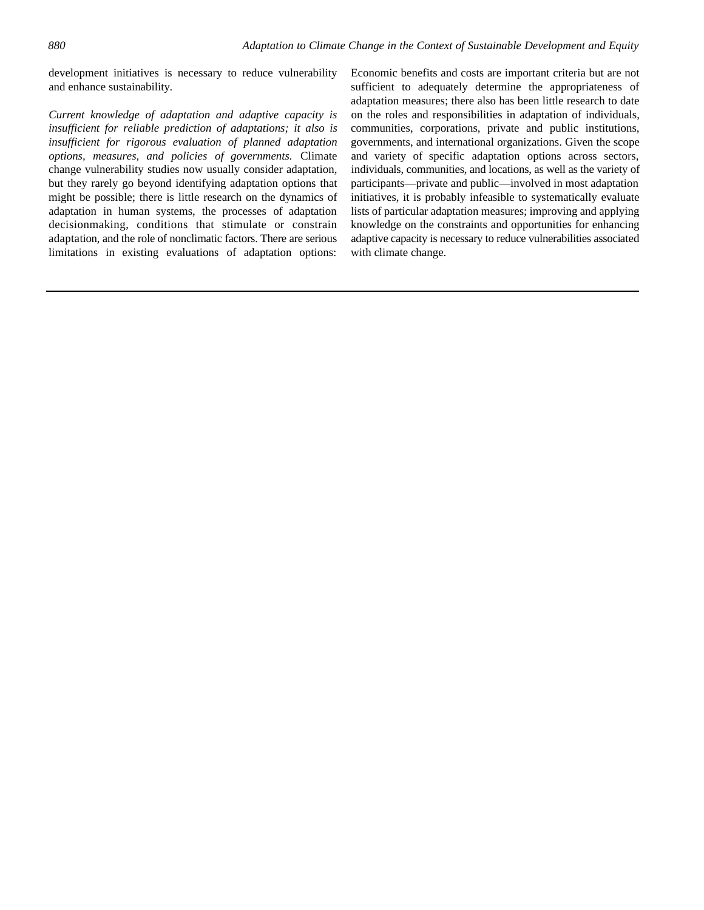development initiatives is necessary to reduce vulnerability and enhance sustainability.

*Current knowledge of adaptation and adaptive capacity is insufficient for reliable prediction of adaptations; it also is insufficient for rigorous evaluation of planned adaptation options, measures, and policies of governments.* Climate change vulnerability studies now usually consider adaptation, but they rarely go beyond identifying adaptation options that might be possible; there is little research on the dynamics of adaptation in human systems, the processes of adaptation decisionmaking, conditions that stimulate or constrain adaptation, and the role of nonclimatic factors. There are serious limitations in existing evaluations of adaptation options: Economic benefits and costs are important criteria but are not sufficient to adequately determine the appropriateness of adaptation measures; there also has been little research to date on the roles and responsibilities in adaptation of individuals, communities, corporations, private and public institutions, governments, and international organizations. Given the scope and variety of specific adaptation options across sectors, individuals, communities, and locations, as well as the variety of participants—private and public—involved in most adaptation initiatives, it is probably infeasible to systematically evaluate lists of particular adaptation measures; improving and applying knowledge on the constraints and opportunities for enhancing adaptive capacity is necessary to reduce vulnerabilities associated with climate change.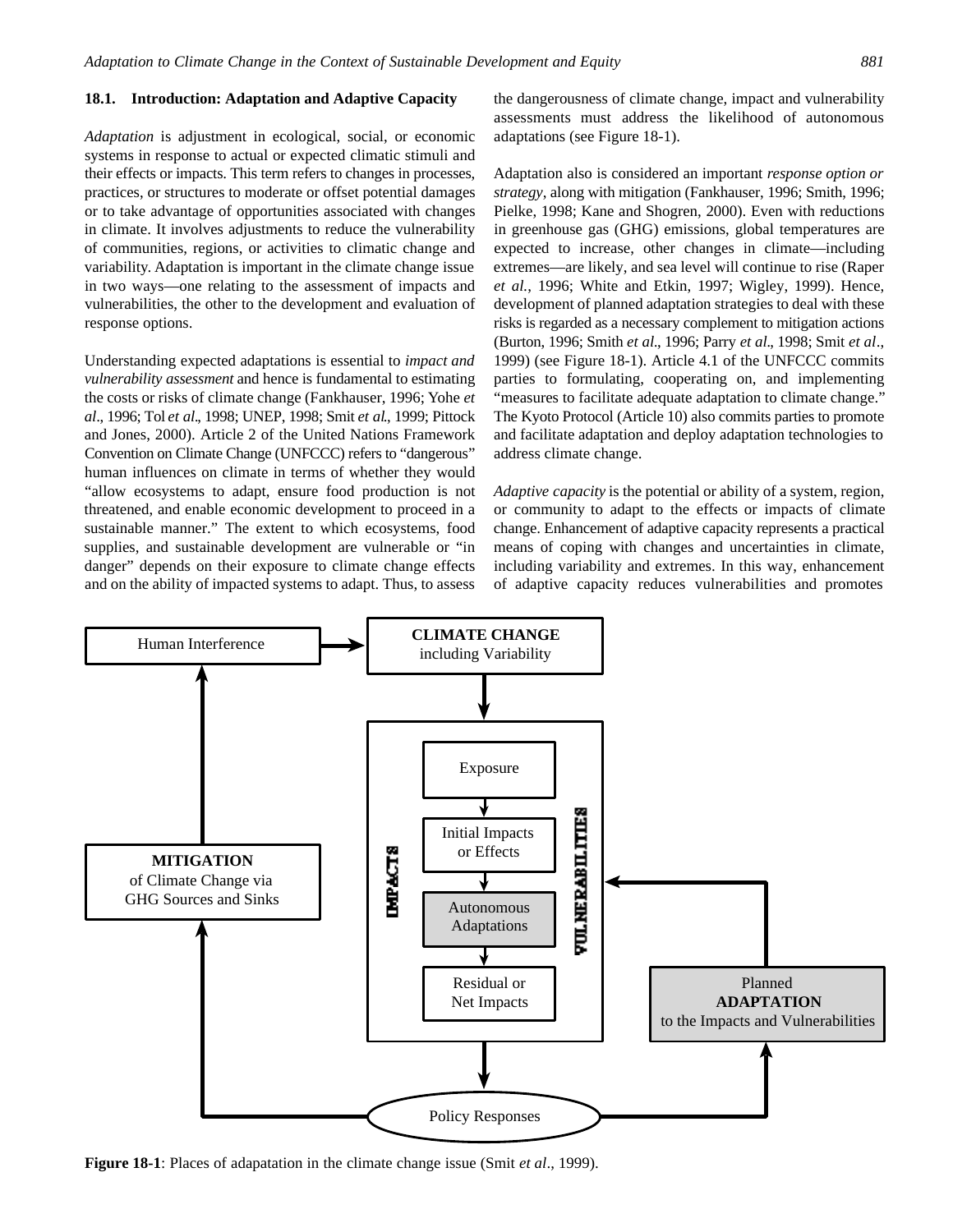## 18.1. Introduction: Adaptation and Adaptive Capacity

*Adaptation* is adjustment in ecological, social, or economic systems in response to actual or expected climatic stimuli and their effects or impacts. This term refers to changes in processes, practices, or structures to moderate or offset potential damages or to take advantage of opportunities associated with changes in climate. It involves adjustments to reduce the vulnerability of communities, regions, or activities to climatic change and variability. Adaptation is important in the climate change issue in two ways—one relating to the assessment of impacts and vulnerabilities, the other to the development and evaluation of response options.

Understanding expected adaptations is essential to *impact and vulnerability assessment* and hence is fundamental to estimating the costs or risks of climate change (Fankhauser, 1996; Yohe *et al*., 1996; Tol *et al*., 1998; UNEP, 1998; Smit *et al*., 1999; Pittock and Jones, 2000). Article 2 of the United Nations Framework Convention on Climate Change (UNFCCC) refers to "dangerous" human influences on climate in terms of whether they would "allow ecosystems to adapt, ensure food production is not threatened, and enable economic development to proceed in a sustainable manner." The extent to which ecosystems, food supplies, and sustainable development are vulnerable or "in danger" depends on their exposure to climate change effects and on the ability of impacted systems to adapt. Thus, to assess the dangerousness of climate change, impact and vulnerability assessments must address the likelihood of autonomous adaptations (see Figure 18-1).

Adaptation also is considered an important *response option or strategy*, along with mitigation (Fankhauser, 1996; Smith, 1996; Pielke, 1998; Kane and Shogren, 2000). Even with reductions in greenhouse gas (GHG) emissions, global temperatures are expected to increase, other changes in climate—including extremes—are likely, and sea level will continue to rise (Raper *et al.*, 1996; White and Etkin, 1997; Wigley, 1999). Hence, development of planned adaptation strategies to deal with these risks is regarded as a necessary complement to mitigation actions (Burton, 1996; Smith *et al*., 1996; Parry *et al*., 1998; Smit *et al*., 1999) (see Figure 18-1). Article 4.1 of the UNFCCC commits parties to formulating, cooperating on, and implementing "measures to facilitate adequate adaptation to climate change." The Kyoto Protocol (Article 10) also commits parties to promote and facilitate adaptation and deploy adaptation technologies to address climate change.

*Adaptive capacity* is the potential or ability of a system, region, or community to adapt to the effects or impacts of climate change. Enhancement of adaptive capacity represents a practical means of coping with changes and uncertainties in climate, including variability and extremes. In this way, enhancement of adaptive capacity reduces vulnerabilities and promotes

Human Interference → **CLIMATE CHANGE** including Variability

IMPACTS / VULNERABILITIES: Exposure → Initial Impacts or Effects → Autonomous Adaptations → Residual or Net Impacts

→ Policy Responses → **MITIGATION** of Climate Change via GHG Sources and Sinks → Human Interference

→ Policy Responses → Planned **ADAPTATION** to the Impacts and Vulnerabilities → Vulnerabilities

**Figure 18-1**: Places of adapatation in the climate change issue (Smit *et al*., 1999).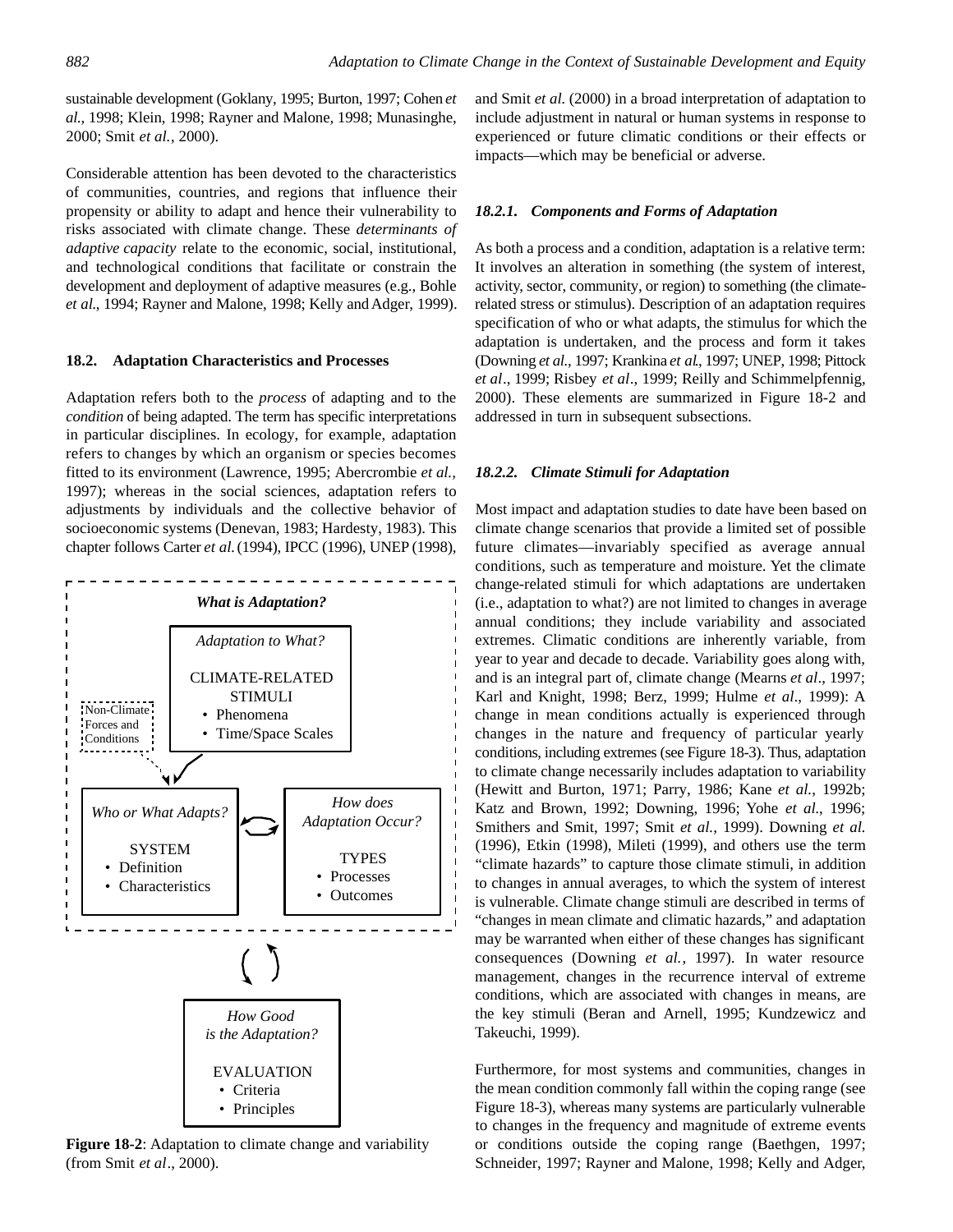sustainable development (Goklany, 1995; Burton, 1997; Cohen *et al.*, 1998; Klein, 1998; Rayner and Malone, 1998; Munasinghe, 2000; Smit *et al.*, 2000).

Considerable attention has been devoted to the characteristics of communities, countries, and regions that influence their propensity or ability to adapt and hence their vulnerability to risks associated with climate change. These *determinants of adaptive capacity* relate to the economic, social, institutional, and technological conditions that facilitate or constrain the development and deployment of adaptive measures (e.g., Bohle *et al.*, 1994; Rayner and Malone, 1998; Kelly and Adger, 1999).

## 18.2. Adaptation Characteristics and Processes

Adaptation refers both to the *process* of adapting and to the *condition* of being adapted. The term has specific interpretations in particular disciplines. In ecology, for example, adaptation refers to changes by which an organism or species becomes fitted to its environment (Lawrence, 1995; Abercrombie *et al.*, 1997); whereas in the social sciences, adaptation refers to adjustments by individuals and the collective behavior of socioeconomic systems (Denevan, 1983; Hardesty, 1983). This chapter follows Carter *et al.* (1994), IPCC (1996), UNEP (1998), and Smit *et al.* (2000) in a broad interpretation of adaptation to include adjustment in natural or human systems in response to experienced or future climatic conditions or their effects or impacts—which may be beneficial or adverse.

*What is Adaptation?*

- *Adaptation to What?* — CLIMATE-RELATED STIMULI
  - Phenomena
  - Time/Space Scales
- Non-Climate Forces and Conditions
- *Who or What Adapts?* — SYSTEM
  - Definition
  - Characteristics
- *How does Adaptation Occur?* — TYPES
  - Processes
  - Outcomes
- *How Good is the Adaptation?* — EVALUATION
  - Criteria
  - Principles

**Figure 18-2**: Adaptation to climate change and variability (from Smit *et al*., 2000).

### *18.2.1. Components and Forms of Adaptation*

As both a process and a condition, adaptation is a relative term: It involves an alteration in something (the system of interest, activity, sector, community, or region) to something (the climate-related stress or stimulus). Description of an adaptation requires specification of who or what adapts, the stimulus for which the adaptation is undertaken, and the process and form it takes (Downing *et al*., 1997; Krankina *et al*., 1997; UNEP, 1998; Pittock *et al*., 1999; Risbey *et al*., 1999; Reilly and Schimmelpfennig, 2000). These elements are summarized in Figure 18-2 and addressed in turn in subsequent subsections.

### *18.2.2. Climate Stimuli for Adaptation*

Most impact and adaptation studies to date have been based on climate change scenarios that provide a limited set of possible future climates—invariably specified as average annual conditions, such as temperature and moisture. Yet the climate change-related stimuli for which adaptations are undertaken (i.e., adaptation to what?) are not limited to changes in average annual conditions; they include variability and associated extremes. Climatic conditions are inherently variable, from year to year and decade to decade. Variability goes along with, and is an integral part of, climate change (Mearns *et al*., 1997; Karl and Knight, 1998; Berz, 1999; Hulme *et al*., 1999): A change in mean conditions actually is experienced through changes in the nature and frequency of particular yearly conditions, including extremes (see Figure 18-3). Thus, adaptation to climate change necessarily includes adaptation to variability (Hewitt and Burton, 1971; Parry, 1986; Kane *et al.*, 1992b; Katz and Brown, 1992; Downing, 1996; Yohe *et al*., 1996; Smithers and Smit, 1997; Smit *et al.*, 1999). Downing *et al.* (1996), Etkin (1998), Mileti (1999), and others use the term "climate hazards" to capture those climate stimuli, in addition to changes in annual averages, to which the system of interest is vulnerable. Climate change stimuli are described in terms of "changes in mean climate and climatic hazards," and adaptation may be warranted when either of these changes has significant consequences (Downing *et al.*, 1997). In water resource management, changes in the recurrence interval of extreme conditions, which are associated with changes in means, are the key stimuli (Beran and Arnell, 1995; Kundzewicz and Takeuchi, 1999).

Furthermore, for most systems and communities, changes in the mean condition commonly fall within the coping range (see Figure 18-3), whereas many systems are particularly vulnerable to changes in the frequency and magnitude of extreme events or conditions outside the coping range (Baethgen, 1997; Schneider, 1997; Rayner and Malone, 1998; Kelly and Adger,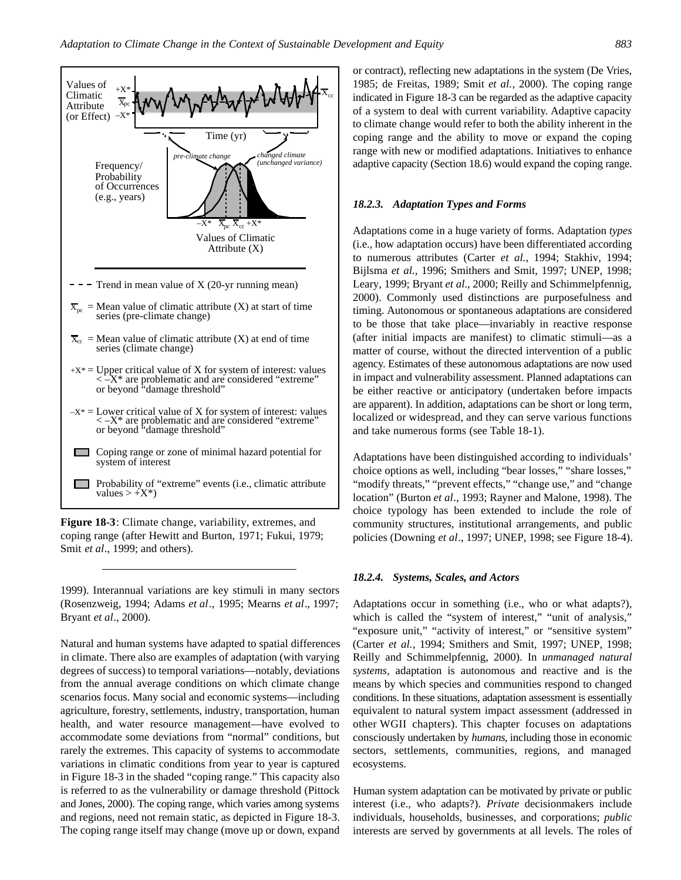Values of Climatic Attribute (or Effect)

Time (yr)

pre-climate change

changed climate (unchanged variance)

Frequency/ Probability of Occurrences (e.g., years)

Values of Climatic Attribute (X)

- - - Trend in mean value of X (20-yr running mean)

$\overline{X}_{pc}$ = Mean value of climatic attribute (X) at start of time series (pre-climate change)

$\overline{X}_{cc}$ = Mean value of climatic attribute (X) at end of time series (climate change)

$+X^*$ = Upper critical value of X for system of interest: values < –X* are problematic and are considered "extreme" or beyond "damage threshold"

$-X^*$ = Lower critical value of X for system of interest: values < –X* are problematic and are considered "extreme" or beyond "damage threshold"

Coping range or zone of minimal hazard potential for system of interest

Probability of "extreme" events (i.e., climatic attribute values > +X*)

**Figure 18-3**: Climate change, variability, extremes, and coping range (after Hewitt and Burton, 1971; Fukui, 1979; Smit *et al*., 1999; and others).

1999). Interannual variations are key stimuli in many sectors (Rosenzweig, 1994; Adams *et al*., 1995; Mearns *et al*., 1997; Bryant *et al*., 2000).

Natural and human systems have adapted to spatial differences in climate. There also are examples of adaptation (with varying degrees of success) to temporal variations—notably, deviations from the annual average conditions on which climate change scenarios focus. Many social and economic systems—including agriculture, forestry, settlements, industry, transportation, human health, and water resource management—have evolved to accommodate some deviations from "normal" conditions, but rarely the extremes. This capacity of systems to accommodate variations in climatic conditions from year to year is captured in Figure 18-3 in the shaded "coping range." This capacity also is referred to as the vulnerability or damage threshold (Pittock and Jones, 2000). The coping range, which varies among systems and regions, need not remain static, as depicted in Figure 18-3. The coping range itself may change (move up or down, expand or contract), reflecting new adaptations in the system (De Vries, 1985; de Freitas, 1989; Smit *et al.*, 2000). The coping range indicated in Figure 18-3 can be regarded as the adaptive capacity of a system to deal with current variability. Adaptive capacity to climate change would refer to both the ability inherent in the coping range and the ability to move or expand the coping range with new or modified adaptations. Initiatives to enhance adaptive capacity (Section 18.6) would expand the coping range.

### *18.2.3. Adaptation Types and Forms*

Adaptations come in a huge variety of forms. Adaptation *types* (i.e., how adaptation occurs) have been differentiated according to numerous attributes (Carter *et al.*, 1994; Stakhiv, 1994; Bijlsma *et al.*, 1996; Smithers and Smit, 1997; UNEP, 1998; Leary, 1999; Bryant *et al*., 2000; Reilly and Schimmelpfennig, 2000). Commonly used distinctions are purposefulness and timing. Autonomous or spontaneous adaptations are considered to be those that take place—invariably in reactive response (after initial impacts are manifest) to climatic stimuli—as a matter of course, without the directed intervention of a public agency. Estimates of these autonomous adaptations are now used in impact and vulnerability assessment. Planned adaptations can be either reactive or anticipatory (undertaken before impacts are apparent). In addition, adaptations can be short or long term, localized or widespread, and they can serve various functions and take numerous forms (see Table 18-1).

Adaptations have been distinguished according to individuals' choice options as well, including "bear losses," "share losses," "modify threats," "prevent effects," "change use," and "change location" (Burton *et al*., 1993; Rayner and Malone, 1998). The choice typology has been extended to include the role of community structures, institutional arrangements, and public policies (Downing *et al*., 1997; UNEP, 1998; see Figure 18-4).

### *18.2.4. Systems, Scales, and Actors*

Adaptations occur in something (i.e., who or what adapts?), which is called the "system of interest," "unit of analysis," "exposure unit," "activity of interest," or "sensitive system" (Carter *et al.*, 1994; Smithers and Smit, 1997; UNEP, 1998; Reilly and Schimmelpfennig, 2000). In *unmanaged natural systems*, adaptation is autonomous and reactive and is the means by which species and communities respond to changed conditions. In these situations, adaptation assessment is essentially equivalent to natural system impact assessment (addressed in other WGII chapters). This chapter focuses on adaptations consciously undertaken by *humans*, including those in economic sectors, settlements, communities, regions, and managed ecosystems.

Human system adaptation can be motivated by private or public interest (i.e., who adapts?). *Private* decisionmakers include individuals, households, businesses, and corporations; *public* interests are served by governments at all levels. The roles of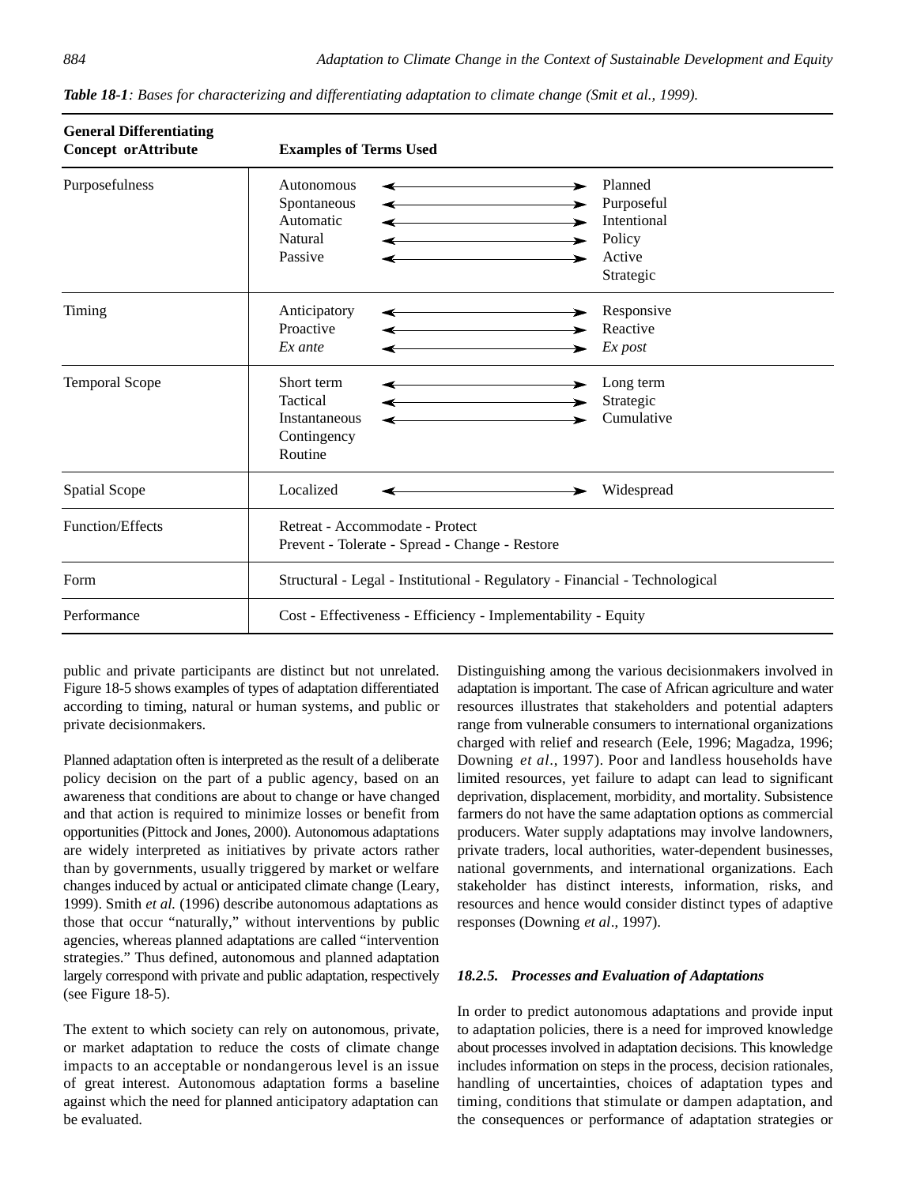*Table 18-1: Bases for characterizing and differentiating adaptation to climate change (Smit et al., 1999).*

| General Differentiating Concept or Attribute | Examples of Terms Used | | |
|---|---|---|---|
| Purposefulness | Autonomous<br>Spontaneous<br>Automatic<br>Natural<br>Passive | ←→<br>←→<br>←→<br>←→<br>←→ | Planned<br>Purposeful<br>Intentional<br>Policy<br>Active<br>Strategic |
| Timing | Anticipatory<br>Proactive<br>*Ex ante* | ←→<br>←→<br>←→ | Responsive<br>Reactive<br>*Ex post* |
| Temporal Scope | Short term<br>Tactical<br>Instantaneous<br>Contingency<br>Routine | ←→<br>←→<br>←→ | Long term<br>Strategic<br>Cumulative |
| Spatial Scope | Localized | ←→ | Widespread |
| Function/Effects | Retreat - Accommodate - Protect<br>Prevent - Tolerate - Spread - Change - Restore | | |
| Form | Structural - Legal - Institutional - Regulatory - Financial - Technological | | |
| Performance | Cost - Effectiveness - Efficiency - Implementability - Equity | | |

public and private participants are distinct but not unrelated. Figure 18-5 shows examples of types of adaptation differentiated according to timing, natural or human systems, and public or private decisionmakers.

Planned adaptation often is interpreted as the result of a deliberate policy decision on the part of a public agency, based on an awareness that conditions are about to change or have changed and that action is required to minimize losses or benefit from opportunities (Pittock and Jones, 2000). Autonomous adaptations are widely interpreted as initiatives by private actors rather than by governments, usually triggered by market or welfare changes induced by actual or anticipated climate change (Leary, 1999). Smith *et al.* (1996) describe autonomous adaptations as those that occur "naturally," without interventions by public agencies, whereas planned adaptations are called "intervention strategies." Thus defined, autonomous and planned adaptation largely correspond with private and public adaptation, respectively (see Figure 18-5).

The extent to which society can rely on autonomous, private, or market adaptation to reduce the costs of climate change impacts to an acceptable or nondangerous level is an issue of great interest. Autonomous adaptation forms a baseline against which the need for planned anticipatory adaptation can be evaluated.

Distinguishing among the various decisionmakers involved in adaptation is important. The case of African agriculture and water resources illustrates that stakeholders and potential adapters range from vulnerable consumers to international organizations charged with relief and research (Eele, 1996; Magadza, 1996; Downing *et al*., 1997). Poor and landless households have limited resources, yet failure to adapt can lead to significant deprivation, displacement, morbidity, and mortality. Subsistence farmers do not have the same adaptation options as commercial producers. Water supply adaptations may involve landowners, private traders, local authorities, water-dependent businesses, national governments, and international organizations. Each stakeholder has distinct interests, information, risks, and resources and hence would consider distinct types of adaptive responses (Downing *et al*., 1997).

### *18.2.5. Processes and Evaluation of Adaptations*

In order to predict autonomous adaptations and provide input to adaptation policies, there is a need for improved knowledge about processes involved in adaptation decisions. This knowledge includes information on steps in the process, decision rationales, handling of uncertainties, choices of adaptation types and timing, conditions that stimulate or dampen adaptation, and the consequences or performance of adaptation strategies or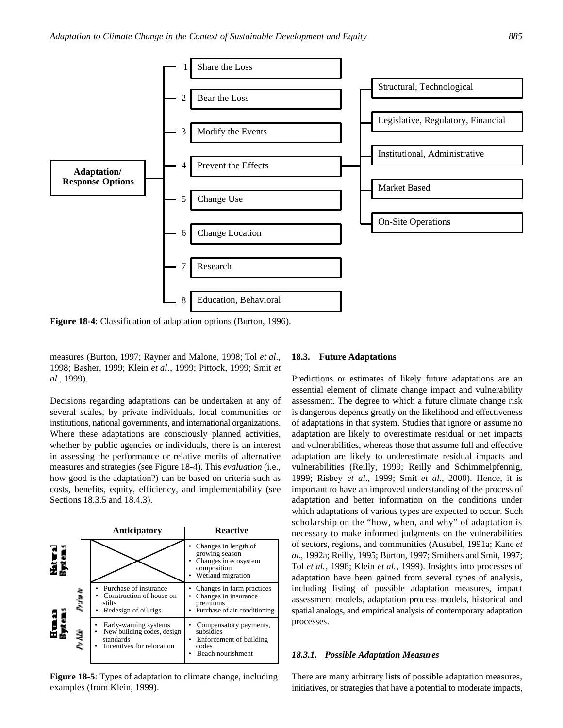| | Adaptation/Response Options | |
|---|---|---|
| 1 | Share the Loss | |
| 2 | Bear the Loss | |
| 3 | Modify the Events | |
| 4 | Prevent the Effects | Structural, Technological; Legislative, Regulatory, Financial; Institutional, Administrative; Market Based; On-Site Operations |
| 5 | Change Use | |
| 6 | Change Location | |
| 7 | Research | |
| 8 | Education, Behavioral | |

**Figure 18-4**: Classification of adaptation options (Burton, 1996).

measures (Burton, 1997; Rayner and Malone, 1998; Tol *et al*., 1998; Basher, 1999; Klein *et al*., 1999; Pittock, 1999; Smit *et al*., 1999).

Decisions regarding adaptations can be undertaken at any of several scales, by private individuals, local communities or institutions, national governments, and international organizations. Where these adaptations are consciously planned activities, whether by public agencies or individuals, there is an interest in assessing the performance or relative merits of alternative measures and strategies (see Figure 18-4). This *evaluation* (i.e., how good is the adaptation?) can be based on criteria such as costs, benefits, equity, efficiency, and implementability (see Sections 18.3.5 and 18.4.3).

| | | Anticipatory | Reactive |
|---|---|---|---|
| Natural Systems | | | • Changes in length of growing season<br>• Changes in ecosystem composition<br>• Wetland migration |
| Human Systems | Private | • Purchase of insurance<br>• Construction of house on stilts<br>• Redesign of oil-rigs | • Changes in farm practices<br>• Changes in insurance premiums<br>• Purchase of air-conditioning |
| | Public | • Early-warning systems<br>• New building codes, design standards<br>• Incentives for relocation | • Compensatory payments, subsidies<br>• Enforcement of building codes<br>• Beach nourishment |

**Figure 18-5**: Types of adaptation to climate change, including examples (from Klein, 1999).

## 18.3. Future Adaptations

Predictions or estimates of likely future adaptations are an essential element of climate change impact and vulnerability assessment. The degree to which a future climate change risk is dangerous depends greatly on the likelihood and effectiveness of adaptations in that system. Studies that ignore or assume no adaptation are likely to overestimate residual or net impacts and vulnerabilities, whereas those that assume full and effective adaptation are likely to underestimate residual impacts and vulnerabilities (Reilly, 1999; Reilly and Schimmelpfennig, 1999; Risbey *et al*., 1999; Smit *et al.*, 2000). Hence, it is important to have an improved understanding of the process of adaptation and better information on the conditions under which adaptations of various types are expected to occur. Such scholarship on the "how, when, and why" of adaptation is necessary to make informed judgments on the vulnerabilities of sectors, regions, and communities (Ausubel, 1991a; Kane *et al*., 1992a; Reilly, 1995; Burton, 1997; Smithers and Smit, 1997; Tol *et al.*, 1998; Klein *et al.*, 1999). Insights into processes of adaptation have been gained from several types of analysis, including listing of possible adaptation measures, impact assessment models, adaptation process models, historical and spatial analogs, and empirical analysis of contemporary adaptation processes.

### *18.3.1. Possible Adaptation Measures*

There are many arbitrary lists of possible adaptation measures, initiatives, or strategies that have a potential to moderate impacts,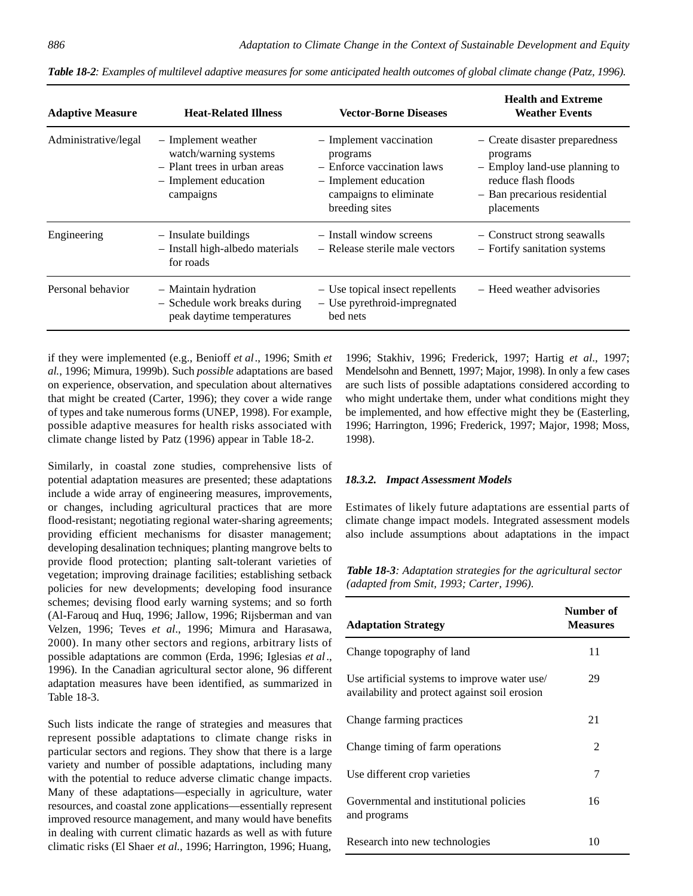*Table 18-2*: *Examples of multilevel adaptive measures for some anticipated health outcomes of global climate change (Patz, 1996).*

| Adaptive Measure | Heat-Related Illness | Vector-Borne Diseases | Health and Extreme Weather Events |
|---|---|---|---|
| Administrative/legal | – Implement weather watch/warning systems<br>– Plant trees in urban areas<br>– Implement education campaigns | – Implement vaccination programs<br>– Enforce vaccination laws<br>– Implement education campaigns to eliminate breeding sites | – Create disaster preparedness programs<br>– Employ land-use planning to reduce flash floods<br>– Ban precarious residential placements |
| Engineering | – Insulate buildings<br>– Install high-albedo materials for roads | – Install window screens<br>– Release sterile male vectors | – Construct strong seawalls<br>– Fortify sanitation systems |
| Personal behavior | – Maintain hydration<br>– Schedule work breaks during peak daytime temperatures | – Use topical insect repellents<br>– Use pyrethroid-impregnated bed nets | – Heed weather advisories |

if they were implemented (e.g., Benioff *et al*., 1996; Smith *et al*., 1996; Mimura, 1999b). Such *possible* adaptations are based on experience, observation, and speculation about alternatives that might be created (Carter, 1996); they cover a wide range of types and take numerous forms (UNEP, 1998). For example, possible adaptive measures for health risks associated with climate change listed by Patz (1996) appear in Table 18-2.

Similarly, in coastal zone studies, comprehensive lists of potential adaptation measures are presented; these adaptations include a wide array of engineering measures, improvements, or changes, including agricultural practices that are more flood-resistant; negotiating regional water-sharing agreements; providing efficient mechanisms for disaster management; developing desalination techniques; planting mangrove belts to provide flood protection; planting salt-tolerant varieties of vegetation; improving drainage facilities; establishing setback policies for new developments; developing food insurance schemes; devising flood early warning systems; and so forth (Al-Farouq and Huq, 1996; Jallow, 1996; Rijsberman and van Velzen, 1996; Teves *et al*., 1996; Mimura and Harasawa, 2000). In many other sectors and regions, arbitrary lists of possible adaptations are common (Erda, 1996; Iglesias *et al*., 1996). In the Canadian agricultural sector alone, 96 different adaptation measures have been identified, as summarized in Table 18-3.

Such lists indicate the range of strategies and measures that represent possible adaptations to climate change risks in particular sectors and regions. They show that there is a large variety and number of possible adaptations, including many with the potential to reduce adverse climatic change impacts. Many of these adaptations—especially in agriculture, water resources, and coastal zone applications—essentially represent improved resource management, and many would have benefits in dealing with current climatic hazards as well as with future climatic risks (El Shaer *et al*., 1996; Harrington, 1996; Huang, 1996; Stakhiv, 1996; Frederick, 1997; Hartig *et al*., 1997; Mendelsohn and Bennett, 1997; Major, 1998). In only a few cases are such lists of possible adaptations considered according to who might undertake them, under what conditions might they be implemented, and how effective might they be (Easterling, 1996; Harrington, 1996; Frederick, 1997; Major, 1998; Moss, 1998).

### 18.3.2. Impact Assessment Models

Estimates of likely future adaptations are essential parts of climate change impact models. Integrated assessment models also include assumptions about adaptations in the impact

*Table 18-3*: *Adaptation strategies for the agricultural sector (adapted from Smit, 1993; Carter, 1996).*

| Adaptation Strategy | Number of Measures |
|---|---|
| Change topography of land | 11 |
| Use artificial systems to improve water use/ availability and protect against soil erosion | 29 |
| Change farming practices | 21 |
| Change timing of farm operations | 2 |
| Use different crop varieties | 7 |
| Governmental and institutional policies and programs | 16 |
| Research into new technologies | 10 |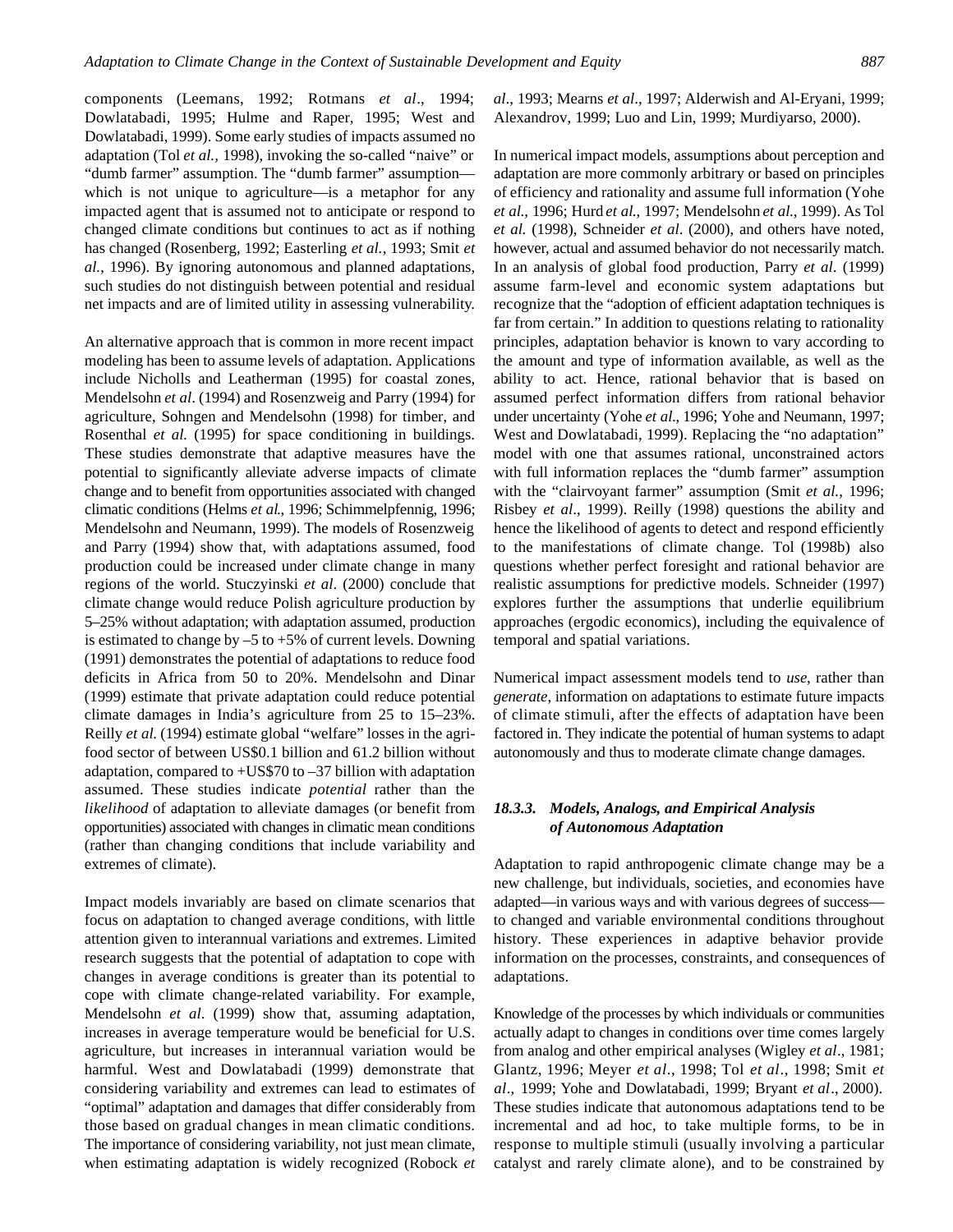components (Leemans, 1992; Rotmans *et al*., 1994; Dowlatabadi, 1995; Hulme and Raper, 1995; West and Dowlatabadi, 1999). Some early studies of impacts assumed no adaptation (Tol *et al.*, 1998), invoking the so-called "naive" or "dumb farmer" assumption. The "dumb farmer" assumption—which is not unique to agriculture—is a metaphor for any impacted agent that is assumed not to anticipate or respond to changed climate conditions but continues to act as if nothing has changed (Rosenberg, 1992; Easterling *et al.*, 1993; Smit *et al.*, 1996). By ignoring autonomous and planned adaptations, such studies do not distinguish between potential and residual net impacts and are of limited utility in assessing vulnerability.

An alternative approach that is common in more recent impact modeling has been to assume levels of adaptation. Applications include Nicholls and Leatherman (1995) for coastal zones, Mendelsohn *et al*. (1994) and Rosenzweig and Parry (1994) for agriculture, Sohngen and Mendelsohn (1998) for timber, and Rosenthal *et al.* (1995) for space conditioning in buildings. These studies demonstrate that adaptive measures have the potential to significantly alleviate adverse impacts of climate change and to benefit from opportunities associated with changed climatic conditions (Helms *et al.*, 1996; Schimmelpfennig, 1996; Mendelsohn and Neumann, 1999). The models of Rosenzweig and Parry (1994) show that, with adaptations assumed, food production could be increased under climate change in many regions of the world. Stuczyinski *et al*. (2000) conclude that climate change would reduce Polish agriculture production by 5–25% without adaptation; with adaptation assumed, production is estimated to change by –5 to +5% of current levels. Downing (1991) demonstrates the potential of adaptations to reduce food deficits in Africa from 50 to 20%. Mendelsohn and Dinar (1999) estimate that private adaptation could reduce potential climate damages in India's agriculture from 25 to 15–23%. Reilly *et al.* (1994) estimate global "welfare" losses in the agri-food sector of between US$0.1 billion and 61.2 billion without adaptation, compared to +US$70 to –37 billion with adaptation assumed. These studies indicate *potential* rather than the *likelihood* of adaptation to alleviate damages (or benefit from opportunities) associated with changes in climatic mean conditions (rather than changing conditions that include variability and extremes of climate).

Impact models invariably are based on climate scenarios that focus on adaptation to changed average conditions, with little attention given to interannual variations and extremes. Limited research suggests that the potential of adaptation to cope with changes in average conditions is greater than its potential to cope with climate change-related variability. For example, Mendelsohn *et al*. (1999) show that, assuming adaptation, increases in average temperature would be beneficial for U.S. agriculture, but increases in interannual variation would be harmful. West and Dowlatabadi (1999) demonstrate that considering variability and extremes can lead to estimates of "optimal" adaptation and damages that differ considerably from those based on gradual changes in mean climatic conditions. The importance of considering variability, not just mean climate, when estimating adaptation is widely recognized (Robock *et al*., 1993; Mearns *et al*., 1997; Alderwish and Al-Eryani, 1999; Alexandrov, 1999; Luo and Lin, 1999; Murdiyarso, 2000).

In numerical impact models, assumptions about perception and adaptation are more commonly arbitrary or based on principles of efficiency and rationality and assume full information (Yohe *et al*., 1996; Hurd *et al*., 1997; Mendelsohn *et al*., 1999). As Tol *et al.* (1998), Schneider *et al*. (2000), and others have noted, however, actual and assumed behavior do not necessarily match. In an analysis of global food production, Parry *et al*. (1999) assume farm-level and economic system adaptations but recognize that the "adoption of efficient adaptation techniques is far from certain." In addition to questions relating to rationality principles, adaptation behavior is known to vary according to the amount and type of information available, as well as the ability to act. Hence, rational behavior that is based on assumed perfect information differs from rational behavior under uncertainty (Yohe *et al*., 1996; Yohe and Neumann, 1997; West and Dowlatabadi, 1999). Replacing the "no adaptation" model with one that assumes rational, unconstrained actors with full information replaces the "dumb farmer" assumption with the "clairvoyant farmer" assumption (Smit *et al.*, 1996; Risbey *et al*., 1999). Reilly (1998) questions the ability and hence the likelihood of agents to detect and respond efficiently to the manifestations of climate change. Tol (1998b) also questions whether perfect foresight and rational behavior are realistic assumptions for predictive models. Schneider (1997) explores further the assumptions that underlie equilibrium approaches (ergodic economics), including the equivalence of temporal and spatial variations.

Numerical impact assessment models tend to *use*, rather than *generate*, information on adaptations to estimate future impacts of climate stimuli, after the effects of adaptation have been factored in. They indicate the potential of human systems to adapt autonomously and thus to moderate climate change damages.

### *18.3.3. Models, Analogs, and Empirical Analysis of Autonomous Adaptation*

Adaptation to rapid anthropogenic climate change may be a new challenge, but individuals, societies, and economies have adapted—in various ways and with various degrees of success—to changed and variable environmental conditions throughout history. These experiences in adaptive behavior provide information on the processes, constraints, and consequences of adaptations.

Knowledge of the processes by which individuals or communities actually adapt to changes in conditions over time comes largely from analog and other empirical analyses (Wigley *et al*., 1981; Glantz, 1996; Meyer *et al*., 1998; Tol *et al*., 1998; Smit *et al*., 1999; Yohe and Dowlatabadi, 1999; Bryant *et al*., 2000). These studies indicate that autonomous adaptations tend to be incremental and ad hoc, to take multiple forms, to be in response to multiple stimuli (usually involving a particular catalyst and rarely climate alone), and to be constrained by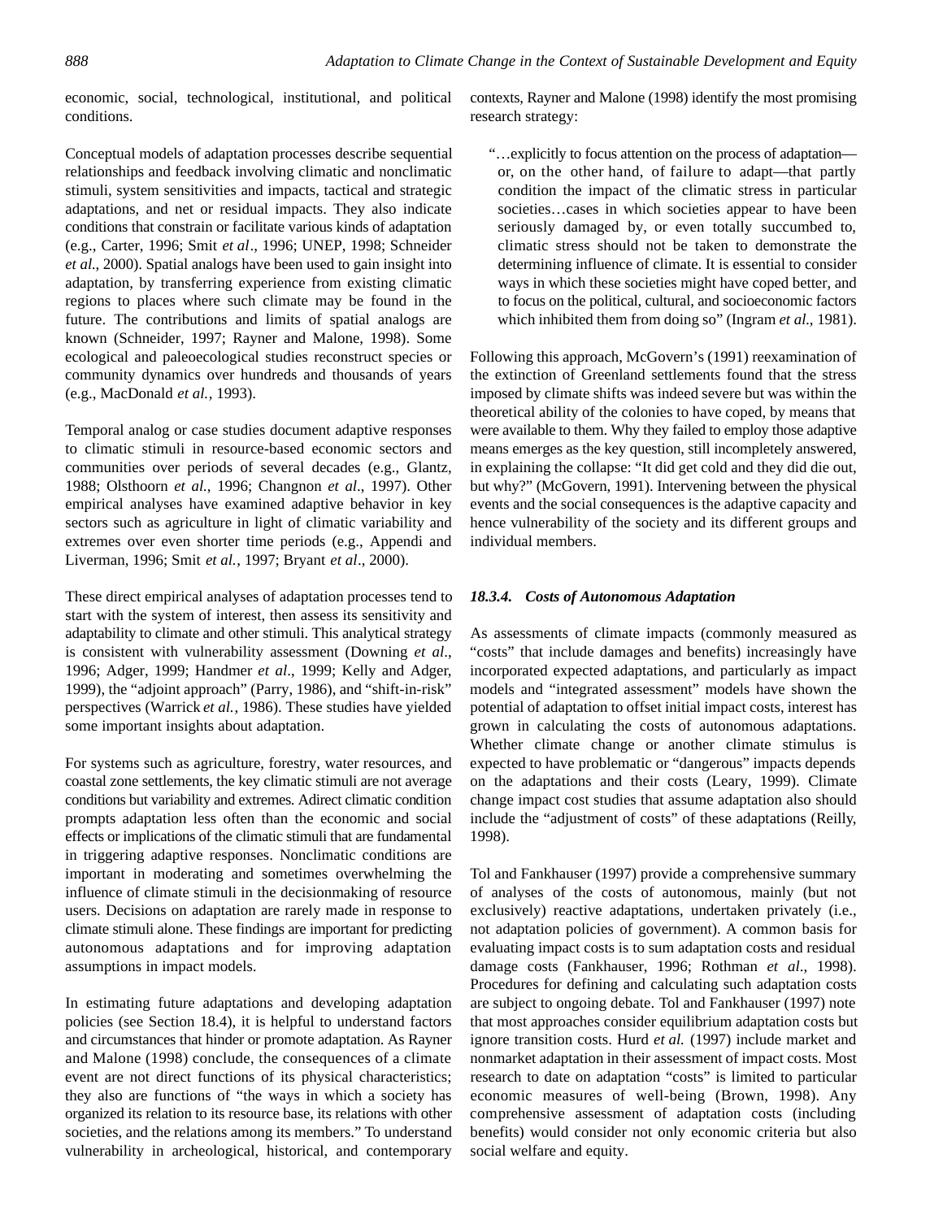economic, social, technological, institutional, and political conditions.

Conceptual models of adaptation processes describe sequential relationships and feedback involving climatic and nonclimatic stimuli, system sensitivities and impacts, tactical and strategic adaptations, and net or residual impacts. They also indicate conditions that constrain or facilitate various kinds of adaptation (e.g., Carter, 1996; Smit *et al*., 1996; UNEP, 1998; Schneider *et al.*, 2000). Spatial analogs have been used to gain insight into adaptation, by transferring experience from existing climatic regions to places where such climate may be found in the future. The contributions and limits of spatial analogs are known (Schneider, 1997; Rayner and Malone, 1998). Some ecological and paleoecological studies reconstruct species or community dynamics over hundreds and thousands of years (e.g., MacDonald *et al.*, 1993).

Temporal analog or case studies document adaptive responses to climatic stimuli in resource-based economic sectors and communities over periods of several decades (e.g., Glantz, 1988; Olsthoorn *et al.*, 1996; Changnon *et al*., 1997). Other empirical analyses have examined adaptive behavior in key sectors such as agriculture in light of climatic variability and extremes over even shorter time periods (e.g., Appendi and Liverman, 1996; Smit *et al.*, 1997; Bryant *et al*., 2000).

These direct empirical analyses of adaptation processes tend to start with the system of interest, then assess its sensitivity and adaptability to climate and other stimuli. This analytical strategy is consistent with vulnerability assessment (Downing *et al*., 1996; Adger, 1999; Handmer *et al*., 1999; Kelly and Adger, 1999), the "adjoint approach" (Parry, 1986), and "shift-in-risk" perspectives (Warrick *et al.*, 1986). These studies have yielded some important insights about adaptation.

For systems such as agriculture, forestry, water resources, and coastal zone settlements, the key climatic stimuli are not average conditions but variability and extremes. Adirect climatic condition prompts adaptation less often than the economic and social effects or implications of the climatic stimuli that are fundamental in triggering adaptive responses. Nonclimatic conditions are important in moderating and sometimes overwhelming the influence of climate stimuli in the decisionmaking of resource users. Decisions on adaptation are rarely made in response to climate stimuli alone. These findings are important for predicting autonomous adaptations and for improving adaptation assumptions in impact models.

In estimating future adaptations and developing adaptation policies (see Section 18.4), it is helpful to understand factors and circumstances that hinder or promote adaptation. As Rayner and Malone (1998) conclude, the consequences of a climate event are not direct functions of its physical characteristics; they also are functions of "the ways in which a society has organized its relation to its resource base, its relations with other societies, and the relations among its members." To understand vulnerability in archeological, historical, and contemporary contexts, Rayner and Malone (1998) identify the most promising research strategy:

> "…explicitly to focus attention on the process of adaptation—or, on the other hand, of failure to adapt—that partly condition the impact of the climatic stress in particular societies…cases in which societies appear to have been seriously damaged by, or even totally succumbed to, climatic stress should not be taken to demonstrate the determining influence of climate. It is essential to consider ways in which these societies might have coped better, and to focus on the political, cultural, and socioeconomic factors which inhibited them from doing so" (Ingram *et al.*, 1981).

Following this approach, McGovern's (1991) reexamination of the extinction of Greenland settlements found that the stress imposed by climate shifts was indeed severe but was within the theoretical ability of the colonies to have coped, by means that were available to them. Why they failed to employ those adaptive means emerges as the key question, still incompletely answered, in explaining the collapse: "It did get cold and they did die out, but why?" (McGovern, 1991). Intervening between the physical events and the social consequences is the adaptive capacity and hence vulnerability of the society and its different groups and individual members.

### *18.3.4. Costs of Autonomous Adaptation*

As assessments of climate impacts (commonly measured as "costs" that include damages and benefits) increasingly have incorporated expected adaptations, and particularly as impact models and "integrated assessment" models have shown the potential of adaptation to offset initial impact costs, interest has grown in calculating the costs of autonomous adaptations. Whether climate change or another climate stimulus is expected to have problematic or "dangerous" impacts depends on the adaptations and their costs (Leary, 1999). Climate change impact cost studies that assume adaptation also should include the "adjustment of costs" of these adaptations (Reilly, 1998).

Tol and Fankhauser (1997) provide a comprehensive summary of analyses of the costs of autonomous, mainly (but not exclusively) reactive adaptations, undertaken privately (i.e., not adaptation policies of government). A common basis for evaluating impact costs is to sum adaptation costs and residual damage costs (Fankhauser, 1996; Rothman *et al*., 1998). Procedures for defining and calculating such adaptation costs are subject to ongoing debate. Tol and Fankhauser (1997) note that most approaches consider equilibrium adaptation costs but ignore transition costs. Hurd *et al.* (1997) include market and nonmarket adaptation in their assessment of impact costs. Most research to date on adaptation "costs" is limited to particular economic measures of well-being (Brown, 1998). Any comprehensive assessment of adaptation costs (including benefits) would consider not only economic criteria but also social welfare and equity.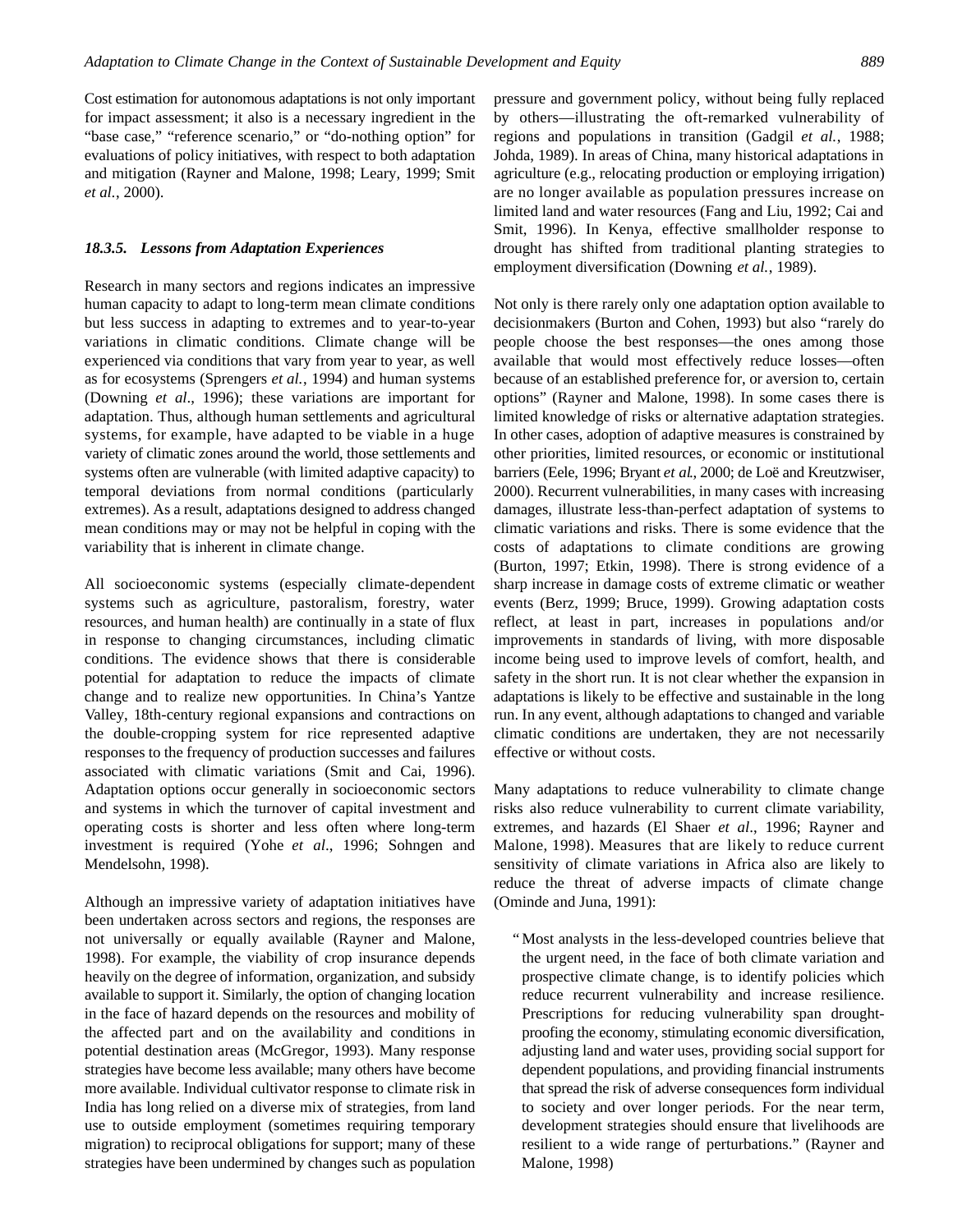Cost estimation for autonomous adaptations is not only important for impact assessment; it also is a necessary ingredient in the "base case," "reference scenario," or "do-nothing option" for evaluations of policy initiatives, with respect to both adaptation and mitigation (Rayner and Malone, 1998; Leary, 1999; Smit *et al.*, 2000).

### *18.3.5. Lessons from Adaptation Experiences*

Research in many sectors and regions indicates an impressive human capacity to adapt to long-term mean climate conditions but less success in adapting to extremes and to year-to-year variations in climatic conditions. Climate change will be experienced via conditions that vary from year to year, as well as for ecosystems (Sprengers *et al.*, 1994) and human systems (Downing *et al*., 1996); these variations are important for adaptation. Thus, although human settlements and agricultural systems, for example, have adapted to be viable in a huge variety of climatic zones around the world, those settlements and systems often are vulnerable (with limited adaptive capacity) to temporal deviations from normal conditions (particularly extremes). As a result, adaptations designed to address changed mean conditions may or may not be helpful in coping with the variability that is inherent in climate change.

All socioeconomic systems (especially climate-dependent systems such as agriculture, pastoralism, forestry, water resources, and human health) are continually in a state of flux in response to changing circumstances, including climatic conditions. The evidence shows that there is considerable potential for adaptation to reduce the impacts of climate change and to realize new opportunities. In China's Yantze Valley, 18th-century regional expansions and contractions on the double-cropping system for rice represented adaptive responses to the frequency of production successes and failures associated with climatic variations (Smit and Cai, 1996). Adaptation options occur generally in socioeconomic sectors and systems in which the turnover of capital investment and operating costs is shorter and less often where long-term investment is required (Yohe *et al*., 1996; Sohngen and Mendelsohn, 1998).

Although an impressive variety of adaptation initiatives have been undertaken across sectors and regions, the responses are not universally or equally available (Rayner and Malone, 1998). For example, the viability of crop insurance depends heavily on the degree of information, organization, and subsidy available to support it. Similarly, the option of changing location in the face of hazard depends on the resources and mobility of the affected part and on the availability and conditions in potential destination areas (McGregor, 1993). Many response strategies have become less available; many others have become more available. Individual cultivator response to climate risk in India has long relied on a diverse mix of strategies, from land use to outside employment (sometimes requiring temporary migration) to reciprocal obligations for support; many of these strategies have been undermined by changes such as population pressure and government policy, without being fully replaced by others—illustrating the oft-remarked vulnerability of regions and populations in transition (Gadgil *et al.*, 1988; Johda, 1989). In areas of China, many historical adaptations in agriculture (e.g., relocating production or employing irrigation) are no longer available as population pressures increase on limited land and water resources (Fang and Liu, 1992; Cai and Smit, 1996). In Kenya, effective smallholder response to drought has shifted from traditional planting strategies to employment diversification (Downing *et al.*, 1989).

Not only is there rarely only one adaptation option available to decisionmakers (Burton and Cohen, 1993) but also "rarely do people choose the best responses—the ones among those available that would most effectively reduce losses—often because of an established preference for, or aversion to, certain options" (Rayner and Malone, 1998). In some cases there is limited knowledge of risks or alternative adaptation strategies. In other cases, adoption of adaptive measures is constrained by other priorities, limited resources, or economic or institutional barriers (Eele, 1996; Bryant *et al.*, 2000; de Loë and Kreutzwiser, 2000). Recurrent vulnerabilities, in many cases with increasing damages, illustrate less-than-perfect adaptation of systems to climatic variations and risks. There is some evidence that the costs of adaptations to climate conditions are growing (Burton, 1997; Etkin, 1998). There is strong evidence of a sharp increase in damage costs of extreme climatic or weather events (Berz, 1999; Bruce, 1999). Growing adaptation costs reflect, at least in part, increases in populations and/or improvements in standards of living, with more disposable income being used to improve levels of comfort, health, and safety in the short run. It is not clear whether the expansion in adaptations is likely to be effective and sustainable in the long run. In any event, although adaptations to changed and variable climatic conditions are undertaken, they are not necessarily effective or without costs.

Many adaptations to reduce vulnerability to climate change risks also reduce vulnerability to current climate variability, extremes, and hazards (El Shaer *et al*., 1996; Rayner and Malone, 1998). Measures that are likely to reduce current sensitivity of climate variations in Africa also are likely to reduce the threat of adverse impacts of climate change (Ominde and Juna, 1991):

> "Most analysts in the less-developed countries believe that the urgent need, in the face of both climate variation and prospective climate change, is to identify policies which reduce recurrent vulnerability and increase resilience. Prescriptions for reducing vulnerability span drought-proofing the economy, stimulating economic diversification, adjusting land and water uses, providing social support for dependent populations, and providing financial instruments that spread the risk of adverse consequences form individual to society and over longer periods. For the near term, development strategies should ensure that livelihoods are resilient to a wide range of perturbations." (Rayner and Malone, 1998)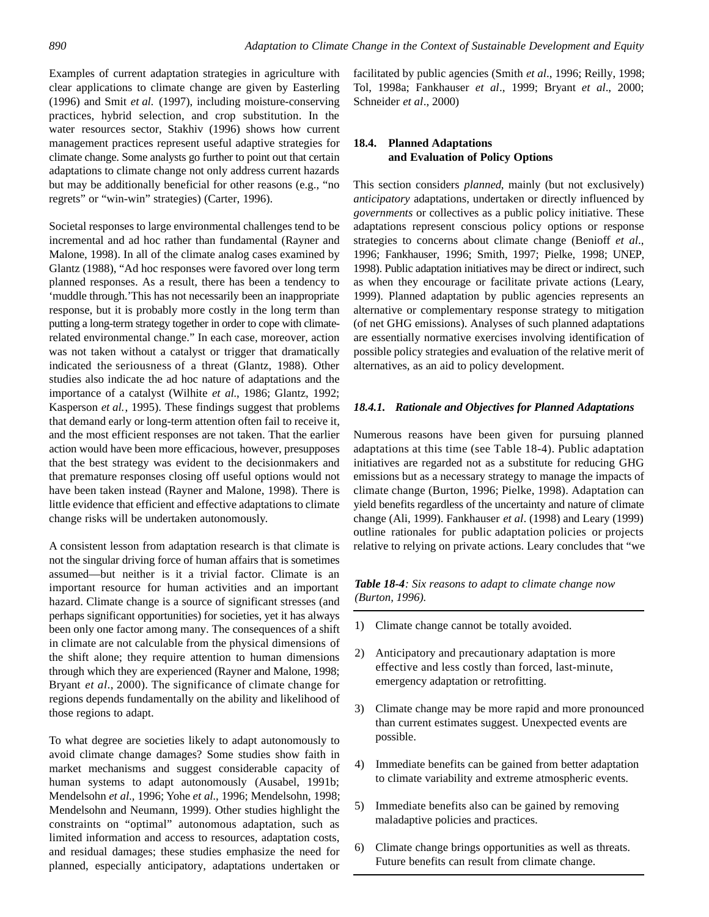Examples of current adaptation strategies in agriculture with clear applications to climate change are given by Easterling (1996) and Smit *et al.* (1997), including moisture-conserving practices, hybrid selection, and crop substitution. In the water resources sector, Stakhiv (1996) shows how current management practices represent useful adaptive strategies for climate change. Some analysts go further to point out that certain adaptations to climate change not only address current hazards but may be additionally beneficial for other reasons (e.g., "no regrets" or "win-win" strategies) (Carter, 1996).

Societal responses to large environmental challenges tend to be incremental and ad hoc rather than fundamental (Rayner and Malone, 1998). In all of the climate analog cases examined by Glantz (1988), "Ad hoc responses were favored over long term planned responses. As a result, there has been a tendency to 'muddle through.'This has not necessarily been an inappropriate response, but it is probably more costly in the long term than putting a long-term strategy together in order to cope with climate-related environmental change." In each case, moreover, action was not taken without a catalyst or trigger that dramatically indicated the seriousness of a threat (Glantz, 1988). Other studies also indicate the ad hoc nature of adaptations and the importance of a catalyst (Wilhite *et al.*, 1986; Glantz, 1992; Kasperson *et al.*, 1995). These findings suggest that problems that demand early or long-term attention often fail to receive it, and the most efficient responses are not taken. That the earlier action would have been more efficacious, however, presupposes that the best strategy was evident to the decisionmakers and that premature responses closing off useful options would not have been taken instead (Rayner and Malone, 1998). There is little evidence that efficient and effective adaptations to climate change risks will be undertaken autonomously.

A consistent lesson from adaptation research is that climate is not the singular driving force of human affairs that is sometimes assumed—but neither is it a trivial factor. Climate is an important resource for human activities and an important hazard. Climate change is a source of significant stresses (and perhaps significant opportunities) for societies, yet it has always been only one factor among many. The consequences of a shift in climate are not calculable from the physical dimensions of the shift alone; they require attention to human dimensions through which they are experienced (Rayner and Malone, 1998; Bryant *et al.*, 2000). The significance of climate change for regions depends fundamentally on the ability and likelihood of those regions to adapt.

To what degree are societies likely to adapt autonomously to avoid climate change damages? Some studies show faith in market mechanisms and suggest considerable capacity of human systems to adapt autonomously (Ausabel, 1991b; Mendelsohn *et al.*, 1996; Yohe *et al.*, 1996; Mendelsohn, 1998; Mendelsohn and Neumann, 1999). Other studies highlight the constraints on "optimal" autonomous adaptation, such as limited information and access to resources, adaptation costs, and residual damages; these studies emphasize the need for planned, especially anticipatory, adaptations undertaken or facilitated by public agencies (Smith *et al*., 1996; Reilly, 1998; Tol, 1998a; Fankhauser *et al*., 1999; Bryant *et al*., 2000; Schneider *et al*., 2000)

## 18.4. Planned Adaptations and Evaluation of Policy Options

This section considers *planned*, mainly (but not exclusively) *anticipatory* adaptations, undertaken or directly influenced by *governments* or collectives as a public policy initiative. These adaptations represent conscious policy options or response strategies to concerns about climate change (Benioff *et al*., 1996; Fankhauser, 1996; Smith, 1997; Pielke, 1998; UNEP, 1998). Public adaptation initiatives may be direct or indirect, such as when they encourage or facilitate private actions (Leary, 1999). Planned adaptation by public agencies represents an alternative or complementary response strategy to mitigation (of net GHG emissions). Analyses of such planned adaptations are essentially normative exercises involving identification of possible policy strategies and evaluation of the relative merit of alternatives, as an aid to policy development.

### *18.4.1. Rationale and Objectives for Planned Adaptations*

Numerous reasons have been given for pursuing planned adaptations at this time (see Table 18-4). Public adaptation initiatives are regarded not as a substitute for reducing GHG emissions but as a necessary strategy to manage the impacts of climate change (Burton, 1996; Pielke, 1998). Adaptation can yield benefits regardless of the uncertainty and nature of climate change (Ali, 1999). Fankhauser *et al*. (1998) and Leary (1999) outline rationales for public adaptation policies or projects relative to relying on private actions. Leary concludes that "we

***Table 18-4****: Six reasons to adapt to climate change now (Burton, 1996).*

1) Climate change cannot be totally avoided.
2) Anticipatory and precautionary adaptation is more effective and less costly than forced, last-minute, emergency adaptation or retrofitting.
3) Climate change may be more rapid and more pronounced than current estimates suggest. Unexpected events are possible.
4) Immediate benefits can be gained from better adaptation to climate variability and extreme atmospheric events.
5) Immediate benefits also can be gained by removing maladaptive policies and practices.
6) Climate change brings opportunities as well as threats. Future benefits can result from climate change.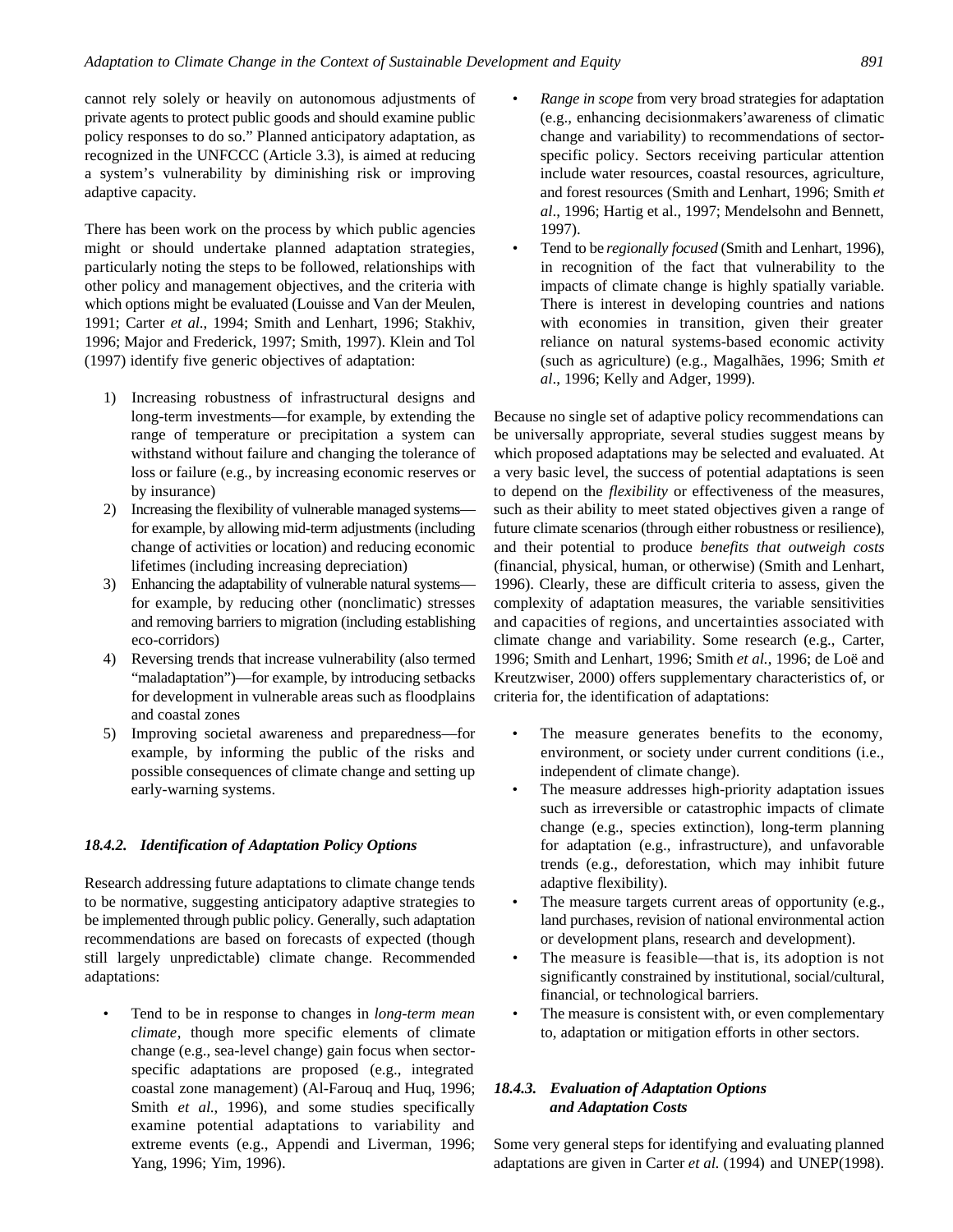cannot rely solely or heavily on autonomous adjustments of private agents to protect public goods and should examine public policy responses to do so." Planned anticipatory adaptation, as recognized in the UNFCCC (Article 3.3), is aimed at reducing a system's vulnerability by diminishing risk or improving adaptive capacity.

There has been work on the process by which public agencies might or should undertake planned adaptation strategies, particularly noting the steps to be followed, relationships with other policy and management objectives, and the criteria with which options might be evaluated (Louisse and Van der Meulen, 1991; Carter *et al.*, 1994; Smith and Lenhart, 1996; Stakhiv, 1996; Major and Frederick, 1997; Smith, 1997). Klein and Tol (1997) identify five generic objectives of adaptation:

1) Increasing robustness of infrastructural designs and long-term investments—for example, by extending the range of temperature or precipitation a system can withstand without failure and changing the tolerance of loss or failure (e.g., by increasing economic reserves or by insurance)
2) Increasing the flexibility of vulnerable managed systems—for example, by allowing mid-term adjustments (including change of activities or location) and reducing economic lifetimes (including increasing depreciation)
3) Enhancing the adaptability of vulnerable natural systems—for example, by reducing other (nonclimatic) stresses and removing barriers to migration (including establishing eco-corridors)
4) Reversing trends that increase vulnerability (also termed "maladaptation")—for example, by introducing setbacks for development in vulnerable areas such as floodplains and coastal zones
5) Improving societal awareness and preparedness—for example, by informing the public of the risks and possible consequences of climate change and setting up early-warning systems.

### *18.4.2. Identification of Adaptation Policy Options*

Research addressing future adaptations to climate change tends to be normative, suggesting anticipatory adaptive strategies to be implemented through public policy. Generally, such adaptation recommendations are based on forecasts of expected (though still largely unpredictable) climate change. Recommended adaptations:

- Tend to be in response to changes in *long-term mean climate*, though more specific elements of climate change (e.g., sea-level change) gain focus when sector-specific adaptations are proposed (e.g., integrated coastal zone management) (Al-Farouq and Huq, 1996; Smith *et al.*, 1996), and some studies specifically examine potential adaptations to variability and extreme events (e.g., Appendi and Liverman, 1996; Yang, 1996; Yim, 1996).
- *Range in scope* from very broad strategies for adaptation (e.g., enhancing decisionmakers' awareness of climatic change and variability) to recommendations of sector-specific policy. Sectors receiving particular attention include water resources, coastal resources, agriculture, and forest resources (Smith and Lenhart, 1996; Smith *et al*., 1996; Hartig et al., 1997; Mendelsohn and Bennett, 1997).
- Tend to be *regionally focused* (Smith and Lenhart, 1996), in recognition of the fact that vulnerability to the impacts of climate change is highly spatially variable. There is interest in developing countries and nations with economies in transition, given their greater reliance on natural systems-based economic activity (such as agriculture) (e.g., Magalhães, 1996; Smith *et al*., 1996; Kelly and Adger, 1999).

Because no single set of adaptive policy recommendations can be universally appropriate, several studies suggest means by which proposed adaptations may be selected and evaluated. At a very basic level, the success of potential adaptations is seen to depend on the *flexibility* or effectiveness of the measures, such as their ability to meet stated objectives given a range of future climate scenarios (through either robustness or resilience), and their potential to produce *benefits that outweigh costs* (financial, physical, human, or otherwise) (Smith and Lenhart, 1996). Clearly, these are difficult criteria to assess, given the complexity of adaptation measures, the variable sensitivities and capacities of regions, and uncertainties associated with climate change and variability. Some research (e.g., Carter, 1996; Smith and Lenhart, 1996; Smith *et al.*, 1996; de Loë and Kreutzwiser, 2000) offers supplementary characteristics of, or criteria for, the identification of adaptations:

- The measure generates benefits to the economy, environment, or society under current conditions (i.e., independent of climate change).
- The measure addresses high-priority adaptation issues such as irreversible or catastrophic impacts of climate change (e.g., species extinction), long-term planning for adaptation (e.g., infrastructure), and unfavorable trends (e.g., deforestation, which may inhibit future adaptive flexibility).
- The measure targets current areas of opportunity (e.g., land purchases, revision of national environmental action or development plans, research and development).
- The measure is feasible—that is, its adoption is not significantly constrained by institutional, social/cultural, financial, or technological barriers.
- The measure is consistent with, or even complementary to, adaptation or mitigation efforts in other sectors.

### *18.4.3. Evaluation of Adaptation Options and Adaptation Costs*

Some very general steps for identifying and evaluating planned adaptations are given in Carter *et al.* (1994) and UNEP(1998).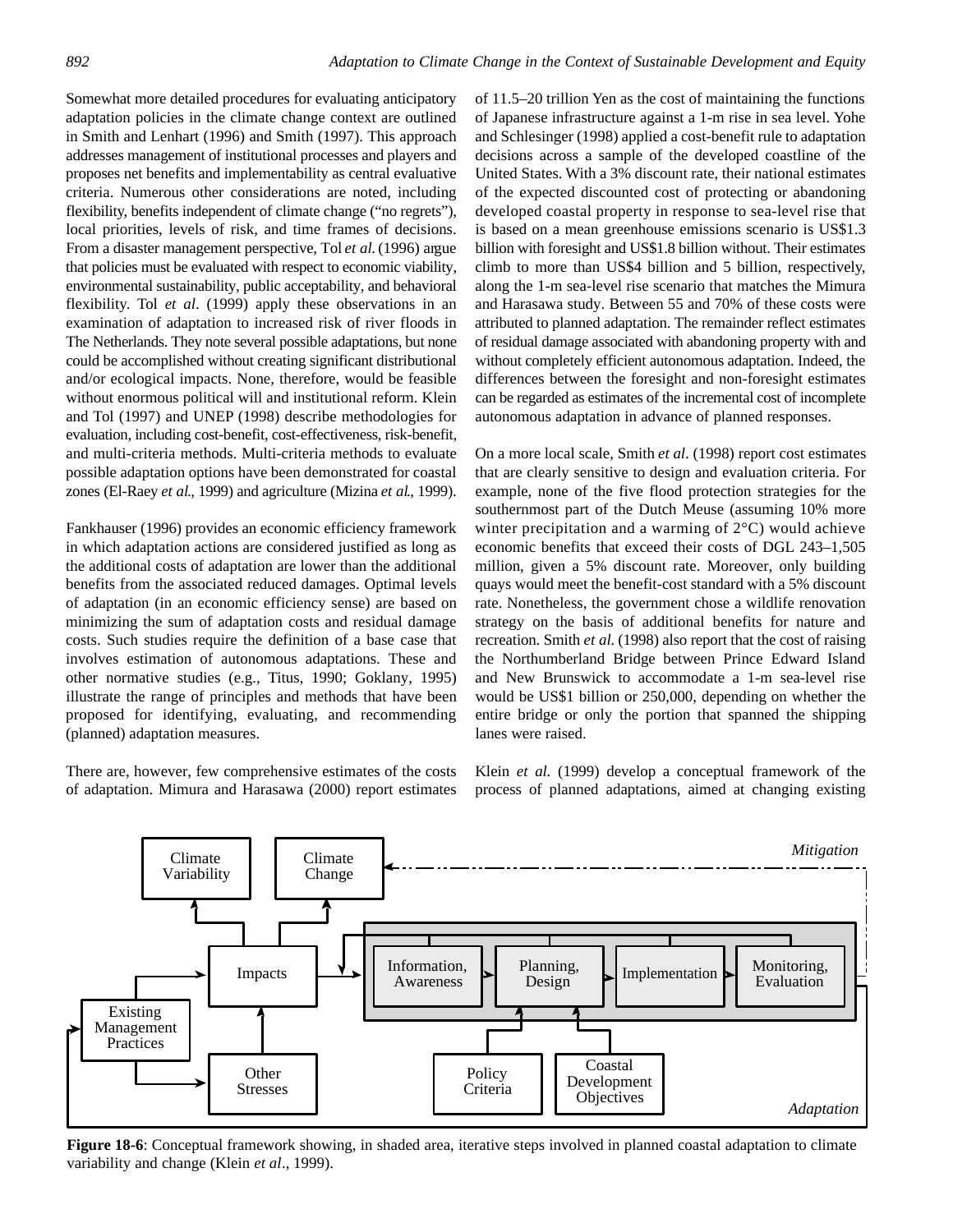Somewhat more detailed procedures for evaluating anticipatory adaptation policies in the climate change context are outlined in Smith and Lenhart (1996) and Smith (1997). This approach addresses management of institutional processes and players and proposes net benefits and implementability as central evaluative criteria. Numerous other considerations are noted, including flexibility, benefits independent of climate change ("no regrets"), local priorities, levels of risk, and time frames of decisions. From a disaster management perspective, Tol *et al.* (1996) argue that policies must be evaluated with respect to economic viability, environmental sustainability, public acceptability, and behavioral flexibility. Tol *et al*. (1999) apply these observations in an examination of adaptation to increased risk of river floods in The Netherlands. They note several possible adaptations, but none could be accomplished without creating significant distributional and/or ecological impacts. None, therefore, would be feasible without enormous political will and institutional reform. Klein and Tol (1997) and UNEP (1998) describe methodologies for evaluation, including cost-benefit, cost-effectiveness, risk-benefit, and multi-criteria methods. Multi-criteria methods to evaluate possible adaptation options have been demonstrated for coastal zones (El-Raey *et al.*, 1999) and agriculture (Mizina *et al.*, 1999).

Fankhauser (1996) provides an economic efficiency framework in which adaptation actions are considered justified as long as the additional costs of adaptation are lower than the additional benefits from the associated reduced damages. Optimal levels of adaptation (in an economic efficiency sense) are based on minimizing the sum of adaptation costs and residual damage costs. Such studies require the definition of a base case that involves estimation of autonomous adaptations. These and other normative studies (e.g., Titus, 1990; Goklany, 1995) illustrate the range of principles and methods that have been proposed for identifying, evaluating, and recommending (planned) adaptation measures.

There are, however, few comprehensive estimates of the costs of adaptation. Mimura and Harasawa (2000) report estimates of 11.5–20 trillion Yen as the cost of maintaining the functions of Japanese infrastructure against a 1-m rise in sea level. Yohe and Schlesinger (1998) applied a cost-benefit rule to adaptation decisions across a sample of the developed coastline of the United States. With a 3% discount rate, their national estimates of the expected discounted cost of protecting or abandoning developed coastal property in response to sea-level rise that is based on a mean greenhouse emissions scenario is US$1.3 billion with foresight and US$1.8 billion without. Their estimates climb to more than US$4 billion and 5 billion, respectively, along the 1-m sea-level rise scenario that matches the Mimura and Harasawa study. Between 55 and 70% of these costs were attributed to planned adaptation. The remainder reflect estimates of residual damage associated with abandoning property with and without completely efficient autonomous adaptation. Indeed, the differences between the foresight and non-foresight estimates can be regarded as estimates of the incremental cost of incomplete autonomous adaptation in advance of planned responses.

On a more local scale, Smith *et al*. (1998) report cost estimates that are clearly sensitive to design and evaluation criteria. For example, none of the five flood protection strategies for the southernmost part of the Dutch Meuse (assuming 10% more winter precipitation and a warming of 2°C) would achieve economic benefits that exceed their costs of DGL 243–1,505 million, given a 5% discount rate. Moreover, only building quays would meet the benefit-cost standard with a 5% discount rate. Nonetheless, the government chose a wildlife renovation strategy on the basis of additional benefits for nature and recreation. Smith *et al.* (1998) also report that the cost of raising the Northumberland Bridge between Prince Edward Island and New Brunswick to accommodate a 1-m sea-level rise would be US$1 billion or 250,000, depending on whether the entire bridge or only the portion that spanned the shipping lanes were raised.

Klein *et al.* (1999) develop a conceptual framework of the process of planned adaptations, aimed at changing existing

**Figure 18-6**: Conceptual framework showing, in shaded area, iterative steps involved in planned coastal adaptation to climate variability and change (Klein *et al*., 1999).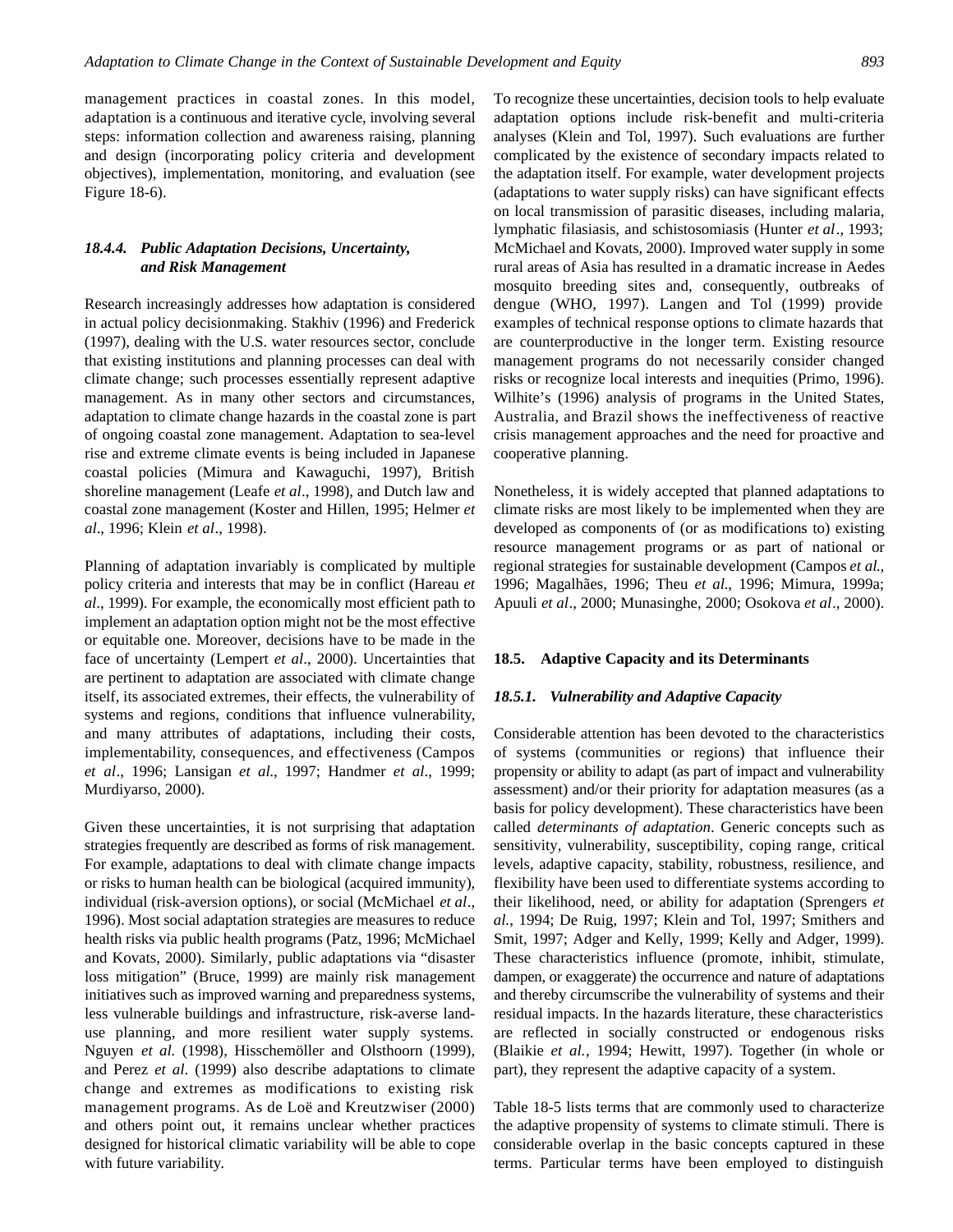management practices in coastal zones. In this model, adaptation is a continuous and iterative cycle, involving several steps: information collection and awareness raising, planning and design (incorporating policy criteria and development objectives), implementation, monitoring, and evaluation (see Figure 18-6).

### *18.4.4. Public Adaptation Decisions, Uncertainty, and Risk Management*

Research increasingly addresses how adaptation is considered in actual policy decisionmaking. Stakhiv (1996) and Frederick (1997), dealing with the U.S. water resources sector, conclude that existing institutions and planning processes can deal with climate change; such processes essentially represent adaptive management. As in many other sectors and circumstances, adaptation to climate change hazards in the coastal zone is part of ongoing coastal zone management. Adaptation to sea-level rise and extreme climate events is being included in Japanese coastal policies (Mimura and Kawaguchi, 1997), British shoreline management (Leafe *et al*., 1998), and Dutch law and coastal zone management (Koster and Hillen, 1995; Helmer *et al*., 1996; Klein *et al*., 1998).

Planning of adaptation invariably is complicated by multiple policy criteria and interests that may be in conflict (Hareau *et al*., 1999). For example, the economically most efficient path to implement an adaptation option might not be the most effective or equitable one. Moreover, decisions have to be made in the face of uncertainty (Lempert *et al*., 2000). Uncertainties that are pertinent to adaptation are associated with climate change itself, its associated extremes, their effects, the vulnerability of systems and regions, conditions that influence vulnerability, and many attributes of adaptations, including their costs, implementability, consequences, and effectiveness (Campos *et al*., 1996; Lansigan *et al*., 1997; Handmer *et al*., 1999; Murdiyarso, 2000).

Given these uncertainties, it is not surprising that adaptation strategies frequently are described as forms of risk management. For example, adaptations to deal with climate change impacts or risks to human health can be biological (acquired immunity), individual (risk-aversion options), or social (McMichael *et al*., 1996). Most social adaptation strategies are measures to reduce health risks via public health programs (Patz, 1996; McMichael and Kovats, 2000). Similarly, public adaptations via "disaster loss mitigation" (Bruce, 1999) are mainly risk management initiatives such as improved warning and preparedness systems, less vulnerable buildings and infrastructure, risk-averse land-use planning, and more resilient water supply systems. Nguyen *et al.* (1998), Hisschemöller and Olsthoorn (1999), and Perez *et al*. (1999) also describe adaptations to climate change and extremes as modifications to existing risk management programs. As de Loë and Kreutzwiser (2000) and others point out, it remains unclear whether practices designed for historical climatic variability will be able to cope with future variability.

To recognize these uncertainties, decision tools to help evaluate adaptation options include risk-benefit and multi-criteria analyses (Klein and Tol, 1997). Such evaluations are further complicated by the existence of secondary impacts related to the adaptation itself. For example, water development projects (adaptations to water supply risks) can have significant effects on local transmission of parasitic diseases, including malaria, lymphatic filasiasis, and schistosomiasis (Hunter *et al*., 1993; McMichael and Kovats, 2000). Improved water supply in some rural areas of Asia has resulted in a dramatic increase in Aedes mosquito breeding sites and, consequently, outbreaks of dengue (WHO, 1997). Langen and Tol (1999) provide examples of technical response options to climate hazards that are counterproductive in the longer term. Existing resource management programs do not necessarily consider changed risks or recognize local interests and inequities (Primo, 1996). Wilhite's (1996) analysis of programs in the United States, Australia, and Brazil shows the ineffectiveness of reactive crisis management approaches and the need for proactive and cooperative planning.

Nonetheless, it is widely accepted that planned adaptations to climate risks are most likely to be implemented when they are developed as components of (or as modifications to) existing resource management programs or as part of national or regional strategies for sustainable development (Campos *et al.*, 1996; Magalhães, 1996; Theu *et al.*, 1996; Mimura, 1999a; Apuuli *et al*., 2000; Munasinghe, 2000; Osokova *et al*., 2000).

## 18.5. Adaptive Capacity and its Determinants

### *18.5.1. Vulnerability and Adaptive Capacity*

Considerable attention has been devoted to the characteristics of systems (communities or regions) that influence their propensity or ability to adapt (as part of impact and vulnerability assessment) and/or their priority for adaptation measures (as a basis for policy development). These characteristics have been called *determinants of adaptation*. Generic concepts such as sensitivity, vulnerability, susceptibility, coping range, critical levels, adaptive capacity, stability, robustness, resilience, and flexibility have been used to differentiate systems according to their likelihood, need, or ability for adaptation (Sprengers *et al.*, 1994; De Ruig, 1997; Klein and Tol, 1997; Smithers and Smit, 1997; Adger and Kelly, 1999; Kelly and Adger, 1999). These characteristics influence (promote, inhibit, stimulate, dampen, or exaggerate) the occurrence and nature of adaptations and thereby circumscribe the vulnerability of systems and their residual impacts. In the hazards literature, these characteristics are reflected in socially constructed or endogenous risks (Blaikie *et al.*, 1994; Hewitt, 1997). Together (in whole or part), they represent the adaptive capacity of a system.

Table 18-5 lists terms that are commonly used to characterize the adaptive propensity of systems to climate stimuli. There is considerable overlap in the basic concepts captured in these terms. Particular terms have been employed to distinguish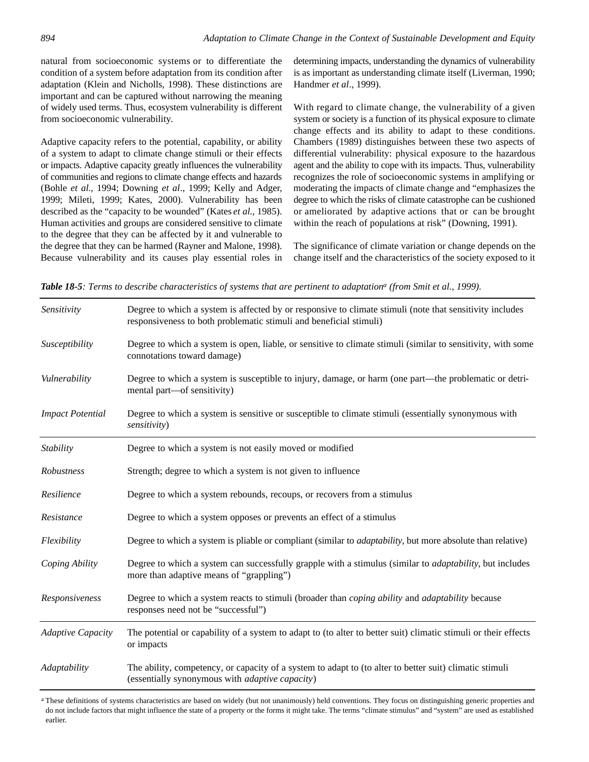natural from socioeconomic systems or to differentiate the condition of a system before adaptation from its condition after adaptation (Klein and Nicholls, 1998). These distinctions are important and can be captured without narrowing the meaning of widely used terms. Thus, ecosystem vulnerability is different from socioeconomic vulnerability.

Adaptive capacity refers to the potential, capability, or ability of a system to adapt to climate change stimuli or their effects or impacts. Adaptive capacity greatly influences the vulnerability of communities and regions to climate change effects and hazards (Bohle *et al*., 1994; Downing *et al*., 1999; Kelly and Adger, 1999; Mileti, 1999; Kates, 2000). Vulnerability has been described as the "capacity to be wounded" (Kates *et al.*, 1985). Human activities and groups are considered sensitive to climate to the degree that they can be affected by it and vulnerable to the degree that they can be harmed (Rayner and Malone, 1998). Because vulnerability and its causes play essential roles in determining impacts, understanding the dynamics of vulnerability is as important as understanding climate itself (Liverman, 1990; Handmer *et al*., 1999).

With regard to climate change, the vulnerability of a given system or society is a function of its physical exposure to climate change effects and its ability to adapt to these conditions. Chambers (1989) distinguishes between these two aspects of differential vulnerability: physical exposure to the hazardous agent and the ability to cope with its impacts. Thus, vulnerability recognizes the role of socioeconomic systems in amplifying or moderating the impacts of climate change and "emphasizes the degree to which the risks of climate catastrophe can be cushioned or ameliorated by adaptive actions that or can be brought within the reach of populations at risk" (Downing, 1991).

The significance of climate variation or change depends on the change itself and the characteristics of the society exposed to it

***Table 18-5****: Terms to describe characteristics of systems that are pertinent to adaptation*[a] *(from Smit et al., 1999).*

| | |
|---|---|
| *Sensitivity* | Degree to which a system is affected by or responsive to climate stimuli (note that sensitivity includes responsiveness to both problematic stimuli and beneficial stimuli) |
| *Susceptibility* | Degree to which a system is open, liable, or sensitive to climate stimuli (similar to sensitivity, with some connotations toward damage) |
| *Vulnerability* | Degree to which a system is susceptible to injury, damage, or harm (one part—the problematic or detrimental part—of sensitivity) |
| *Impact Potential* | Degree to which a system is sensitive or susceptible to climate stimuli (essentially synonymous with *sensitivity*) |
| *Stability* | Degree to which a system is not easily moved or modified |
| *Robustness* | Strength; degree to which a system is not given to influence |
| *Resilience* | Degree to which a system rebounds, recoups, or recovers from a stimulus |
| *Resistance* | Degree to which a system opposes or prevents an effect of a stimulus |
| *Flexibility* | Degree to which a system is pliable or compliant (similar to *adaptability*, but more absolute than relative) |
| *Coping Ability* | Degree to which a system can successfully grapple with a stimulus (similar to *adaptability*, but includes more than adaptive means of "grappling") |
| *Responsiveness* | Degree to which a system reacts to stimuli (broader than *coping ability* and *adaptability* because responses need not be "successful") |
| *Adaptive Capacity* | The potential or capability of a system to adapt to (to alter to better suit) climatic stimuli or their effects or impacts |
| *Adaptability* | The ability, competency, or capacity of a system to adapt to (to alter to better suit) climatic stimuli (essentially synonymous with *adaptive capacity*) |

[a] These definitions of systems characteristics are based on widely (but not unanimously) held conventions. They focus on distinguishing generic properties and do not include factors that might influence the state of a property or the forms it might take. The terms "climate stimulus" and "system" are used as established earlier.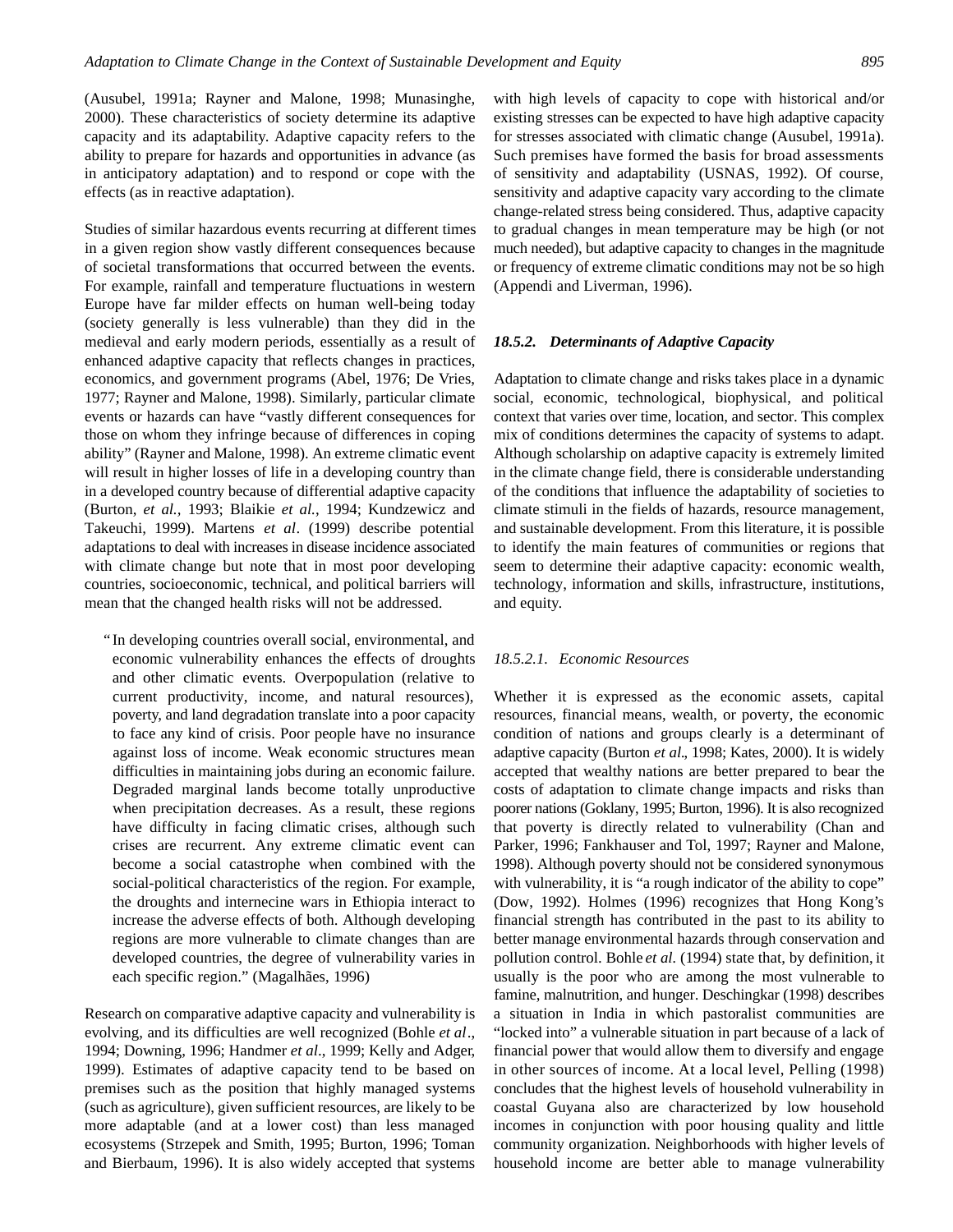(Ausubel, 1991a; Rayner and Malone, 1998; Munasinghe, 2000). These characteristics of society determine its adaptive capacity and its adaptability. Adaptive capacity refers to the ability to prepare for hazards and opportunities in advance (as in anticipatory adaptation) and to respond or cope with the effects (as in reactive adaptation).

Studies of similar hazardous events recurring at different times in a given region show vastly different consequences because of societal transformations that occurred between the events. For example, rainfall and temperature fluctuations in western Europe have far milder effects on human well-being today (society generally is less vulnerable) than they did in the medieval and early modern periods, essentially as a result of enhanced adaptive capacity that reflects changes in practices, economics, and government programs (Abel, 1976; De Vries, 1977; Rayner and Malone, 1998). Similarly, particular climate events or hazards can have "vastly different consequences for those on whom they infringe because of differences in coping ability" (Rayner and Malone, 1998). An extreme climatic event will result in higher losses of life in a developing country than in a developed country because of differential adaptive capacity (Burton, *et al.,* 1993; Blaikie *et al.*, 1994; Kundzewicz and Takeuchi, 1999). Martens *et al*. (1999) describe potential adaptations to deal with increases in disease incidence associated with climate change but note that in most poor developing countries, socioeconomic, technical, and political barriers will mean that the changed health risks will not be addressed.

> "In developing countries overall social, environmental, and economic vulnerability enhances the effects of droughts and other climatic events. Overpopulation (relative to current productivity, income, and natural resources), poverty, and land degradation translate into a poor capacity to face any kind of crisis. Poor people have no insurance against loss of income. Weak economic structures mean difficulties in maintaining jobs during an economic failure. Degraded marginal lands become totally unproductive when precipitation decreases. As a result, these regions have difficulty in facing climatic crises, although such crises are recurrent. Any extreme climatic event can become a social catastrophe when combined with the social-political characteristics of the region. For example, the droughts and internecine wars in Ethiopia interact to increase the adverse effects of both. Although developing regions are more vulnerable to climate changes than are developed countries, the degree of vulnerability varies in each specific region." (Magalhães, 1996)

Research on comparative adaptive capacity and vulnerability is evolving, and its difficulties are well recognized (Bohle *et al*., 1994; Downing, 1996; Handmer *et al*., 1999; Kelly and Adger, 1999). Estimates of adaptive capacity tend to be based on premises such as the position that highly managed systems (such as agriculture), given sufficient resources, are likely to be more adaptable (and at a lower cost) than less managed ecosystems (Strzepek and Smith, 1995; Burton, 1996; Toman and Bierbaum, 1996). It is also widely accepted that systems with high levels of capacity to cope with historical and/or existing stresses can be expected to have high adaptive capacity for stresses associated with climatic change (Ausubel, 1991a). Such premises have formed the basis for broad assessments of sensitivity and adaptability (USNAS, 1992). Of course, sensitivity and adaptive capacity vary according to the climate change-related stress being considered. Thus, adaptive capacity to gradual changes in mean temperature may be high (or not much needed), but adaptive capacity to changes in the magnitude or frequency of extreme climatic conditions may not be so high (Appendi and Liverman, 1996).

### *18.5.2. Determinants of Adaptive Capacity*

Adaptation to climate change and risks takes place in a dynamic social, economic, technological, biophysical, and political context that varies over time, location, and sector. This complex mix of conditions determines the capacity of systems to adapt. Although scholarship on adaptive capacity is extremely limited in the climate change field, there is considerable understanding of the conditions that influence the adaptability of societies to climate stimuli in the fields of hazards, resource management, and sustainable development. From this literature, it is possible to identify the main features of communities or regions that seem to determine their adaptive capacity: economic wealth, technology, information and skills, infrastructure, institutions, and equity.

#### *18.5.2.1. Economic Resources*

Whether it is expressed as the economic assets, capital resources, financial means, wealth, or poverty, the economic condition of nations and groups clearly is a determinant of adaptive capacity (Burton *et al*., 1998; Kates, 2000). It is widely accepted that wealthy nations are better prepared to bear the costs of adaptation to climate change impacts and risks than poorer nations (Goklany, 1995; Burton, 1996). It is also recognized that poverty is directly related to vulnerability (Chan and Parker, 1996; Fankhauser and Tol, 1997; Rayner and Malone, 1998). Although poverty should not be considered synonymous with vulnerability, it is "a rough indicator of the ability to cope" (Dow, 1992). Holmes (1996) recognizes that Hong Kong's financial strength has contributed in the past to its ability to better manage environmental hazards through conservation and pollution control. Bohle *et al.* (1994) state that, by definition, it usually is the poor who are among the most vulnerable to famine, malnutrition, and hunger. Deschingkar (1998) describes a situation in India in which pastoralist communities are "locked into" a vulnerable situation in part because of a lack of financial power that would allow them to diversify and engage in other sources of income. At a local level, Pelling (1998) concludes that the highest levels of household vulnerability in coastal Guyana also are characterized by low household incomes in conjunction with poor housing quality and little community organization. Neighborhoods with higher levels of household income are better able to manage vulnerability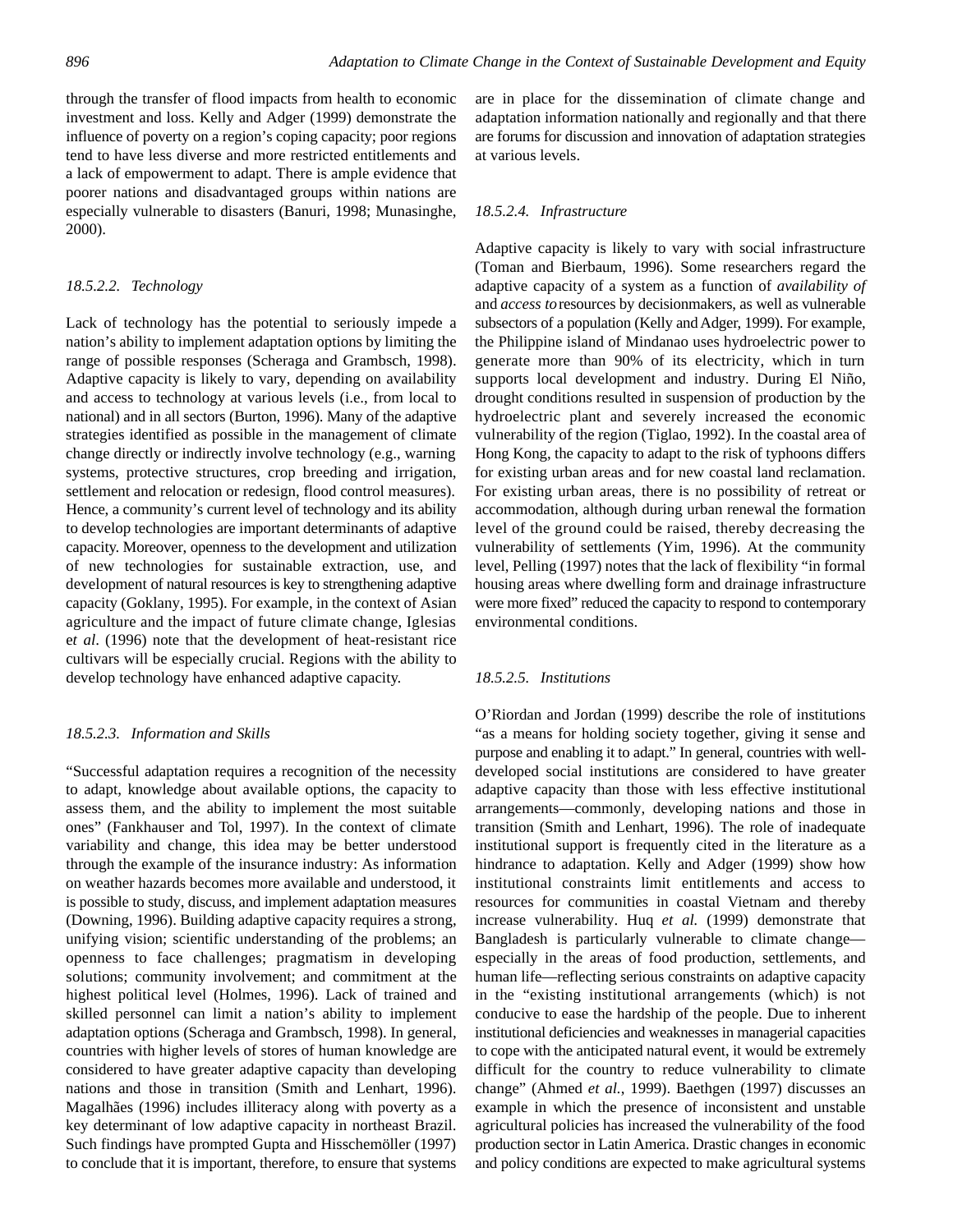through the transfer of flood impacts from health to economic investment and loss. Kelly and Adger (1999) demonstrate the influence of poverty on a region's coping capacity; poor regions tend to have less diverse and more restricted entitlements and a lack of empowerment to adapt. There is ample evidence that poorer nations and disadvantaged groups within nations are especially vulnerable to disasters (Banuri, 1998; Munasinghe, 2000).

#### *18.5.2.2. Technology*

Lack of technology has the potential to seriously impede a nation's ability to implement adaptation options by limiting the range of possible responses (Scheraga and Grambsch, 1998). Adaptive capacity is likely to vary, depending on availability and access to technology at various levels (i.e., from local to national) and in all sectors (Burton, 1996). Many of the adaptive strategies identified as possible in the management of climate change directly or indirectly involve technology (e.g., warning systems, protective structures, crop breeding and irrigation, settlement and relocation or redesign, flood control measures). Hence, a community's current level of technology and its ability to develop technologies are important determinants of adaptive capacity. Moreover, openness to the development and utilization of new technologies for sustainable extraction, use, and development of natural resources is key to strengthening adaptive capacity (Goklany, 1995). For example, in the context of Asian agriculture and the impact of future climate change, Iglesias e*t al*. (1996) note that the development of heat-resistant rice cultivars will be especially crucial. Regions with the ability to develop technology have enhanced adaptive capacity.

#### *18.5.2.3. Information and Skills*

"Successful adaptation requires a recognition of the necessity to adapt, knowledge about available options, the capacity to assess them, and the ability to implement the most suitable ones" (Fankhauser and Tol, 1997). In the context of climate variability and change, this idea may be better understood through the example of the insurance industry: As information on weather hazards becomes more available and understood, it is possible to study, discuss, and implement adaptation measures (Downing, 1996). Building adaptive capacity requires a strong, unifying vision; scientific understanding of the problems; an openness to face challenges; pragmatism in developing solutions; community involvement; and commitment at the highest political level (Holmes, 1996). Lack of trained and skilled personnel can limit a nation's ability to implement adaptation options (Scheraga and Grambsch, 1998). In general, countries with higher levels of stores of human knowledge are considered to have greater adaptive capacity than developing nations and those in transition (Smith and Lenhart, 1996). Magalhães (1996) includes illiteracy along with poverty as a key determinant of low adaptive capacity in northeast Brazil. Such findings have prompted Gupta and Hisschemöller (1997) to conclude that it is important, therefore, to ensure that systems are in place for the dissemination of climate change and adaptation information nationally and regionally and that there are forums for discussion and innovation of adaptation strategies at various levels.

#### *18.5.2.4. Infrastructure*

Adaptive capacity is likely to vary with social infrastructure (Toman and Bierbaum, 1996). Some researchers regard the adaptive capacity of a system as a function of *availability of* and *access to* resources by decisionmakers, as well as vulnerable subsectors of a population (Kelly and Adger, 1999). For example, the Philippine island of Mindanao uses hydroelectric power to generate more than 90% of its electricity, which in turn supports local development and industry. During El Niño, drought conditions resulted in suspension of production by the hydroelectric plant and severely increased the economic vulnerability of the region (Tiglao, 1992). In the coastal area of Hong Kong, the capacity to adapt to the risk of typhoons differs for existing urban areas and for new coastal land reclamation. For existing urban areas, there is no possibility of retreat or accommodation, although during urban renewal the formation level of the ground could be raised, thereby decreasing the vulnerability of settlements (Yim, 1996). At the community level, Pelling (1997) notes that the lack of flexibility "in formal housing areas where dwelling form and drainage infrastructure were more fixed" reduced the capacity to respond to contemporary environmental conditions.

#### *18.5.2.5. Institutions*

O'Riordan and Jordan (1999) describe the role of institutions "as a means for holding society together, giving it sense and purpose and enabling it to adapt." In general, countries with well-developed social institutions are considered to have greater adaptive capacity than those with less effective institutional arrangements—commonly, developing nations and those in transition (Smith and Lenhart, 1996). The role of inadequate institutional support is frequently cited in the literature as a hindrance to adaptation. Kelly and Adger (1999) show how institutional constraints limit entitlements and access to resources for communities in coastal Vietnam and thereby increase vulnerability. Huq *et al.* (1999) demonstrate that Bangladesh is particularly vulnerable to climate change—especially in the areas of food production, settlements, and human life—reflecting serious constraints on adaptive capacity in the "existing institutional arrangements (which) is not conducive to ease the hardship of the people. Due to inherent institutional deficiencies and weaknesses in managerial capacities to cope with the anticipated natural event, it would be extremely difficult for the country to reduce vulnerability to climate change" (Ahmed *et al.*, 1999). Baethgen (1997) discusses an example in which the presence of inconsistent and unstable agricultural policies has increased the vulnerability of the food production sector in Latin America. Drastic changes in economic and policy conditions are expected to make agricultural systems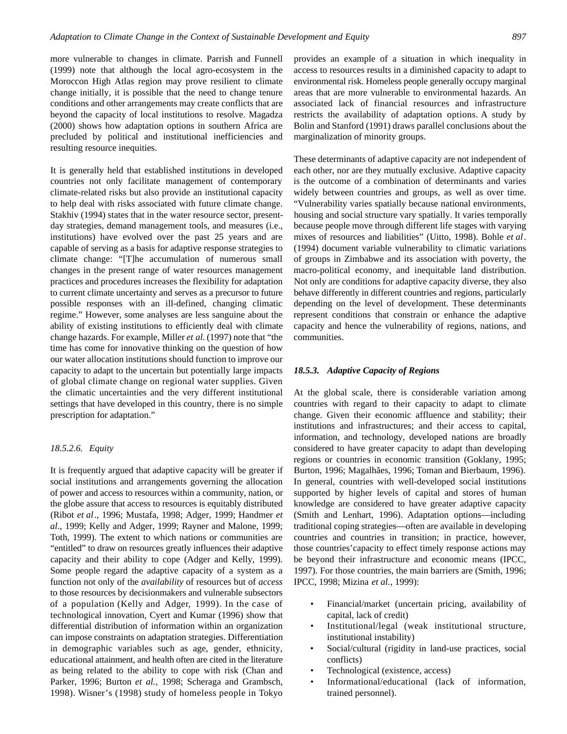more vulnerable to changes in climate. Parrish and Funnell (1999) note that although the local agro-ecosystem in the Moroccon High Atlas region may prove resilient to climate change initially, it is possible that the need to change tenure conditions and other arrangements may create conflicts that are beyond the capacity of local institutions to resolve. Magadza (2000) shows how adaptation options in southern Africa are precluded by political and institutional inefficiencies and resulting resource inequities.

It is generally held that established institutions in developed countries not only facilitate management of contemporary climate-related risks but also provide an institutional capacity to help deal with risks associated with future climate change. Stakhiv (1994) states that in the water resource sector, present-day strategies, demand management tools, and measures (i.e., institutions) have evolved over the past 25 years and are capable of serving as a basis for adaptive response strategies to climate change: "[T]he accumulation of numerous small changes in the present range of water resources management practices and procedures increases the flexibility for adaptation to current climate uncertainty and serves as a precursor to future possible responses with an ill-defined, changing climatic regime." However, some analyses are less sanguine about the ability of existing institutions to efficiently deal with climate change hazards. For example, Miller *et al.* (1997) note that "the time has come for innovative thinking on the question of how our water allocation institutions should function to improve our capacity to adapt to the uncertain but potentially large impacts of global climate change on regional water supplies. Given the climatic uncertainties and the very different institutional settings that have developed in this country, there is no simple prescription for adaptation."

#### *18.5.2.6. Equity*

It is frequently argued that adaptive capacity will be greater if social institutions and arrangements governing the allocation of power and access to resources within a community, nation, or the globe assure that access to resources is equitably distributed (Ribot *et al*., 1996; Mustafa, 1998; Adger, 1999; Handmer *et al*., 1999; Kelly and Adger, 1999; Rayner and Malone, 1999; Toth, 1999). The extent to which nations or communities are "entitled" to draw on resources greatly influences their adaptive capacity and their ability to cope (Adger and Kelly, 1999). Some people regard the adaptive capacity of a system as a function not only of the *availability* of resources but of *access* to those resources by decisionmakers and vulnerable subsectors of a population (Kelly and Adger, 1999). In the case of technological innovation, Cyert and Kumar (1996) show that differential distribution of information within an organization can impose constraints on adaptation strategies. Differentiation in demographic variables such as age, gender, ethnicity, educational attainment, and health often are cited in the literature as being related to the ability to cope with risk (Chan and Parker, 1996; Burton *et al.,* 1998; Scheraga and Grambsch, 1998). Wisner's (1998) study of homeless people in Tokyo provides an example of a situation in which inequality in access to resources results in a diminished capacity to adapt to environmental risk. Homeless people generally occupy marginal areas that are more vulnerable to environmental hazards. An associated lack of financial resources and infrastructure restricts the availability of adaptation options. A study by Bolin and Stanford (1991) draws parallel conclusions about the marginalization of minority groups.

These determinants of adaptive capacity are not independent of each other, nor are they mutually exclusive. Adaptive capacity is the outcome of a combination of determinants and varies widely between countries and groups, as well as over time. "Vulnerability varies spatially because national environments, housing and social structure vary spatially. It varies temporally because people move through different life stages with varying mixes of resources and liabilities" (Uitto, 1998). Bohle *et al*. (1994) document variable vulnerability to climatic variations of groups in Zimbabwe and its association with poverty, the macro-political economy, and inequitable land distribution. Not only are conditions for adaptive capacity diverse, they also behave differently in different countries and regions, particularly depending on the level of development. These determinants represent conditions that constrain or enhance the adaptive capacity and hence the vulnerability of regions, nations, and communities.

### ***18.5.3. Adaptive Capacity of Regions***

At the global scale, there is considerable variation among countries with regard to their capacity to adapt to climate change. Given their economic affluence and stability; their institutions and infrastructures; and their access to capital, information, and technology, developed nations are broadly considered to have greater capacity to adapt than developing regions or countries in economic transition (Goklany, 1995; Burton, 1996; Magalhães, 1996; Toman and Bierbaum, 1996). In general, countries with well-developed social institutions supported by higher levels of capital and stores of human knowledge are considered to have greater adaptive capacity (Smith and Lenhart, 1996). Adaptation options—including traditional coping strategies—often are available in developing countries and countries in transition; in practice, however, those countries' capacity to effect timely response actions may be beyond their infrastructure and economic means (IPCC, 1997). For those countries, the main barriers are (Smith, 1996; IPCC, 1998; Mizina *et al.,* 1999):

- Financial/market (uncertain pricing, availability of capital, lack of credit)
- Institutional/legal (weak institutional structure, institutional instability)
- Social/cultural (rigidity in land-use practices, social conflicts)
- Technological (existence, access)
- Informational/educational (lack of information, trained personnel).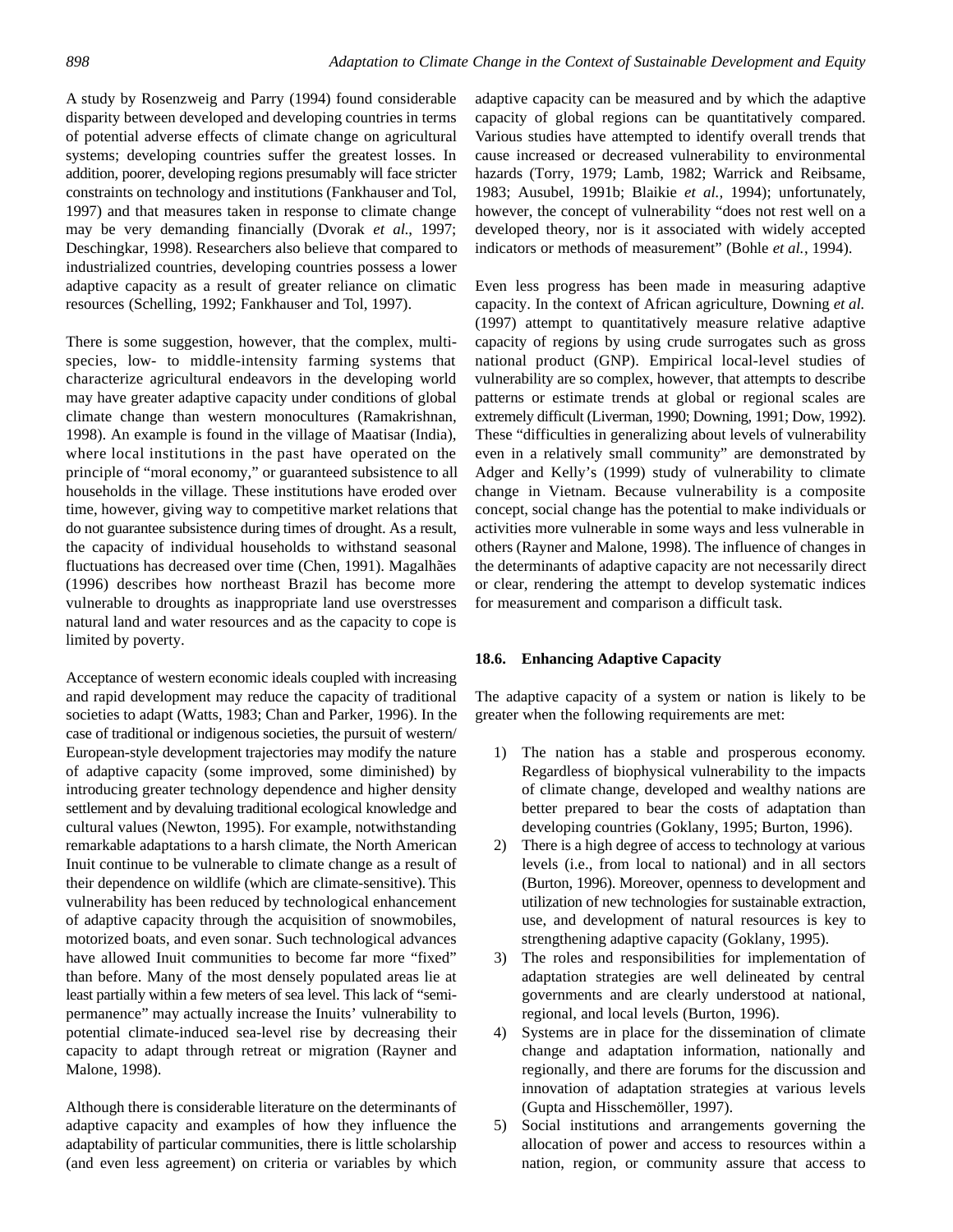A study by Rosenzweig and Parry (1994) found considerable disparity between developed and developing countries in terms of potential adverse effects of climate change on agricultural systems; developing countries suffer the greatest losses. In addition, poorer, developing regions presumably will face stricter constraints on technology and institutions (Fankhauser and Tol, 1997) and that measures taken in response to climate change may be very demanding financially (Dvorak *et al.*, 1997; Deschingkar, 1998). Researchers also believe that compared to industrialized countries, developing countries possess a lower adaptive capacity as a result of greater reliance on climatic resources (Schelling, 1992; Fankhauser and Tol, 1997).

There is some suggestion, however, that the complex, multi-species, low- to middle-intensity farming systems that characterize agricultural endeavors in the developing world may have greater adaptive capacity under conditions of global climate change than western monocultures (Ramakrishnan, 1998). An example is found in the village of Maatisar (India), where local institutions in the past have operated on the principle of "moral economy," or guaranteed subsistence to all households in the village. These institutions have eroded over time, however, giving way to competitive market relations that do not guarantee subsistence during times of drought. As a result, the capacity of individual households to withstand seasonal fluctuations has decreased over time (Chen, 1991). Magalhães (1996) describes how northeast Brazil has become more vulnerable to droughts as inappropriate land use overstresses natural land and water resources and as the capacity to cope is limited by poverty.

Acceptance of western economic ideals coupled with increasing and rapid development may reduce the capacity of traditional societies to adapt (Watts, 1983; Chan and Parker, 1996). In the case of traditional or indigenous societies, the pursuit of western/European-style development trajectories may modify the nature of adaptive capacity (some improved, some diminished) by introducing greater technology dependence and higher density settlement and by devaluing traditional ecological knowledge and cultural values (Newton, 1995). For example, notwithstanding remarkable adaptations to a harsh climate, the North American Inuit continue to be vulnerable to climate change as a result of their dependence on wildlife (which are climate-sensitive). This vulnerability has been reduced by technological enhancement of adaptive capacity through the acquisition of snowmobiles, motorized boats, and even sonar. Such technological advances have allowed Inuit communities to become far more "fixed" than before. Many of the most densely populated areas lie at least partially within a few meters of sea level. This lack of "semi-permanence" may actually increase the Inuits' vulnerability to potential climate-induced sea-level rise by decreasing their capacity to adapt through retreat or migration (Rayner and Malone, 1998).

Although there is considerable literature on the determinants of adaptive capacity and examples of how they influence the adaptability of particular communities, there is little scholarship (and even less agreement) on criteria or variables by which adaptive capacity can be measured and by which the adaptive capacity of global regions can be quantitatively compared. Various studies have attempted to identify overall trends that cause increased or decreased vulnerability to environmental hazards (Torry, 1979; Lamb, 1982; Warrick and Reibsame, 1983; Ausubel, 1991b; Blaikie *et al.*, 1994); unfortunately, however, the concept of vulnerability "does not rest well on a developed theory, nor is it associated with widely accepted indicators or methods of measurement" (Bohle *et al.*, 1994).

Even less progress has been made in measuring adaptive capacity. In the context of African agriculture, Downing *et al.* (1997) attempt to quantitatively measure relative adaptive capacity of regions by using crude surrogates such as gross national product (GNP). Empirical local-level studies of vulnerability are so complex, however, that attempts to describe patterns or estimate trends at global or regional scales are extremely difficult (Liverman, 1990; Downing, 1991; Dow, 1992). These "difficulties in generalizing about levels of vulnerability even in a relatively small community" are demonstrated by Adger and Kelly's (1999) study of vulnerability to climate change in Vietnam. Because vulnerability is a composite concept, social change has the potential to make individuals or activities more vulnerable in some ways and less vulnerable in others (Rayner and Malone, 1998). The influence of changes in the determinants of adaptive capacity are not necessarily direct or clear, rendering the attempt to develop systematic indices for measurement and comparison a difficult task.

## 18.6. Enhancing Adaptive Capacity

The adaptive capacity of a system or nation is likely to be greater when the following requirements are met:

1) The nation has a stable and prosperous economy. Regardless of biophysical vulnerability to the impacts of climate change, developed and wealthy nations are better prepared to bear the costs of adaptation than developing countries (Goklany, 1995; Burton, 1996).
2) There is a high degree of access to technology at various levels (i.e., from local to national) and in all sectors (Burton, 1996). Moreover, openness to development and utilization of new technologies for sustainable extraction, use, and development of natural resources is key to strengthening adaptive capacity (Goklany, 1995).
3) The roles and responsibilities for implementation of adaptation strategies are well delineated by central governments and are clearly understood at national, regional, and local levels (Burton, 1996).
4) Systems are in place for the dissemination of climate change and adaptation information, nationally and regionally, and there are forums for the discussion and innovation of adaptation strategies at various levels (Gupta and Hisschemöller, 1997).
5) Social institutions and arrangements governing the allocation of power and access to resources within a nation, region, or community assure that access to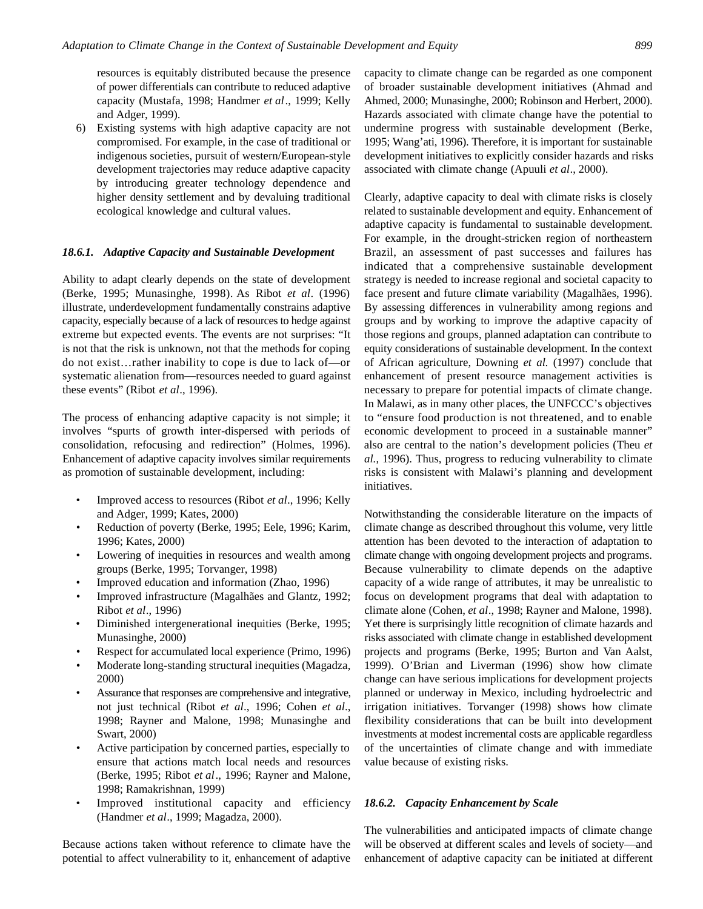resources is equitably distributed because the presence of power differentials can contribute to reduced adaptive capacity (Mustafa, 1998; Handmer *et al*., 1999; Kelly and Adger, 1999).

6) Existing systems with high adaptive capacity are not compromised. For example, in the case of traditional or indigenous societies, pursuit of western/European-style development trajectories may reduce adaptive capacity by introducing greater technology dependence and higher density settlement and by devaluing traditional ecological knowledge and cultural values.

### *18.6.1. Adaptive Capacity and Sustainable Development*

Ability to adapt clearly depends on the state of development (Berke, 1995; Munasinghe, 1998). As Ribot *et al*. (1996) illustrate, underdevelopment fundamentally constrains adaptive capacity, especially because of a lack of resources to hedge against extreme but expected events. The events are not surprises: "It is not that the risk is unknown, not that the methods for coping do not exist…rather inability to cope is due to lack of—or systematic alienation from—resources needed to guard against these events" (Ribot *et al*., 1996).

The process of enhancing adaptive capacity is not simple; it involves "spurts of growth inter-dispersed with periods of consolidation, refocusing and redirection" (Holmes, 1996). Enhancement of adaptive capacity involves similar requirements as promotion of sustainable development, including:

- Improved access to resources (Ribot *et al*., 1996; Kelly and Adger, 1999; Kates, 2000)
- Reduction of poverty (Berke, 1995; Eele, 1996; Karim, 1996; Kates, 2000)
- Lowering of inequities in resources and wealth among groups (Berke, 1995; Torvanger, 1998)
- Improved education and information (Zhao, 1996)
- Improved infrastructure (Magalhães and Glantz, 1992; Ribot *et al*., 1996)
- Diminished intergenerational inequities (Berke, 1995; Munasinghe, 2000)
- Respect for accumulated local experience (Primo, 1996)
- Moderate long-standing structural inequities (Magadza, 2000)
- Assurance that responses are comprehensive and integrative, not just technical (Ribot *et al*., 1996; Cohen *et al*., 1998; Rayner and Malone, 1998; Munasinghe and Swart, 2000)
- Active participation by concerned parties, especially to ensure that actions match local needs and resources (Berke, 1995; Ribot *et al*., 1996; Rayner and Malone, 1998; Ramakrishnan, 1999)
- Improved institutional capacity and efficiency (Handmer *et al*., 1999; Magadza, 2000).

Because actions taken without reference to climate have the potential to affect vulnerability to it, enhancement of adaptive capacity to climate change can be regarded as one component of broader sustainable development initiatives (Ahmad and Ahmed, 2000; Munasinghe, 2000; Robinson and Herbert, 2000). Hazards associated with climate change have the potential to undermine progress with sustainable development (Berke, 1995; Wang'ati, 1996). Therefore, it is important for sustainable development initiatives to explicitly consider hazards and risks associated with climate change (Apuuli *et al*., 2000).

Clearly, adaptive capacity to deal with climate risks is closely related to sustainable development and equity. Enhancement of adaptive capacity is fundamental to sustainable development. For example, in the drought-stricken region of northeastern Brazil, an assessment of past successes and failures has indicated that a comprehensive sustainable development strategy is needed to increase regional and societal capacity to face present and future climate variability (Magalhães, 1996). By assessing differences in vulnerability among regions and groups and by working to improve the adaptive capacity of those regions and groups, planned adaptation can contribute to equity considerations of sustainable development. In the context of African agriculture, Downing *et al.* (1997) conclude that enhancement of present resource management activities is necessary to prepare for potential impacts of climate change. In Malawi, as in many other places, the UNFCCC's objectives to "ensure food production is not threatened, and to enable economic development to proceed in a sustainable manner" also are central to the nation's development policies (Theu *et al.*, 1996). Thus, progress to reducing vulnerability to climate risks is consistent with Malawi's planning and development initiatives.

Notwithstanding the considerable literature on the impacts of climate change as described throughout this volume, very little attention has been devoted to the interaction of adaptation to climate change with ongoing development projects and programs. Because vulnerability to climate depends on the adaptive capacity of a wide range of attributes, it may be unrealistic to focus on development programs that deal with adaptation to climate alone (Cohen, *et al*., 1998; Rayner and Malone, 1998). Yet there is surprisingly little recognition of climate hazards and risks associated with climate change in established development projects and programs (Berke, 1995; Burton and Van Aalst, 1999). O'Brian and Liverman (1996) show how climate change can have serious implications for development projects planned or underway in Mexico, including hydroelectric and irrigation initiatives. Torvanger (1998) shows how climate flexibility considerations that can be built into development investments at modest incremental costs are applicable regardless of the uncertainties of climate change and with immediate value because of existing risks.

### *18.6.2. Capacity Enhancement by Scale*

The vulnerabilities and anticipated impacts of climate change will be observed at different scales and levels of society—and enhancement of adaptive capacity can be initiated at different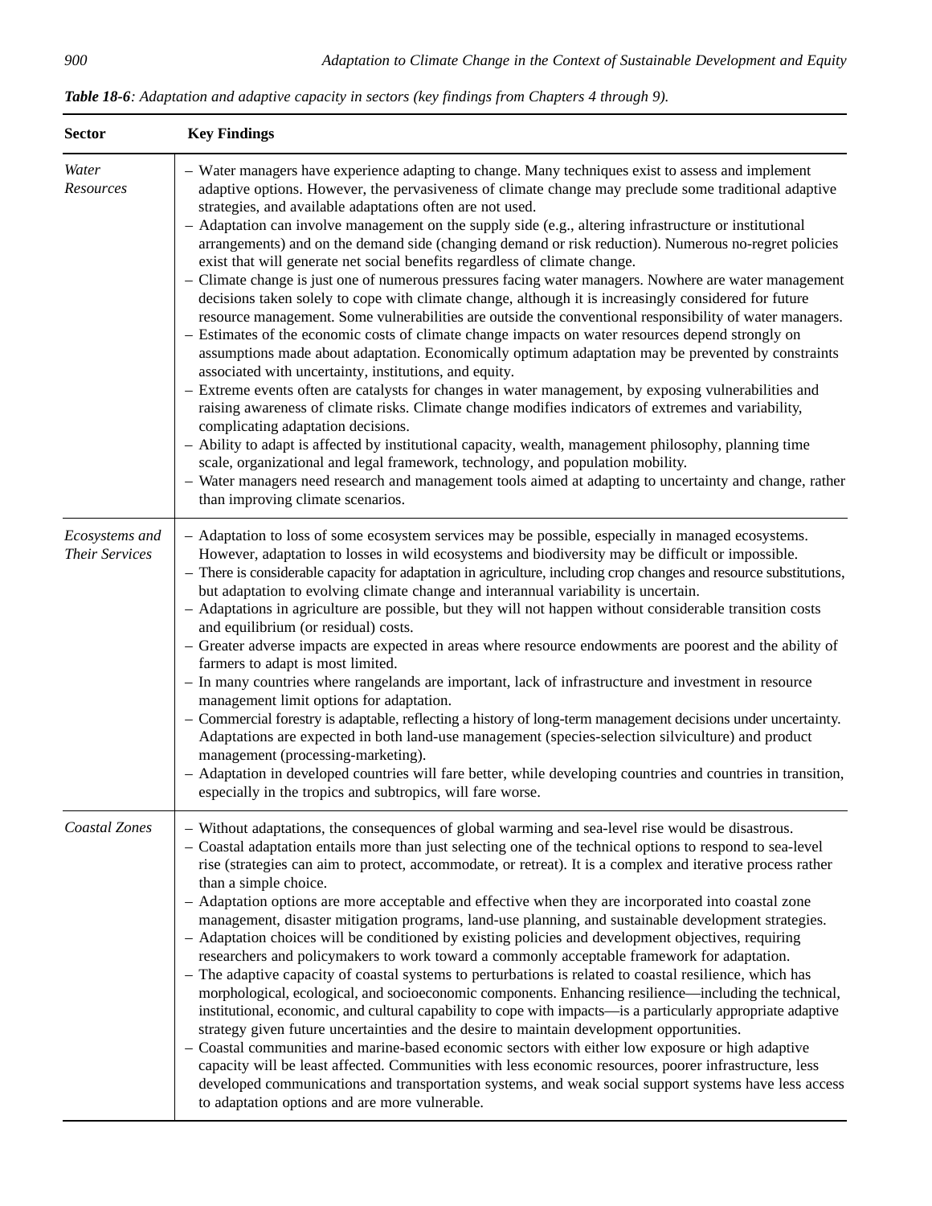***Table 18-6**: Adaptation and adaptive capacity in sectors (key findings from Chapters 4 through 9).*

| **Sector** | **Key Findings** |
|---|---|
| *Water Resources* | – Water managers have experience adapting to change. Many techniques exist to assess and implement adaptive options. However, the pervasiveness of climate change may preclude some traditional adaptive strategies, and available adaptations often are not used.<br>– Adaptation can involve management on the supply side (e.g., altering infrastructure or institutional arrangements) and on the demand side (changing demand or risk reduction). Numerous no-regret policies exist that will generate net social benefits regardless of climate change.<br>– Climate change is just one of numerous pressures facing water managers. Nowhere are water management decisions taken solely to cope with climate change, although it is increasingly considered for future resource management. Some vulnerabilities are outside the conventional responsibility of water managers.<br>– Estimates of the economic costs of climate change impacts on water resources depend strongly on assumptions made about adaptation. Economically optimum adaptation may be prevented by constraints associated with uncertainty, institutions, and equity.<br>– Extreme events often are catalysts for changes in water management, by exposing vulnerabilities and raising awareness of climate risks. Climate change modifies indicators of extremes and variability, complicating adaptation decisions.<br>– Ability to adapt is affected by institutional capacity, wealth, management philosophy, planning time scale, organizational and legal framework, technology, and population mobility.<br>– Water managers need research and management tools aimed at adapting to uncertainty and change, rather than improving climate scenarios. |
| *Ecosystems and Their Services* | – Adaptation to loss of some ecosystem services may be possible, especially in managed ecosystems. However, adaptation to losses in wild ecosystems and biodiversity may be difficult or impossible.<br>– There is considerable capacity for adaptation in agriculture, including crop changes and resource substitutions, but adaptation to evolving climate change and interannual variability is uncertain.<br>– Adaptations in agriculture are possible, but they will not happen without considerable transition costs and equilibrium (or residual) costs.<br>– Greater adverse impacts are expected in areas where resource endowments are poorest and the ability of farmers to adapt is most limited.<br>– In many countries where rangelands are important, lack of infrastructure and investment in resource management limit options for adaptation.<br>– Commercial forestry is adaptable, reflecting a history of long-term management decisions under uncertainty. Adaptations are expected in both land-use management (species-selection silviculture) and product management (processing-marketing).<br>– Adaptation in developed countries will fare better, while developing countries and countries in transition, especially in the tropics and subtropics, will fare worse. |
| *Coastal Zones* | – Without adaptations, the consequences of global warming and sea-level rise would be disastrous.<br>– Coastal adaptation entails more than just selecting one of the technical options to respond to sea-level rise (strategies can aim to protect, accommodate, or retreat). It is a complex and iterative process rather than a simple choice.<br>– Adaptation options are more acceptable and effective when they are incorporated into coastal zone management, disaster mitigation programs, land-use planning, and sustainable development strategies.<br>– Adaptation choices will be conditioned by existing policies and development objectives, requiring researchers and policymakers to work toward a commonly acceptable framework for adaptation.<br>– The adaptive capacity of coastal systems to perturbations is related to coastal resilience, which has morphological, ecological, and socioeconomic components. Enhancing resilience—including the technical, institutional, economic, and cultural capability to cope with impacts—is a particularly appropriate adaptive strategy given future uncertainties and the desire to maintain development opportunities.<br>– Coastal communities and marine-based economic sectors with either low exposure or high adaptive capacity will be least affected. Communities with less economic resources, poorer infrastructure, less developed communications and transportation systems, and weak social support systems have less access to adaptation options and are more vulnerable. |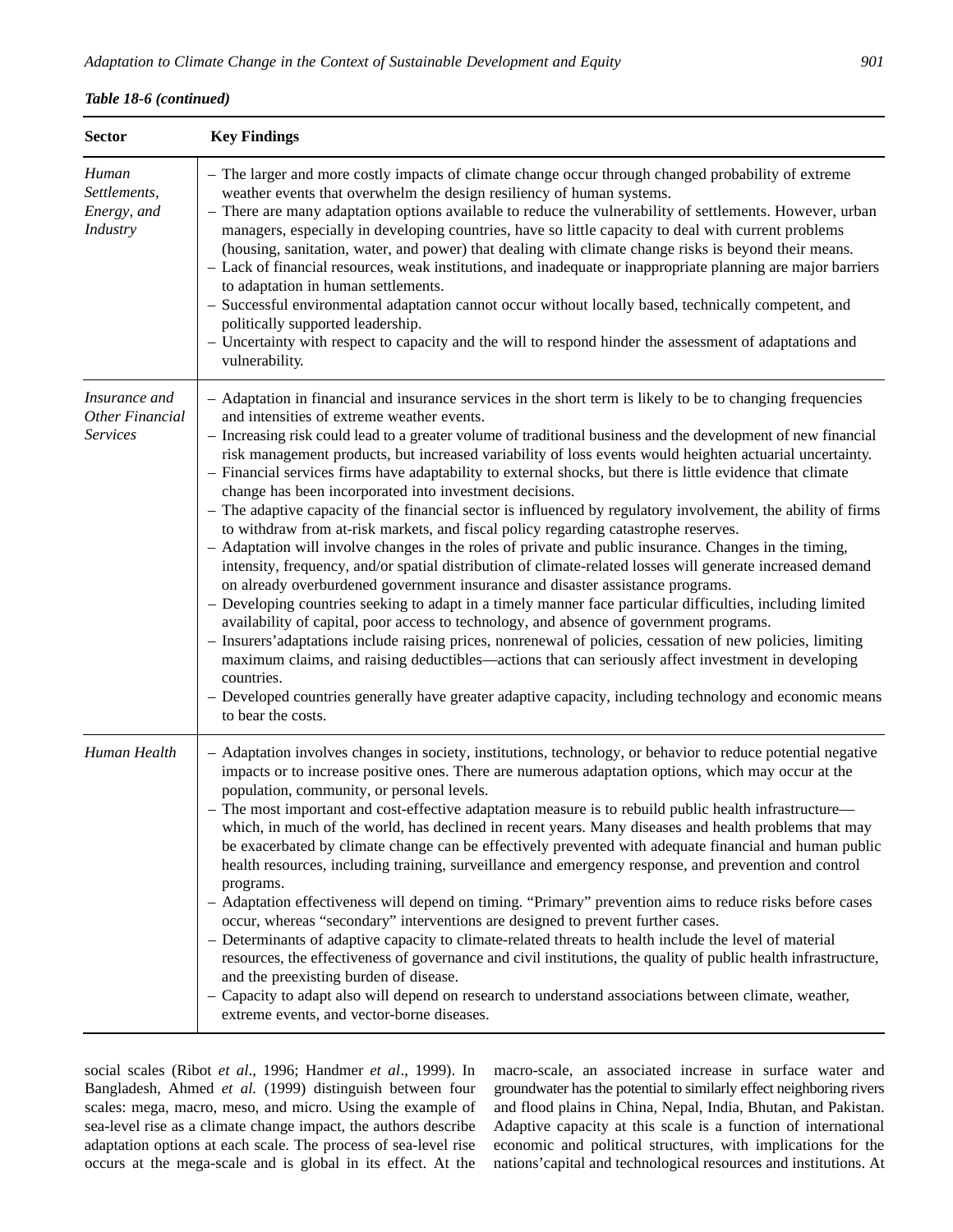*Table 18-6 (continued)*

| Sector | Key Findings |
|---|---|
| *Human Settlements, Energy, and Industry* | – The larger and more costly impacts of climate change occur through changed probability of extreme weather events that overwhelm the design resiliency of human systems.<br>– There are many adaptation options available to reduce the vulnerability of settlements. However, urban managers, especially in developing countries, have so little capacity to deal with current problems (housing, sanitation, water, and power) that dealing with climate change risks is beyond their means.<br>– Lack of financial resources, weak institutions, and inadequate or inappropriate planning are major barriers to adaptation in human settlements.<br>– Successful environmental adaptation cannot occur without locally based, technically competent, and politically supported leadership.<br>– Uncertainty with respect to capacity and the will to respond hinder the assessment of adaptations and vulnerability. |
| *Insurance and Other Financial Services* | – Adaptation in financial and insurance services in the short term is likely to be to changing frequencies and intensities of extreme weather events.<br>– Increasing risk could lead to a greater volume of traditional business and the development of new financial risk management products, but increased variability of loss events would heighten actuarial uncertainty.<br>– Financial services firms have adaptability to external shocks, but there is little evidence that climate change has been incorporated into investment decisions.<br>– The adaptive capacity of the financial sector is influenced by regulatory involvement, the ability of firms to withdraw from at-risk markets, and fiscal policy regarding catastrophe reserves.<br>– Adaptation will involve changes in the roles of private and public insurance. Changes in the timing, intensity, frequency, and/or spatial distribution of climate-related losses will generate increased demand on already overburdened government insurance and disaster assistance programs.<br>– Developing countries seeking to adapt in a timely manner face particular difficulties, including limited availability of capital, poor access to technology, and absence of government programs.<br>– Insurers'adaptations include raising prices, nonrenewal of policies, cessation of new policies, limiting maximum claims, and raising deductibles—actions that can seriously affect investment in developing countries.<br>– Developed countries generally have greater adaptive capacity, including technology and economic means to bear the costs. |
| *Human Health* | – Adaptation involves changes in society, institutions, technology, or behavior to reduce potential negative impacts or to increase positive ones. There are numerous adaptation options, which may occur at the population, community, or personal levels.<br>– The most important and cost-effective adaptation measure is to rebuild public health infrastructure—which, in much of the world, has declined in recent years. Many diseases and health problems that may be exacerbated by climate change can be effectively prevented with adequate financial and human public health resources, including training, surveillance and emergency response, and prevention and control programs.<br>– Adaptation effectiveness will depend on timing. "Primary" prevention aims to reduce risks before cases occur, whereas "secondary" interventions are designed to prevent further cases.<br>– Determinants of adaptive capacity to climate-related threats to health include the level of material resources, the effectiveness of governance and civil institutions, the quality of public health infrastructure, and the preexisting burden of disease.<br>– Capacity to adapt also will depend on research to understand associations between climate, weather, extreme events, and vector-borne diseases. |

social scales (Ribot *et al*., 1996; Handmer *et al*., 1999). In Bangladesh, Ahmed *et al.* (1999) distinguish between four scales: mega, macro, meso, and micro. Using the example of sea-level rise as a climate change impact, the authors describe adaptation options at each scale. The process of sea-level rise occurs at the mega-scale and is global in its effect. At the macro-scale, an associated increase in surface water and groundwater has the potential to similarly effect neighboring rivers and flood plains in China, Nepal, India, Bhutan, and Pakistan. Adaptive capacity at this scale is a function of international economic and political structures, with implications for the nations'capital and technological resources and institutions. At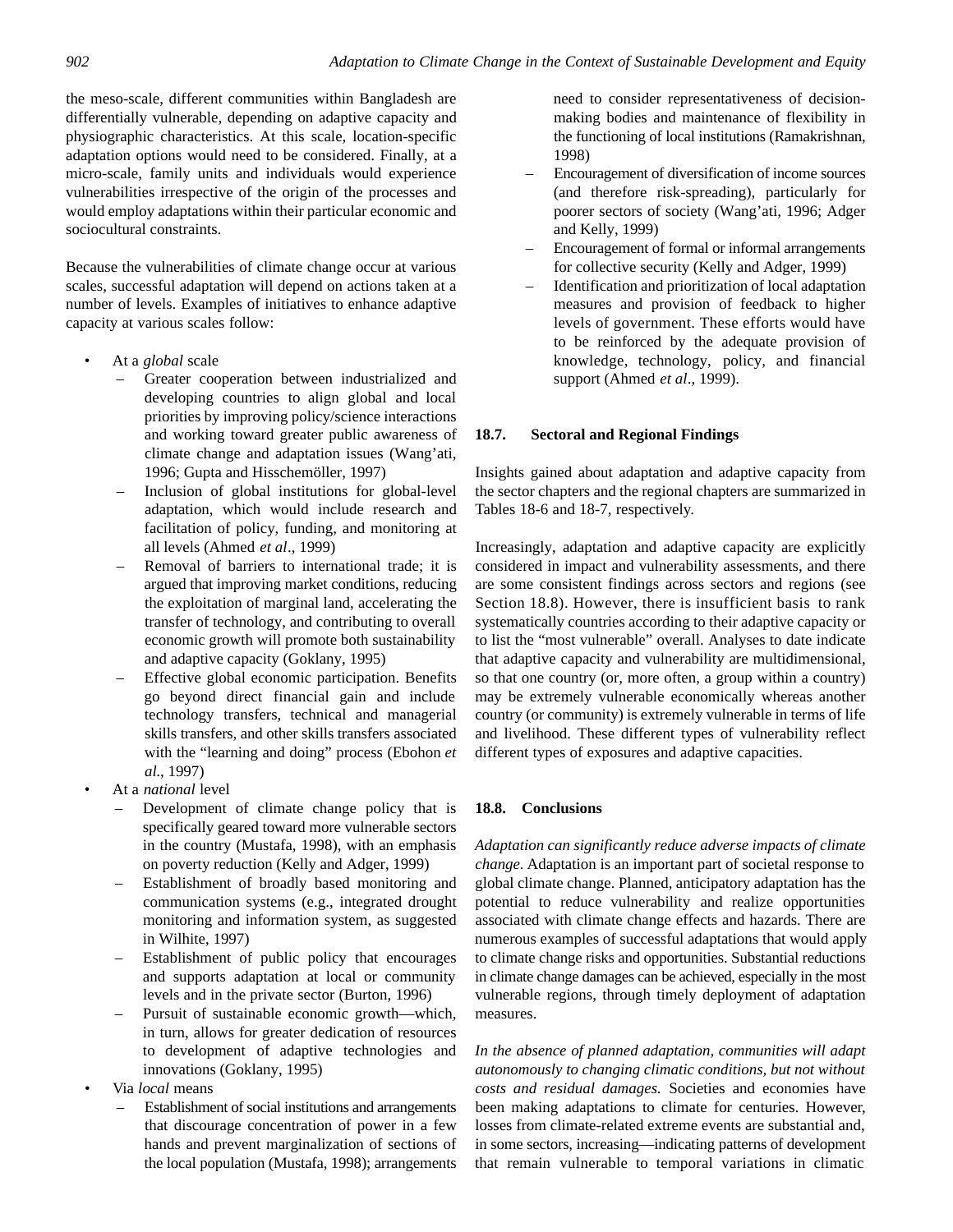the meso-scale, different communities within Bangladesh are differentially vulnerable, depending on adaptive capacity and physiographic characteristics. At this scale, location-specific adaptation options would need to be considered. Finally, at a micro-scale, family units and individuals would experience vulnerabilities irrespective of the origin of the processes and would employ adaptations within their particular economic and sociocultural constraints.

Because the vulnerabilities of climate change occur at various scales, successful adaptation will depend on actions taken at a number of levels. Examples of initiatives to enhance adaptive capacity at various scales follow:

- At a *global* scale
  - Greater cooperation between industrialized and developing countries to align global and local priorities by improving policy/science interactions and working toward greater public awareness of climate change and adaptation issues (Wang'ati, 1996; Gupta and Hisschemöller, 1997)
  - Inclusion of global institutions for global-level adaptation, which would include research and facilitation of policy, funding, and monitoring at all levels (Ahmed *et al*., 1999)
  - Removal of barriers to international trade; it is argued that improving market conditions, reducing the exploitation of marginal land, accelerating the transfer of technology, and contributing to overall economic growth will promote both sustainability and adaptive capacity (Goklany, 1995)
  - Effective global economic participation. Benefits go beyond direct financial gain and include technology transfers, technical and managerial skills transfers, and other skills transfers associated with the "learning and doing" process (Ebohon *et al*., 1997)
- At a *national* level
  - Development of climate change policy that is specifically geared toward more vulnerable sectors in the country (Mustafa, 1998), with an emphasis on poverty reduction (Kelly and Adger, 1999)
  - Establishment of broadly based monitoring and communication systems (e.g., integrated drought monitoring and information system, as suggested in Wilhite, 1997)
  - Establishment of public policy that encourages and supports adaptation at local or community levels and in the private sector (Burton, 1996)
  - Pursuit of sustainable economic growth—which, in turn, allows for greater dedication of resources to development of adaptive technologies and innovations (Goklany, 1995)
- Via *local* means
  - Establishment of social institutions and arrangements that discourage concentration of power in a few hands and prevent marginalization of sections of the local population (Mustafa, 1998); arrangements need to consider representativeness of decision-making bodies and maintenance of flexibility in the functioning of local institutions (Ramakrishnan, 1998)
  - Encouragement of diversification of income sources (and therefore risk-spreading), particularly for poorer sectors of society (Wang'ati, 1996; Adger and Kelly, 1999)
  - Encouragement of formal or informal arrangements for collective security (Kelly and Adger, 1999)
  - Identification and prioritization of local adaptation measures and provision of feedback to higher levels of government. These efforts would have to be reinforced by the adequate provision of knowledge, technology, policy, and financial support (Ahmed *et al*., 1999).

## 18.7. Sectoral and Regional Findings

Insights gained about adaptation and adaptive capacity from the sector chapters and the regional chapters are summarized in Tables 18-6 and 18-7, respectively.

Increasingly, adaptation and adaptive capacity are explicitly considered in impact and vulnerability assessments, and there are some consistent findings across sectors and regions (see Section 18.8). However, there is insufficient basis to rank systematically countries according to their adaptive capacity or to list the "most vulnerable" overall. Analyses to date indicate that adaptive capacity and vulnerability are multidimensional, so that one country (or, more often, a group within a country) may be extremely vulnerable economically whereas another country (or community) is extremely vulnerable in terms of life and livelihood. These different types of vulnerability reflect different types of exposures and adaptive capacities.

## 18.8. Conclusions

*Adaptation can significantly reduce adverse impacts of climate change.* Adaptation is an important part of societal response to global climate change. Planned, anticipatory adaptation has the potential to reduce vulnerability and realize opportunities associated with climate change effects and hazards. There are numerous examples of successful adaptations that would apply to climate change risks and opportunities. Substantial reductions in climate change damages can be achieved, especially in the most vulnerable regions, through timely deployment of adaptation measures.

*In the absence of planned adaptation, communities will adapt autonomously to changing climatic conditions, but not without costs and residual damages.* Societies and economies have been making adaptations to climate for centuries. However, losses from climate-related extreme events are substantial and, in some sectors, increasing—indicating patterns of development that remain vulnerable to temporal variations in climatic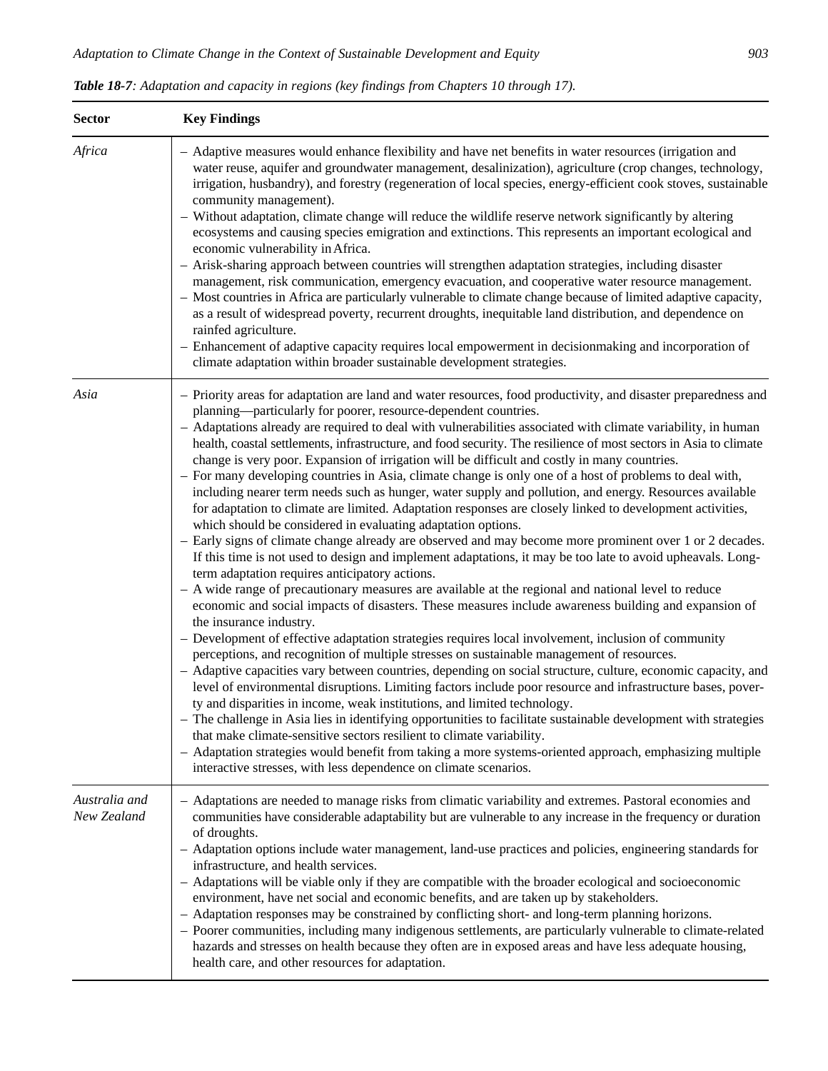***Table 18-7**: Adaptation and capacity in regions (key findings from Chapters 10 through 17).*

| Sector | Key Findings |
|---|---|
| *Africa* | – Adaptive measures would enhance flexibility and have net benefits in water resources (irrigation and water reuse, aquifer and groundwater management, desalinization), agriculture (crop changes, technology, irrigation, husbandry), and forestry (regeneration of local species, energy-efficient cook stoves, sustainable community management).<br>– Without adaptation, climate change will reduce the wildlife reserve network significantly by altering ecosystems and causing species emigration and extinctions. This represents an important ecological and economic vulnerability in Africa.<br>– A risk-sharing approach between countries will strengthen adaptation strategies, including disaster management, risk communication, emergency evacuation, and cooperative water resource management.<br>– Most countries in Africa are particularly vulnerable to climate change because of limited adaptive capacity, as a result of widespread poverty, recurrent droughts, inequitable land distribution, and dependence on rainfed agriculture.<br>– Enhancement of adaptive capacity requires local empowerment in decisionmaking and incorporation of climate adaptation within broader sustainable development strategies. |
| *Asia* | – Priority areas for adaptation are land and water resources, food productivity, and disaster preparedness and planning—particularly for poorer, resource-dependent countries.<br>– Adaptations already are required to deal with vulnerabilities associated with climate variability, in human health, coastal settlements, infrastructure, and food security. The resilience of most sectors in Asia to climate change is very poor. Expansion of irrigation will be difficult and costly in many countries.<br>– For many developing countries in Asia, climate change is only one of a host of problems to deal with, including nearer term needs such as hunger, water supply and pollution, and energy. Resources available for adaptation to climate are limited. Adaptation responses are closely linked to development activities, which should be considered in evaluating adaptation options.<br>– Early signs of climate change already are observed and may become more prominent over 1 or 2 decades. If this time is not used to design and implement adaptations, it may be too late to avoid upheavals. Long-term adaptation requires anticipatory actions.<br>– A wide range of precautionary measures are available at the regional and national level to reduce economic and social impacts of disasters. These measures include awareness building and expansion of the insurance industry.<br>– Development of effective adaptation strategies requires local involvement, inclusion of community perceptions, and recognition of multiple stresses on sustainable management of resources.<br>– Adaptive capacities vary between countries, depending on social structure, culture, economic capacity, and level of environmental disruptions. Limiting factors include poor resource and infrastructure bases, poverty and disparities in income, weak institutions, and limited technology.<br>– The challenge in Asia lies in identifying opportunities to facilitate sustainable development with strategies that make climate-sensitive sectors resilient to climate variability.<br>– Adaptation strategies would benefit from taking a more systems-oriented approach, emphasizing multiple interactive stresses, with less dependence on climate scenarios. |
| *Australia and New Zealand* | – Adaptations are needed to manage risks from climatic variability and extremes. Pastoral economies and communities have considerable adaptability but are vulnerable to any increase in the frequency or duration of droughts.<br>– Adaptation options include water management, land-use practices and policies, engineering standards for infrastructure, and health services.<br>– Adaptations will be viable only if they are compatible with the broader ecological and socioeconomic environment, have net social and economic benefits, and are taken up by stakeholders.<br>– Adaptation responses may be constrained by conflicting short- and long-term planning horizons.<br>– Poorer communities, including many indigenous settlements, are particularly vulnerable to climate-related hazards and stresses on health because they often are in exposed areas and have less adequate housing, health care, and other resources for adaptation. |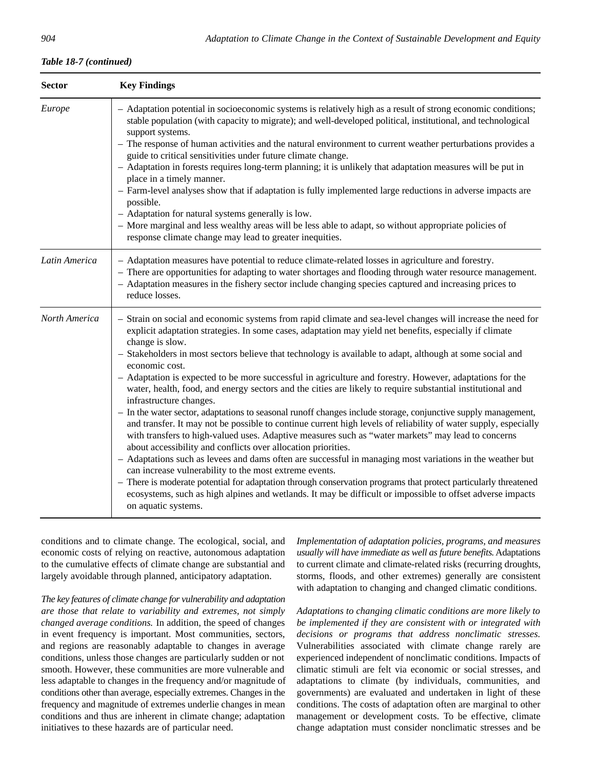*Table 18-7 (continued)*

| Sector | Key Findings |
| --- | --- |
| *Europe* | – Adaptation potential in socioeconomic systems is relatively high as a result of strong economic conditions; stable population (with capacity to migrate); and well-developed political, institutional, and technological support systems.<br>– The response of human activities and the natural environment to current weather perturbations provides a guide to critical sensitivities under future climate change.<br>– Adaptation in forests requires long-term planning; it is unlikely that adaptation measures will be put in place in a timely manner.<br>– Farm-level analyses show that if adaptation is fully implemented large reductions in adverse impacts are possible.<br>– Adaptation for natural systems generally is low.<br>– More marginal and less wealthy areas will be less able to adapt, so without appropriate policies of response climate change may lead to greater inequities. |
| *Latin America* | – Adaptation measures have potential to reduce climate-related losses in agriculture and forestry.<br>– There are opportunities for adapting to water shortages and flooding through water resource management.<br>– Adaptation measures in the fishery sector include changing species captured and increasing prices to reduce losses. |
| *North America* | – Strain on social and economic systems from rapid climate and sea-level changes will increase the need for explicit adaptation strategies. In some cases, adaptation may yield net benefits, especially if climate change is slow.<br>– Stakeholders in most sectors believe that technology is available to adapt, although at some social and economic cost.<br>– Adaptation is expected to be more successful in agriculture and forestry. However, adaptations for the water, health, food, and energy sectors and the cities are likely to require substantial institutional and infrastructure changes.<br>– In the water sector, adaptations to seasonal runoff changes include storage, conjunctive supply management, and transfer. It may not be possible to continue current high levels of reliability of water supply, especially with transfers to high-valued uses. Adaptive measures such as "water markets" may lead to concerns about accessibility and conflicts over allocation priorities.<br>– Adaptations such as levees and dams often are successful in managing most variations in the weather but can increase vulnerability to the most extreme events.<br>– There is moderate potential for adaptation through conservation programs that protect particularly threatened ecosystems, such as high alpines and wetlands. It may be difficult or impossible to offset adverse impacts on aquatic systems. |

conditions and to climate change. The ecological, social, and economic costs of relying on reactive, autonomous adaptation to the cumulative effects of climate change are substantial and largely avoidable through planned, anticipatory adaptation.

*The key features of climate change for vulnerability and adaptation are those that relate to variability and extremes, not simply changed average conditions.* In addition, the speed of changes in event frequency is important. Most communities, sectors, and regions are reasonably adaptable to changes in average conditions, unless those changes are particularly sudden or not smooth. However, these communities are more vulnerable and less adaptable to changes in the frequency and/or magnitude of conditions other than average, especially extremes. Changes in the frequency and magnitude of extremes underlie changes in mean conditions and thus are inherent in climate change; adaptation initiatives to these hazards are of particular need.

*Implementation of adaptation policies, programs, and measures usually will have immediate as well as future benefits.* Adaptations to current climate and climate-related risks (recurring droughts, storms, floods, and other extremes) generally are consistent with adaptation to changing and changed climatic conditions.

*Adaptations to changing climatic conditions are more likely to be implemented if they are consistent with or integrated with decisions or programs that address nonclimatic stresses.* Vulnerabilities associated with climate change rarely are experienced independent of nonclimatic conditions. Impacts of climatic stimuli are felt via economic or social stresses, and adaptations to climate (by individuals, communities, and governments) are evaluated and undertaken in light of these conditions. The costs of adaptation often are marginal to other management or development costs. To be effective, climate change adaptation must consider nonclimatic stresses and be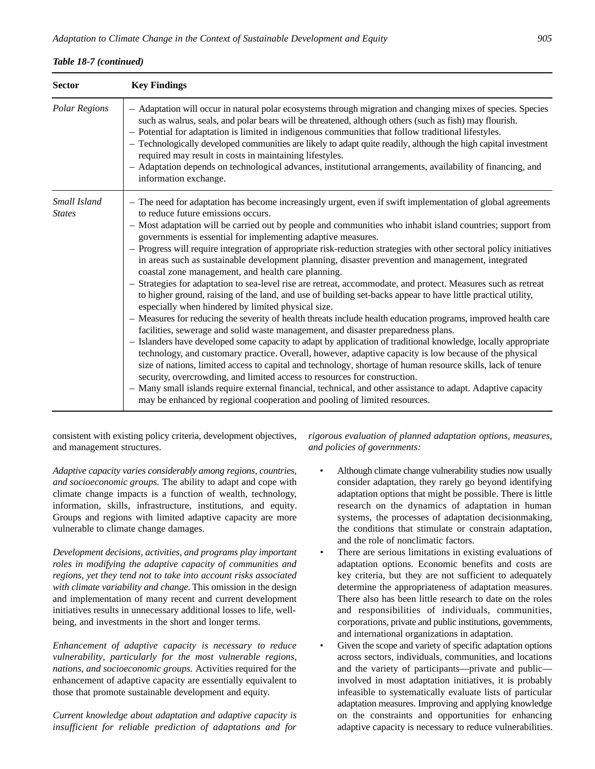*Table 18-7 (continued)*

| Sector | Key Findings |
|---|---|
| *Polar Regions* | – Adaptation will occur in natural polar ecosystems through migration and changing mixes of species. Species such as walrus, seals, and polar bears will be threatened, although others (such as fish) may flourish.<br>– Potential for adaptation is limited in indigenous communities that follow traditional lifestyles.<br>– Technologically developed communities are likely to adapt quite readily, although the high capital investment required may result in costs in maintaining lifestyles.<br>– Adaptation depends on technological advances, institutional arrangements, availability of financing, and information exchange. |
| *Small Island States* | – The need for adaptation has become increasingly urgent, even if swift implementation of global agreements to reduce future emissions occurs.<br>– Most adaptation will be carried out by people and communities who inhabit island countries; support from governments is essential for implementing adaptive measures.<br>– Progress will require integration of appropriate risk-reduction strategies with other sectoral policy initiatives in areas such as sustainable development planning, disaster prevention and management, integrated coastal zone management, and health care planning.<br>– Strategies for adaptation to sea-level rise are retreat, accommodate, and protect. Measures such as retreat to higher ground, raising of the land, and use of building set-backs appear to have little practical utility, especially when hindered by limited physical size.<br>– Measures for reducing the severity of health threats include health education programs, improved health care facilities, sewerage and solid waste management, and disaster preparedness plans.<br>– Islanders have developed some capacity to adapt by application of traditional knowledge, locally appropriate technology, and customary practice. Overall, however, adaptive capacity is low because of the physical size of nations, limited access to capital and technology, shortage of human resource skills, lack of tenure security, overcrowding, and limited access to resources for construction.<br>– Many small islands require external financial, technical, and other assistance to adapt. Adaptive capacity may be enhanced by regional cooperation and pooling of limited resources. |

consistent with existing policy criteria, development objectives, and management structures.

*Adaptive capacity varies considerably among regions, countries, and socioeconomic groups.* The ability to adapt and cope with climate change impacts is a function of wealth, technology, information, skills, infrastructure, institutions, and equity. Groups and regions with limited adaptive capacity are more vulnerable to climate change damages.

*Development decisions, activities, and programs play important roles in modifying the adaptive capacity of communities and regions, yet they tend not to take into account risks associated with climate variability and change.* This omission in the design and implementation of many recent and current development initiatives results in unnecessary additional losses to life, well-being, and investments in the short and longer terms.

*Enhancement of adaptive capacity is necessary to reduce vulnerability, particularly for the most vulnerable regions, nations, and socioeconomic groups.* Activities required for the enhancement of adaptive capacity are essentially equivalent to those that promote sustainable development and equity.

*Current knowledge about adaptation and adaptive capacity is insufficient for reliable prediction of adaptations and for rigorous evaluation of planned adaptation options, measures, and policies of governments:*

- Although climate change vulnerability studies now usually consider adaptation, they rarely go beyond identifying adaptation options that might be possible. There is little research on the dynamics of adaptation in human systems, the processes of adaptation decisionmaking, the conditions that stimulate or constrain adaptation, and the role of nonclimatic factors.
- There are serious limitations in existing evaluations of adaptation options. Economic benefits and costs are key criteria, but they are not sufficient to adequately determine the appropriateness of adaptation measures. There also has been little research to date on the roles and responsibilities of individuals, communities, corporations, private and public institutions, governments, and international organizations in adaptation.
- Given the scope and variety of specific adaptation options across sectors, individuals, communities, and locations and the variety of participants—private and public—involved in most adaptation initiatives, it is probably infeasible to systematically evaluate lists of particular adaptation measures. Improving and applying knowledge on the constraints and opportunities for enhancing adaptive capacity is necessary to reduce vulnerabilities.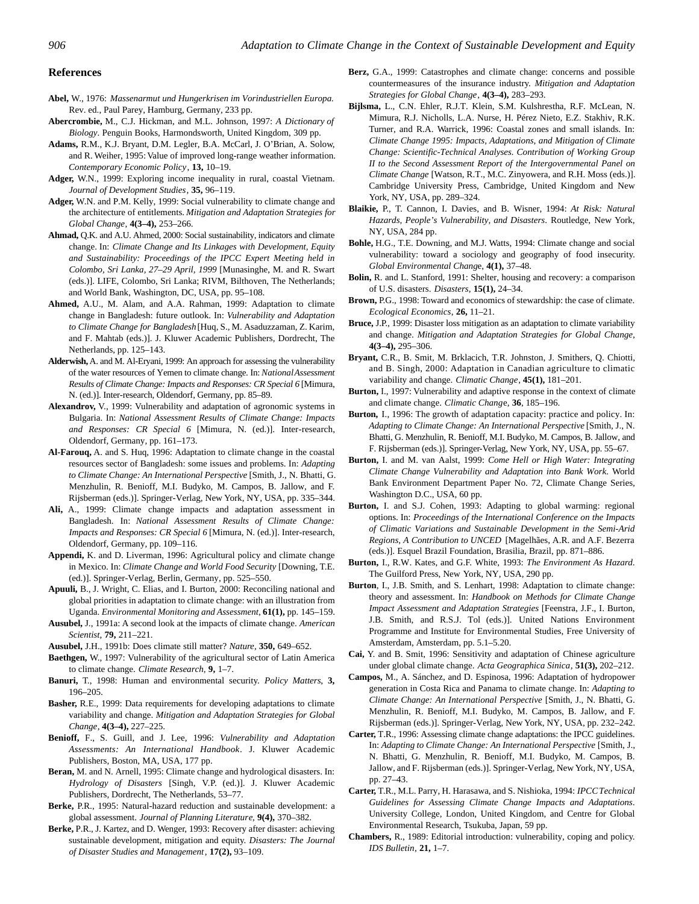## References

**Abel,** W., 1976: *Massenarmut und Hungerkrisen im Vorindustriellen Europa.* Rev. ed., Paul Parey, Hamburg, Germany, 233 pp.

**Abercrombie,** M., C.J. Hickman, and M.L. Johnson, 1997: *A Dictionary of Biology*. Penguin Books, Harmondsworth, United Kingdom, 309 pp.

**Adams,** R.M., K.J. Bryant, D.M. Legler, B.A. McCarl, J. O'Brian, A. Solow, and R. Weiher, 1995: Value of improved long-range weather information. *Contemporary Economic Policy*, **13,** 10–19.

**Adger,** W.N., 1999: Exploring income inequality in rural, coastal Vietnam. *Journal of Development Studies*, **35,** 96–119.

**Adger,** W.N. and P.M. Kelly, 1999: Social vulnerability to climate change and the architecture of entitlements. *Mitigation and Adaptation Strategies for Global Change*, **4(3–4),** 253–266.

**Ahmad,** Q.K. and A.U. Ahmed, 2000: Social sustainability, indicators and climate change. In: *Climate Change and Its Linkages with Development, Equity and Sustainability: Proceedings of the IPCC Expert Meeting held in Colombo, Sri Lanka, 27–29 April, 1999* [Munasinghe, M. and R. Swart (eds.)]. LIFE, Colombo, Sri Lanka; RIVM, Bilthoven, The Netherlands; and World Bank, Washington, DC, USA, pp. 95–108.

**Ahmed,** A.U., M. Alam, and A.A. Rahman, 1999: Adaptation to climate change in Bangladesh: future outlook. In: *Vulnerability and Adaptation to Climate Change for Bangladesh* [Huq, S., M. Asaduzzaman, Z. Karim, and F. Mahtab (eds.)]. J. Kluwer Academic Publishers, Dordrecht, The Netherlands, pp. 125–143.

**Alderwish,** A. and M. Al-Eryani, 1999: An approach for assessing the vulnerability of the water resources of Yemen to climate change. In: *National Assessment Results of Climate Change: Impacts and Responses: CR Special 6* [Mimura, N. (ed.)]. Inter-research, Oldendorf, Germany, pp. 85–89.

**Alexandrov,** V., 1999: Vulnerability and adaptation of agronomic systems in Bulgaria. In: *National Assessment Results of Climate Change: Impacts and Responses: CR Special 6* [Mimura, N. (ed.)]. Inter-research, Oldendorf, Germany, pp. 161–173.

**Al-Farouq,** A. and S. Huq, 1996: Adaptation to climate change in the coastal resources sector of Bangladesh: some issues and problems. In: *Adapting to Climate Change: An International Perspective* [Smith, J., N. Bhatti, G. Menzhulin, R. Benioff, M.I. Budyko, M. Campos, B. Jallow, and F. Rijsberman (eds.)]. Springer-Verlag, New York, NY, USA, pp. 335–344.

**Ali,** A., 1999: Climate change impacts and adaptation assessment in Bangladesh. In: *National Assessment Results of Climate Change: Impacts and Responses: CR Special 6* [Mimura, N. (ed.)]. Inter-research, Oldendorf, Germany, pp. 109–116.

**Appendi,** K. and D. Liverman, 1996: Agricultural policy and climate change in Mexico. In: *Climate Change and World Food Security* [Downing, T.E. (ed.)]. Springer-Verlag, Berlin, Germany, pp. 525–550.

**Apuuli,** B., J. Wright, C. Elias, and I. Burton, 2000: Reconciling national and global priorities in adaptation to climate change: with an illustration from Uganda. *Environmental Monitoring and Assessment*, **61(1),** pp. 145–159.

**Ausubel,** J., 1991a: A second look at the impacts of climate change. *American Scientist*, **79,** 211–221.

**Ausubel,** J.H., 1991b: Does climate still matter? *Nature*, **350,** 649–652.

**Baethgen,** W., 1997: Vulnerability of the agricultural sector of Latin America to climate change. *Climate Research*, **9,** 1–7.

**Banuri,** T., 1998: Human and environmental security. *Policy Matters*, **3,** 196–205.

**Basher,** R.E., 1999: Data requirements for developing adaptations to climate variability and change. *Mitigation and Adaptation Strategies for Global Change*, **4(3–4),** 227–225.

**Benioff,** F., S. Guill, and J. Lee, 1996: *Vulnerability and Adaptation Assessments: An International Handbook*. J. Kluwer Academic Publishers, Boston, MA, USA, 177 pp.

**Beran,** M. and N. Arnell, 1995: Climate change and hydrological disasters. In: *Hydrology of Disasters* [Singh, V.P. (ed.)]. J. Kluwer Academic Publishers, Dordrecht, The Netherlands, 53–77.

**Berke,** P.R., 1995: Natural-hazard reduction and sustainable development: a global assessment. *Journal of Planning Literature*, **9(4),** 370–382.

**Berke,** P.R., J. Kartez, and D. Wenger, 1993: Recovery after disaster: achieving sustainable development, mitigation and equity. *Disasters: The Journal of Disaster Studies and Management*, **17(2),** 93–109.

**Berz,** G.A., 1999: Catastrophes and climate change: concerns and possible countermeasures of the insurance industry. *Mitigation and Adaptation Strategies for Global Change*, **4(3–4),** 283–293.

**Bijlsma,** L., C.N. Ehler, R.J.T. Klein, S.M. Kulshrestha, R.F. McLean, N. Mimura, R.J. Nicholls, L.A. Nurse, H. Pérez Nieto, E.Z. Stakhiv, R.K. Turner, and R.A. Warrick, 1996: Coastal zones and small islands. In: *Climate Change 1995: Impacts, Adaptations, and Mitigation of Climate Change: Scientific-Technical Analyses. Contribution of Working Group II to the Second Assessment Report of the Intergovernmental Panel on Climate Change* [Watson, R.T., M.C. Zinyowera, and R.H. Moss (eds.)]. Cambridge University Press, Cambridge, United Kingdom and New York, NY, USA, pp. 289–324.

**Blaikie,** P., T. Cannon, I. Davies, and B. Wisner, 1994: *At Risk: Natural Hazards, People's Vulnerability, and Disasters*. Routledge, New York, NY, USA, 284 pp.

**Bohle,** H.G., T.E. Downing, and M.J. Watts, 1994: Climate change and social vulnerability: toward a sociology and geography of food insecurity. *Global Environmental Change*, **4(1),** 37–48.

**Bolin,** R. and L. Stanford, 1991: Shelter, housing and recovery: a comparison of U.S. disasters. *Disasters*, **15(1),** 24–34.

**Brown,** P.G., 1998: Toward and economics of stewardship: the case of climate. *Ecological Economics*, **26,** 11–21.

**Bruce,** J.P., 1999: Disaster loss mitigation as an adaptation to climate variability and change. *Mitigation and Adaptation Strategies for Global Change*, **4(3–4),** 295–306.

**Bryant,** C.R., B. Smit, M. Brklacich, T.R. Johnston, J. Smithers, Q. Chiotti, and B. Singh, 2000: Adaptation in Canadian agriculture to climatic variability and change. *Climatic Change*, **45(1),** 181–201.

**Burton,** I., 1997: Vulnerability and adaptive response in the context of climate and climate change. *Climatic Change*, **36**, 185–196.

**Burton,** I., 1996: The growth of adaptation capacity: practice and policy. In: *Adapting to Climate Change: An International Perspective* [Smith, J., N. Bhatti, G. Menzhulin, R. Benioff, M.I. Budyko, M. Campos, B. Jallow, and F. Rijsberman (eds.)]. Springer-Verlag, New York, NY, USA, pp. 55–67.

**Burton,** I. and M. van Aalst, 1999: *Come Hell or High Water: Integrating Climate Change Vulnerability and Adaptation into Bank Work*. World Bank Environment Department Paper No. 72, Climate Change Series, Washington D.C., USA, 60 pp.

**Burton,** I. and S.J. Cohen, 1993: Adapting to global warming: regional options. In: *Proceedings of the International Conference on the Impacts of Climatic Variations and Sustainable Development in the Semi-Arid Regions, A Contribution to UNCED* [Magelhães, A.R. and A.F. Bezerra (eds.)]. Esquel Brazil Foundation, Brasilia, Brazil, pp. 871–886.

**Burton,** I., R.W. Kates, and G.F. White, 1993: *The Environment As Hazard*. The Guilford Press, New York, NY, USA, 290 pp.

**Burton**, I., J.B. Smith, and S. Lenhart, 1998: Adaptation to climate change: theory and assessment. In: *Handbook on Methods for Climate Change Impact Assessment and Adaptation Strategies* [Feenstra, J.F., I. Burton, J.B. Smith, and R.S.J. Tol (eds.)]. United Nations Environment Programme and Institute for Environmental Studies, Free University of Amsterdam, Amsterdam, pp. 5.1–5.20.

**Cai,** Y. and B. Smit, 1996: Sensitivity and adaptation of Chinese agriculture under global climate change. *Acta Geographica Sinica*, **51(3),** 202–212.

**Campos,** M., A. Sánchez, and D. Espinosa, 1996: Adaptation of hydropower generation in Costa Rica and Panama to climate change. In: *Adapting to Climate Change: An International Perspective* [Smith, J., N. Bhatti, G. Menzhulin, R. Benioff, M.I. Budyko, M. Campos, B. Jallow, and F. Rijsberman (eds.)]. Springer-Verlag, New York, NY, USA, pp. 232–242.

**Carter,** T.R., 1996: Assessing climate change adaptations: the IPCC guidelines. In: *Adapting to Climate Change: An International Perspective* [Smith, J., N. Bhatti, G. Menzhulin, R. Benioff, M.I. Budyko, M. Campos, B. Jallow, and F. Rijsberman (eds.)]. Springer-Verlag, New York, NY, USA, pp. 27–43.

**Carter,** T.R., M.L. Parry, H. Harasawa, and S. Nishioka, 1994: *IPCC Technical Guidelines for Assessing Climate Change Impacts and Adaptations*. University College, London, United Kingdom, and Centre for Global Environmental Research, Tsukuba, Japan, 59 pp.

**Chambers,** R., 1989: Editorial introduction: vulnerability, coping and policy. *IDS Bulletin*, **21,** 1–7.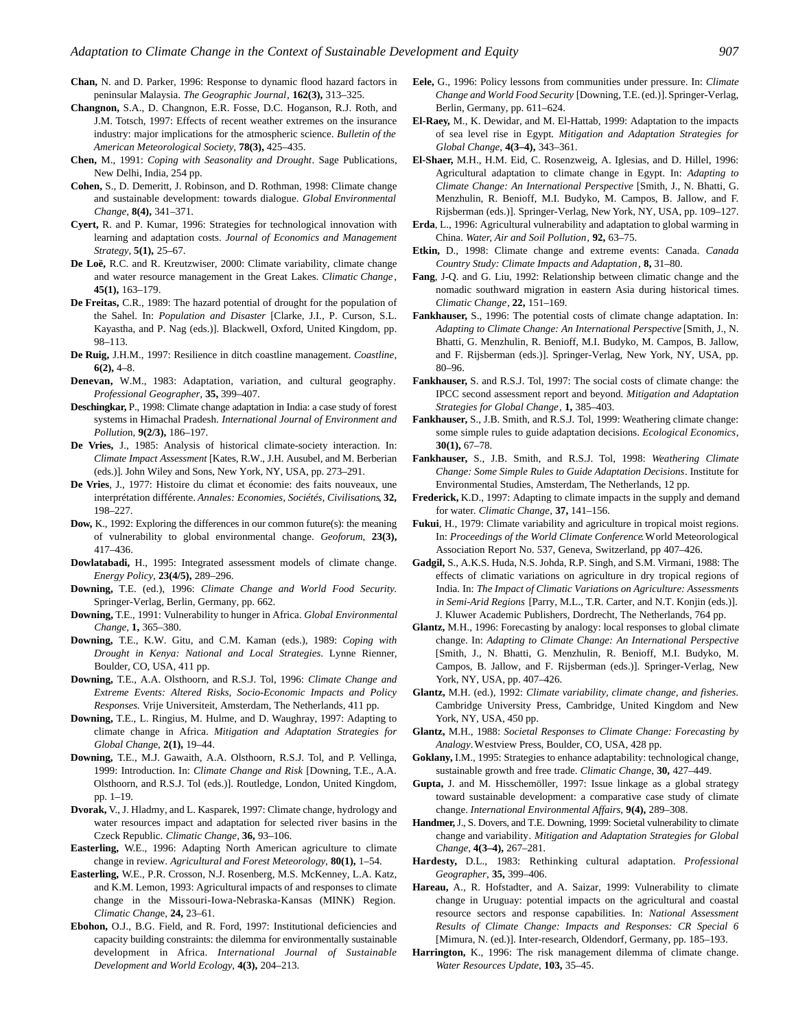**Chan,** N. and D. Parker, 1996: Response to dynamic flood hazard factors in peninsular Malaysia. *The Geographic Journal*, **162(3),** 313–325.

**Changnon,** S.A., D. Changnon, E.R. Fosse, D.C. Hoganson, R.J. Roth, and J.M. Totsch, 1997: Effects of recent weather extremes on the insurance industry: major implications for the atmospheric science. *Bulletin of the American Meteorological Society*, **78(3),** 425–435.

**Chen,** M., 1991: *Coping with Seasonality and Drought*. Sage Publications, New Delhi, India, 254 pp.

**Cohen,** S., D. Demeritt, J. Robinson, and D. Rothman, 1998: Climate change and sustainable development: towards dialogue. *Global Environmental Change*, **8(4),** 341–371.

**Cyert,** R. and P. Kumar, 1996: Strategies for technological innovation with learning and adaptation costs. *Journal of Economics and Management Strategy*, **5(1),** 25–67.

**De Loë,** R.C. and R. Kreutzwiser, 2000: Climate variability, climate change and water resource management in the Great Lakes. *Climatic Change*, **45(1),** 163–179.

**De Freitas,** C.R., 1989: The hazard potential of drought for the population of the Sahel. In: *Population and Disaster* [Clarke, J.I., P. Curson, S.L. Kayastha, and P. Nag (eds.)]. Blackwell, Oxford, United Kingdom, pp. 98–113.

**De Ruig,** J.H.M., 1997: Resilience in ditch coastline management. *Coastline*, **6(2),** 4–8.

**Denevan,** W.M., 1983: Adaptation, variation, and cultural geography. *Professional Geographer*, **35,** 399–407.

**Deschingkar,** P., 1998: Climate change adaptation in India: a case study of forest systems in Himachal Pradesh. *International Journal of Environment and Pollution*, **9(2/3),** 186–197.

**De Vries,** J., 1985: Analysis of historical climate-society interaction. In: *Climate Impact Assessment* [Kates, R.W., J.H. Ausubel, and M. Berberian (eds.)]. John Wiley and Sons, New York, NY, USA, pp. 273–291.

**De Vries**, J., 1977: Histoire du climat et économie: des faits nouveaux, une interprétation différente. *Annales: Economies, Sociétés, Civilisations*, **32,** 198–227.

**Dow,** K., 1992: Exploring the differences in our common future(s): the meaning of vulnerability to global environmental change. *Geoforum*, **23(3),** 417–436.

**Dowlatabadi,** H., 1995: Integrated assessment models of climate change. *Energy Policy*, **23(4/5),** 289–296.

**Downing,** T.E. (ed.), 1996: *Climate Change and World Food Security*. Springer-Verlag, Berlin, Germany, pp. 662.

**Downing,** T.E., 1991: Vulnerability to hunger in Africa. *Global Environmental Change*, **1,** 365–380.

**Downing,** T.E., K.W. Gitu, and C.M. Kaman (eds.), 1989: *Coping with Drought in Kenya: National and Local Strategies*. Lynne Rienner, Boulder, CO, USA, 411 pp.

**Downing,** T.E., A.A. Olsthoorn, and R.S.J. Tol, 1996: *Climate Change and Extreme Events: Altered Risks, Socio-Economic Impacts and Policy Responses.* Vrije Universiteit, Amsterdam, The Netherlands, 411 pp.

**Downing,** T.E., L. Ringius, M. Hulme, and D. Waughray, 1997: Adapting to climate change in Africa. *Mitigation and Adaptation Strategies for Global Change*, **2(1),** 19–44.

**Downing,** T.E., M.J. Gawaith, A.A. Olsthoorn, R.S.J. Tol, and P. Vellinga, 1999: Introduction. In: *Climate Change and Risk* [Downing, T.E., A.A. Olsthoorn, and R.S.J. Tol (eds.)]. Routledge, London, United Kingdom, pp. 1–19.

**Dvorak,** V., J. Hladmy, and L. Kasparek, 1997: Climate change, hydrology and water resources impact and adaptation for selected river basins in the Czeck Republic. *Climatic Change*, **36,** 93–106.

**Easterling,** W.E., 1996: Adapting North American agriculture to climate change in review. *Agricultural and Forest Meteorology*, **80(1),** 1–54.

**Easterling,** W.E., P.R. Crosson, N.J. Rosenberg, M.S. McKenney, L.A. Katz, and K.M. Lemon, 1993: Agricultural impacts of and responses to climate change in the Missouri-Iowa-Nebraska-Kansas (MINK) Region. *Climatic Change*, **24,** 23–61.

**Ebohon,** O.J., B.G. Field, and R. Ford, 1997: Institutional deficiencies and capacity building constraints: the dilemma for environmentally sustainable development in Africa. *International Journal of Sustainable Development and World Ecology*, **4(3),** 204–213.

**Eele,** G., 1996: Policy lessons from communities under pressure. In: *Climate Change and World Food Security* [Downing, T.E. (ed.)]. Springer-Verlag, Berlin, Germany, pp. 611–624.

**El-Raey,** M., K. Dewidar, and M. El-Hattab, 1999: Adaptation to the impacts of sea level rise in Egypt. *Mitigation and Adaptation Strategies for Global Change*, **4(3–4),** 343–361.

**El-Shaer,** M.H., H.M. Eid, C. Rosenzweig, A. Iglesias, and D. Hillel, 1996: Agricultural adaptation to climate change in Egypt. In: *Adapting to Climate Change: An International Perspective* [Smith, J., N. Bhatti, G. Menzhulin, R. Benioff, M.I. Budyko, M. Campos, B. Jallow, and F. Rijsberman (eds.)]. Springer-Verlag, New York, NY, USA, pp. 109–127.

**Erda**, L., 1996: Agricultural vulnerability and adaptation to global warming in China. *Water, Air and Soil Pollution*, **92,** 63–75.

**Etkin,** D., 1998: Climate change and extreme events: Canada. *Canada Country Study: Climate Impacts and Adaptation*, **8,** 31–80.

**Fang**, J-Q. and G. Liu, 1992: Relationship between climatic change and the nomadic southward migration in eastern Asia during historical times. *Climatic Change*, **22,** 151–169.

**Fankhauser,** S., 1996: The potential costs of climate change adaptation. In: *Adapting to Climate Change: An International Perspective* [Smith, J., N. Bhatti, G. Menzhulin, R. Benioff, M.I. Budyko, M. Campos, B. Jallow, and F. Rijsberman (eds.)]. Springer-Verlag, New York, NY, USA, pp. 80–96.

**Fankhauser,** S. and R.S.J. Tol, 1997: The social costs of climate change: the IPCC second assessment report and beyond. *Mitigation and Adaptation Strategies for Global Change*, **1,** 385–403.

**Fankhauser,** S., J.B. Smith, and R.S.J. Tol, 1999: Weathering climate change: some simple rules to guide adaptation decisions. *Ecological Economics*, **30(1),** 67–78.

**Fankhauser,** S., J.B. Smith, and R.S.J. Tol, 1998: *Weathering Climate Change: Some Simple Rules to Guide Adaptation Decisions*. Institute for Environmental Studies, Amsterdam, The Netherlands, 12 pp.

**Frederick,** K.D., 1997: Adapting to climate impacts in the supply and demand for water. *Climatic Change*, **37,** 141–156.

**Fukui**, H., 1979: Climate variability and agriculture in tropical moist regions. In: *Proceedings of the World Climate Conference*. World Meteorological Association Report No. 537, Geneva, Switzerland, pp 407–426.

**Gadgil,** S., A.K.S. Huda, N.S. Johda, R.P. Singh, and S.M. Virmani, 1988: The effects of climatic variations on agriculture in dry tropical regions of India. In: *The Impact of Climatic Variations on Agriculture: Assessments in Semi-Arid Regions* [Parry, M.L., T.R. Carter, and N.T. Konjin (eds.)]. J. Kluwer Academic Publishers, Dordrecht, The Netherlands, 764 pp.

**Glantz,** M.H., 1996: Forecasting by analogy: local responses to global climate change. In: *Adapting to Climate Change: An International Perspective* [Smith, J., N. Bhatti, G. Menzhulin, R. Benioff, M.I. Budyko, M. Campos, B. Jallow, and F. Rijsberman (eds.)]. Springer-Verlag, New York, NY, USA, pp. 407–426.

**Glantz,** M.H. (ed.), 1992: *Climate variability, climate change, and fisheries.* Cambridge University Press, Cambridge, United Kingdom and New York, NY, USA, 450 pp.

**Glantz,** M.H., 1988: *Societal Responses to Climate Change: Forecasting by Analogy*. Westview Press, Boulder, CO, USA, 428 pp.

**Goklany,** I.M., 1995: Strategies to enhance adaptability: technological change, sustainable growth and free trade. *Climatic Change*, **30,** 427–449.

**Gupta,** J. and M. Hisschemöller, 1997: Issue linkage as a global strategy toward sustainable development: a comparative case study of climate change. *International Environmental Affairs*, **9(4),** 289–308.

**Handmer,** J., S. Dovers, and T.E. Downing, 1999: Societal vulnerability to climate change and variability. *Mitigation and Adaptation Strategies for Global Change*, **4(3–4),** 267–281.

**Hardesty,** D.L., 1983: Rethinking cultural adaptation. *Professional Geographer*, **35,** 399–406.

**Hareau,** A., R. Hofstadter, and A. Saizar, 1999: Vulnerability to climate change in Uruguay: potential impacts on the agricultural and coastal resource sectors and response capabilities. In: *National Assessment Results of Climate Change: Impacts and Responses: CR Special 6* [Mimura, N. (ed.)]. Inter-research, Oldendorf, Germany, pp. 185–193.

**Harrington,** K., 1996: The risk management dilemma of climate change. *Water Resources Update*, **103,** 35–45.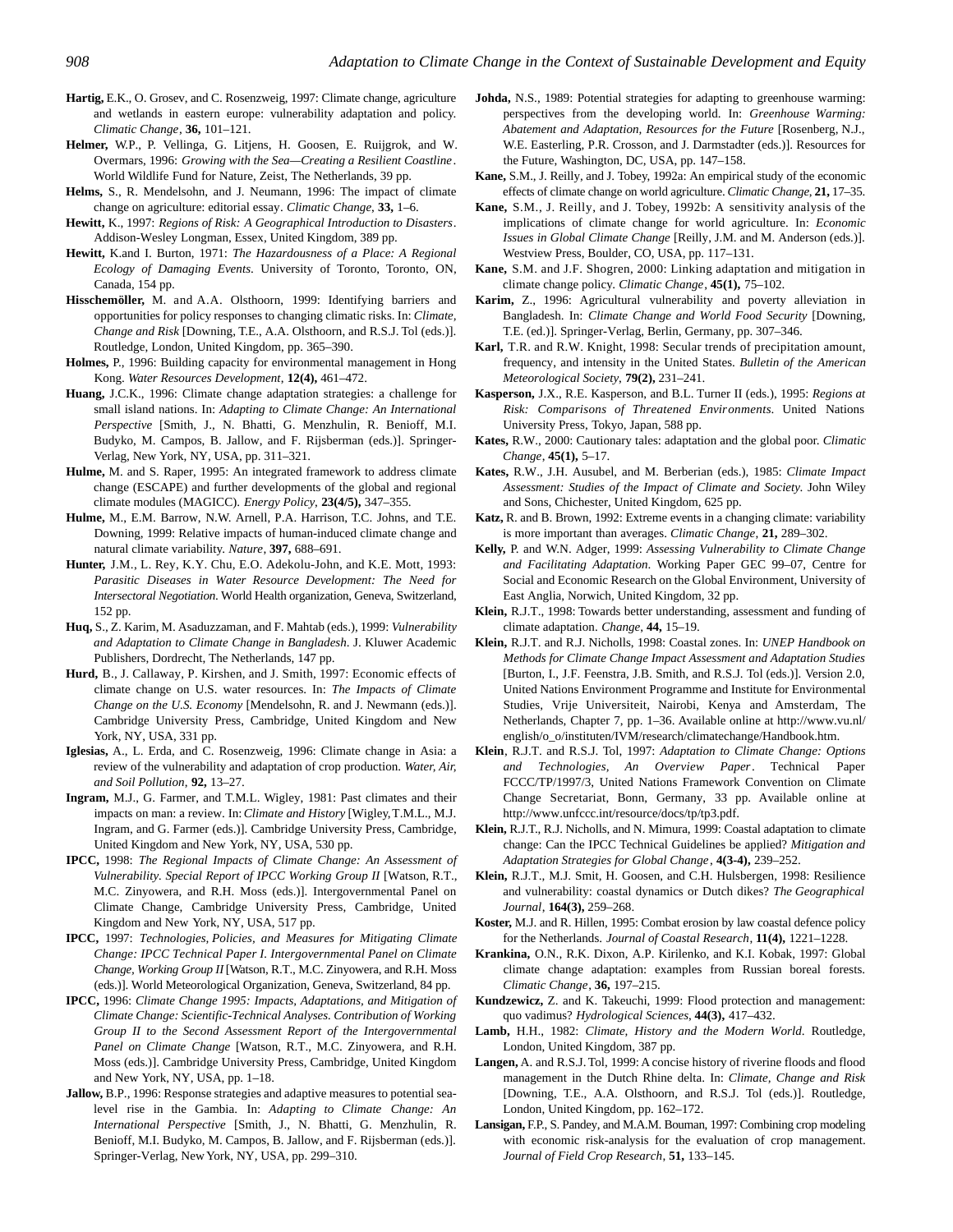**Hartig,** E.K., O. Grosev, and C. Rosenzweig, 1997: Climate change, agriculture and wetlands in eastern europe: vulnerability adaptation and policy. *Climatic Change*, **36,** 101–121.

**Helmer,** W.P., P. Vellinga, G. Litjens, H. Goosen, E. Ruijgrok, and W. Overmars, 1996: *Growing with the Sea—Creating a Resilient Coastline*. World Wildlife Fund for Nature, Zeist, The Netherlands, 39 pp.

**Helms,** S., R. Mendelsohn, and J. Neumann, 1996: The impact of climate change on agriculture: editorial essay. *Climatic Change*, **33,** 1–6.

**Hewitt,** K., 1997: *Regions of Risk: A Geographical Introduction to Disasters*. Addison-Wesley Longman, Essex, United Kingdom, 389 pp.

**Hewitt,** K.and I. Burton, 1971: *The Hazardousness of a Place: A Regional Ecology of Damaging Events.* University of Toronto, Toronto, ON, Canada, 154 pp.

**Hisschemöller,** M. and A.A. Olsthoorn, 1999: Identifying barriers and opportunities for policy responses to changing climatic risks. In: *Climate, Change and Risk* [Downing, T.E., A.A. Olsthoorn, and R.S.J. Tol (eds.)]. Routledge, London, United Kingdom, pp. 365–390.

**Holmes,** P., 1996: Building capacity for environmental management in Hong Kong. *Water Resources Development*, **12(4),** 461–472.

**Huang,** J.C.K., 1996: Climate change adaptation strategies: a challenge for small island nations. In: *Adapting to Climate Change: An International Perspective* [Smith, J., N. Bhatti, G. Menzhulin, R. Benioff, M.I. Budyko, M. Campos, B. Jallow, and F. Rijsberman (eds.)]. Springer-Verlag, New York, NY, USA, pp. 311–321.

**Hulme,** M. and S. Raper, 1995: An integrated framework to address climate change (ESCAPE) and further developments of the global and regional climate modules (MAGICC). *Energy Policy*, **23(4/5),** 347–355.

**Hulme,** M., E.M. Barrow, N.W. Arnell, P.A. Harrison, T.C. Johns, and T.E. Downing, 1999: Relative impacts of human-induced climate change and natural climate variability. *Nature*, **397,** 688–691.

**Hunter,** J.M., L. Rey, K.Y. Chu, E.O. Adekolu-John, and K.E. Mott, 1993: *Parasitic Diseases in Water Resource Development: The Need for Intersectoral Negotiation.* World Health organization, Geneva, Switzerland, 152 pp.

**Huq,** S., Z. Karim, M. Asaduzzaman, and F. Mahtab (eds.), 1999: *Vulnerability and Adaptation to Climate Change in Bangladesh*. J. Kluwer Academic Publishers, Dordrecht, The Netherlands, 147 pp.

**Hurd,** B., J. Callaway, P. Kirshen, and J. Smith, 1997: Economic effects of climate change on U.S. water resources. In: *The Impacts of Climate Change on the U.S. Economy* [Mendelsohn, R. and J. Newmann (eds.)]. Cambridge University Press, Cambridge, United Kingdom and New York, NY, USA, 331 pp.

**Iglesias,** A., L. Erda, and C. Rosenzweig, 1996: Climate change in Asia: a review of the vulnerability and adaptation of crop production. *Water, Air, and Soil Pollution*, **92,** 13–27.

**Ingram,** M.J., G. Farmer, and T.M.L. Wigley, 1981: Past climates and their impacts on man: a review. In: *Climate and History* [Wigley, T.M.L., M.J. Ingram, and G. Farmer (eds.)]. Cambridge University Press, Cambridge, United Kingdom and New York, NY, USA, 530 pp.

**IPCC,** 1998: *The Regional Impacts of Climate Change: An Assessment of Vulnerability. Special Report of IPCC Working Group II* [Watson, R.T., M.C. Zinyowera, and R.H. Moss (eds.)]. Intergovernmental Panel on Climate Change, Cambridge University Press, Cambridge, United Kingdom and New York, NY, USA, 517 pp.

**IPCC,** 1997: *Technologies, Policies, and Measures for Mitigating Climate Change: IPCC Technical Paper I. Intergovernmental Panel on Climate Change, Working Group II* [Watson, R.T., M.C. Zinyowera, and R.H. Moss (eds.)]. World Meteorological Organization, Geneva, Switzerland, 84 pp.

**IPCC,** 1996: *Climate Change 1995: Impacts, Adaptations, and Mitigation of Climate Change: Scientific-Technical Analyses. Contribution of Working Group II to the Second Assessment Report of the Intergovernmental Panel on Climate Change* [Watson, R.T., M.C. Zinyowera, and R.H. Moss (eds.)]. Cambridge University Press, Cambridge, United Kingdom and New York, NY, USA, pp. 1–18.

**Jallow,** B.P., 1996: Response strategies and adaptive measures to potential sea-level rise in the Gambia. In: *Adapting to Climate Change: An International Perspective* [Smith, J., N. Bhatti, G. Menzhulin, R. Benioff, M.I. Budyko, M. Campos, B. Jallow, and F. Rijsberman (eds.)]. Springer-Verlag, New York, NY, USA, pp. 299–310.

**Johda,** N.S., 1989: Potential strategies for adapting to greenhouse warming: perspectives from the developing world. In: *Greenhouse Warming: Abatement and Adaptation, Resources for the Future* [Rosenberg, N.J., W.E. Easterling, P.R. Crosson, and J. Darmstadter (eds.)]. Resources for the Future, Washington, DC, USA, pp. 147–158.

**Kane,** S.M., J. Reilly, and J. Tobey, 1992a: An empirical study of the economic effects of climate change on world agriculture. *Climatic Change*, **21,** 17–35.

**Kane,** S.M., J. Reilly, and J. Tobey, 1992b: A sensitivity analysis of the implications of climate change for world agriculture. In: *Economic Issues in Global Climate Change* [Reilly, J.M. and M. Anderson (eds.)]. Westview Press, Boulder, CO, USA, pp. 117–131.

**Kane,** S.M. and J.F. Shogren, 2000: Linking adaptation and mitigation in climate change policy. *Climatic Change*, **45(1),** 75–102.

**Karim,** Z., 1996: Agricultural vulnerability and poverty alleviation in Bangladesh. In: *Climate Change and World Food Security* [Downing, T.E. (ed.)]. Springer-Verlag, Berlin, Germany, pp. 307–346.

**Karl,** T.R. and R.W. Knight, 1998: Secular trends of precipitation amount, frequency, and intensity in the United States. *Bulletin of the American Meteorological Society*, **79(2),** 231–241.

**Kasperson,** J.X., R.E. Kasperson, and B.L. Turner II (eds.), 1995: *Regions at Risk: Comparisons of Threatened Environments*. United Nations University Press, Tokyo, Japan, 588 pp.

**Kates,** R.W., 2000: Cautionary tales: adaptation and the global poor. *Climatic Change*, **45(1),** 5–17.

**Kates,** R.W., J.H. Ausubel, and M. Berberian (eds.), 1985: *Climate Impact Assessment: Studies of the Impact of Climate and Society*. John Wiley and Sons, Chichester, United Kingdom, 625 pp.

**Katz,** R. and B. Brown, 1992: Extreme events in a changing climate: variability is more important than averages. *Climatic Change*, **21,** 289–302.

**Kelly,** P. and W.N. Adger, 1999: *Assessing Vulnerability to Climate Change and Facilitating Adaptation*. Working Paper GEC 99–07, Centre for Social and Economic Research on the Global Environment, University of East Anglia, Norwich, United Kingdom, 32 pp.

**Klein,** R.J.T., 1998: Towards better understanding, assessment and funding of climate adaptation. *Change*, **44,** 15–19.

**Klein,** R.J.T. and R.J. Nicholls, 1998: Coastal zones. In: *UNEP Handbook on Methods for Climate Change Impact Assessment and Adaptation Studies* [Burton, I., J.F. Feenstra, J.B. Smith, and R.S.J. Tol (eds.)]. Version 2.0, United Nations Environment Programme and Institute for Environmental Studies, Vrije Universiteit, Nairobi, Kenya and Amsterdam, The Netherlands, Chapter 7, pp. 1–36. Available online at http://www.vu.nl/english/o_o/instituten/IVM/research/climatechange/Handbook.htm.

**Klein**, R.J.T. and R.S.J. Tol, 1997: *Adaptation to Climate Change: Options and Technologies, An Overview Paper*. Technical Paper FCCC/TP/1997/3, United Nations Framework Convention on Climate Change Secretariat, Bonn, Germany, 33 pp. Available online at http://www.unfccc.int/resource/docs/tp/tp3.pdf.

**Klein,** R.J.T., R.J. Nicholls, and N. Mimura, 1999: Coastal adaptation to climate change: Can the IPCC Technical Guidelines be applied? *Mitigation and Adaptation Strategies for Global Change*, **4(3-4),** 239–252.

**Klein,** R.J.T., M.J. Smit, H. Goosen, and C.H. Hulsbergen, 1998: Resilience and vulnerability: coastal dynamics or Dutch dikes? *The Geographical Journal*, **164(3),** 259–268.

**Koster,** M.J. and R. Hillen, 1995: Combat erosion by law coastal defence policy for the Netherlands. *Journal of Coastal Research*, **11(4),** 1221–1228.

**Krankina,** O.N., R.K. Dixon, A.P. Kirilenko, and K.I. Kobak, 1997: Global climate change adaptation: examples from Russian boreal forests. *Climatic Change*, **36,** 197–215.

**Kundzewicz,** Z. and K. Takeuchi, 1999: Flood protection and management: quo vadimus? *Hydrological Sciences*, **44(3),** 417–432.

**Lamb,** H.H., 1982: *Climate, History and the Modern World*. Routledge, London, United Kingdom, 387 pp.

**Langen,** A. and R.S.J. Tol, 1999: A concise history of riverine floods and flood management in the Dutch Rhine delta. In: *Climate, Change and Risk* [Downing, T.E., A.A. Olsthoorn, and R.S.J. Tol (eds.)]. Routledge, London, United Kingdom, pp. 162–172.

**Lansigan,** F.P., S. Pandey, and M.A.M. Bouman, 1997: Combining crop modeling with economic risk-analysis for the evaluation of crop management. *Journal of Field Crop Research*, **51,** 133–145.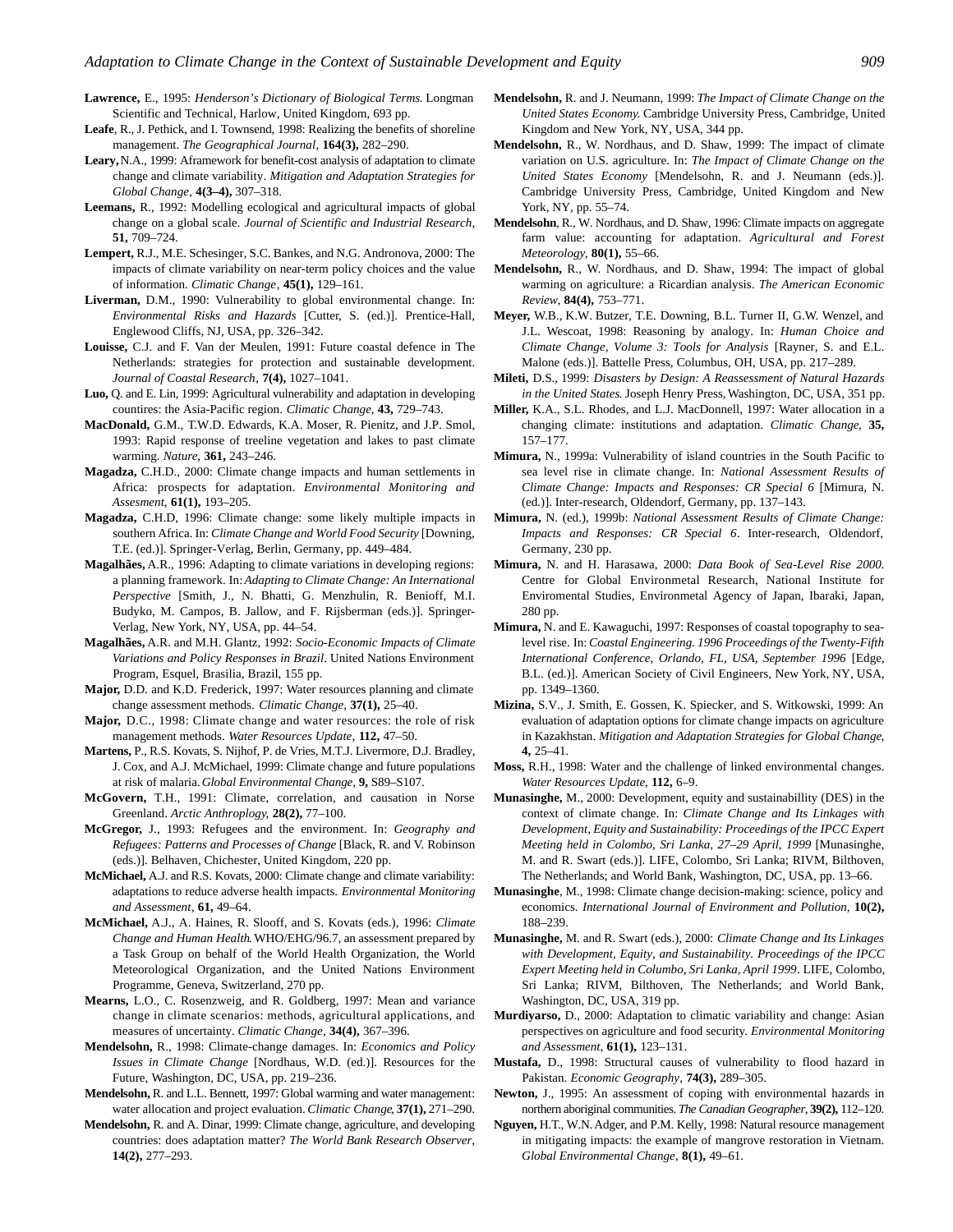**Lawrence,** E., 1995: *Henderson's Dictionary of Biological Terms*. Longman Scientific and Technical, Harlow, United Kingdom, 693 pp.

**Leafe**, R., J. Pethick, and I. Townsend, 1998: Realizing the benefits of shoreline management. *The Geographical Journal*, **164(3),** 282–290.

**Leary,** N.A., 1999: A framework for benefit-cost analysis of adaptation to climate change and climate variability. *Mitigation and Adaptation Strategies for Global Change*, **4(3–4),** 307–318.

**Leemans,** R., 1992: Modelling ecological and agricultural impacts of global change on a global scale. *Journal of Scientific and Industrial Research*, **51,** 709–724.

**Lempert,** R.J., M.E. Schesinger, S.C. Bankes, and N.G. Andronova, 2000: The impacts of climate variability on near-term policy choices and the value of information. *Climatic Change*, **45(1),** 129–161.

**Liverman,** D.M., 1990: Vulnerability to global environmental change. In: *Environmental Risks and Hazards* [Cutter, S. (ed.)]. Prentice-Hall, Englewood Cliffs, NJ, USA, pp. 326–342.

**Louisse,** C.J. and F. Van der Meulen, 1991: Future coastal defence in The Netherlands: strategies for protection and sustainable development. *Journal of Coastal Research*, **7(4),** 1027–1041.

**Luo,** Q. and E. Lin, 1999: Agricultural vulnerability and adaptation in developing countires: the Asia-Pacific region. *Climatic Change*, **43,** 729–743.

**MacDonald,** G.M., T.W.D. Edwards, K.A. Moser, R. Pienitz, and J.P. Smol, 1993: Rapid response of treeline vegetation and lakes to past climate warming. *Nature*, **361,** 243–246.

**Magadza,** C.H.D., 2000: Climate change impacts and human settlements in Africa: prospects for adaptation. *Environmental Monitoring and Assesment*, **61(1),** 193–205.

**Magadza,** C.H.D, 1996: Climate change: some likely multiple impacts in southern Africa. In: *Climate Change and World Food Security* [Downing, T.E. (ed.)]. Springer-Verlag, Berlin, Germany, pp. 449–484.

**Magalhães,** A.R., 1996: Adapting to climate variations in developing regions: a planning framework. In: *Adapting to Climate Change: An International Perspective* [Smith, J., N. Bhatti, G. Menzhulin, R. Benioff, M.I. Budyko, M. Campos, B. Jallow, and F. Rijsberman (eds.)]. Springer-Verlag, New York, NY, USA, pp. 44–54.

**Magalhães,** A.R. and M.H. Glantz, 1992: *Socio-Economic Impacts of Climate Variations and Policy Responses in Brazil*. United Nations Environment Program, Esquel, Brasilia, Brazil, 155 pp.

**Major,** D.D. and K.D. Frederick, 1997: Water resources planning and climate change assessment methods. *Climatic Change*, **37(1),** 25–40.

**Major,** D.C., 1998: Climate change and water resources: the role of risk management methods. *Water Resources Update*, **112,** 47–50.

**Martens,** P., R.S. Kovats, S. Nijhof, P. de Vries, M.T.J. Livermore, D.J. Bradley, J. Cox, and A.J. McMichael, 1999: Climate change and future populations at risk of malaria. *Global Environmental Change*, **9,** S89–S107.

**McGovern,** T.H., 1991: Climate, correlation, and causation in Norse Greenland. *Arctic Anthroplogy*, **28(2),** 77–100.

**McGregor,** J., 1993: Refugees and the environment. In: *Geography and Refugees: Patterns and Processes of Change* [Black, R. and V. Robinson (eds.)]. Belhaven, Chichester, United Kingdom, 220 pp.

**McMichael,** A.J. and R.S. Kovats, 2000: Climate change and climate variability: adaptations to reduce adverse health impacts. *Environmental Monitoring and Assessment*, **61,** 49–64.

**McMichael,** A.J., A. Haines, R. Slooff, and S. Kovats (eds.), 1996: *Climate Change and Human Health*. WHO/EHG/96.7, an assessment prepared by a Task Group on behalf of the World Health Organization, the World Meteorological Organization, and the United Nations Environment Programme, Geneva, Switzerland, 270 pp.

**Mearns,** L.O., C. Rosenzweig, and R. Goldberg, 1997: Mean and variance change in climate scenarios: methods, agricultural applications, and measures of uncertainty. *Climatic Change*, **34(4),** 367–396.

**Mendelsohn,** R., 1998: Climate-change damages. In: *Economics and Policy Issues in Climate Change* [Nordhaus, W.D. (ed.)]. Resources for the Future, Washington, DC, USA, pp. 219–236.

**Mendelsohn,** R. and L.L. Bennett, 1997: Global warming and water management: water allocation and project evaluation. *Climatic Change*, **37(1),** 271–290.

**Mendelsohn,** R. and A. Dinar, 1999: Climate change, agriculture, and developing countries: does adaptation matter? *The World Bank Research Observer*, **14(2),** 277–293.

**Mendelsohn,** R. and J. Neumann, 1999: *The Impact of Climate Change on the United States Economy*. Cambridge University Press, Cambridge, United Kingdom and New York, NY, USA, 344 pp.

**Mendelsohn,** R., W. Nordhaus, and D. Shaw, 1999: The impact of climate variation on U.S. agriculture. In: *The Impact of Climate Change on the United States Economy* [Mendelsohn, R. and J. Neumann (eds.)]. Cambridge University Press, Cambridge, United Kingdom and New York, NY, pp. 55–74.

**Mendelsohn**, R., W. Nordhaus, and D. Shaw, 1996: Climate impacts on aggregate farm value: accounting for adaptation. *Agricultural and Forest Meteorology*, **80(1),** 55–66.

**Mendelsohn,** R., W. Nordhaus, and D. Shaw, 1994: The impact of global warming on agriculture: a Ricardian analysis. *The American Economic Review*, **84(4),** 753–771.

**Meyer,** W.B., K.W. Butzer, T.E. Downing, B.L. Turner II, G.W. Wenzel, and J.L. Wescoat, 1998: Reasoning by analogy. In: *Human Choice and Climate Change, Volume 3: Tools for Analysis* [Rayner, S. and E.L. Malone (eds.)]. Battelle Press, Columbus, OH, USA, pp. 217–289.

**Mileti,** D.S., 1999: *Disasters by Design: A Reassessment of Natural Hazards in the United States*. Joseph Henry Press, Washington, DC, USA, 351 pp.

**Miller,** K.A., S.L. Rhodes, and L.J. MacDonnell, 1997: Water allocation in a changing climate: institutions and adaptation. *Climatic Change*, **35,** 157–177.

**Mimura,** N., 1999a: Vulnerability of island countries in the South Pacific to sea level rise in climate change. In: *National Assessment Results of Climate Change: Impacts and Responses: CR Special 6* [Mimura, N. (ed.)]. Inter-research, Oldendorf, Germany, pp. 137–143.

**Mimura,** N. (ed.), 1999b: *National Assessment Results of Climate Change: Impacts and Responses: CR Special 6*. Inter-research, Oldendorf, Germany, 230 pp.

**Mimura,** N. and H. Harasawa, 2000: *Data Book of Sea-Level Rise 2000*. Centre for Global Environmetal Research, National Institute for Enviromental Studies, Environmetal Agency of Japan, Ibaraki, Japan, 280 pp.

**Mimura,** N. and E. Kawaguchi, 1997: Responses of coastal topography to sea-level rise. In: *Coastal Engineering. 1996 Proceedings of the Twenty-Fifth International Conference, Orlando, FL, USA, September 1996* [Edge, B.L. (ed.)]. American Society of Civil Engineers, New York, NY, USA, pp. 1349–1360.

**Mizina,** S.V., J. Smith, E. Gossen, K. Spiecker, and S. Witkowski, 1999: An evaluation of adaptation options for climate change impacts on agriculture in Kazakhstan. *Mitigation and Adaptation Strategies for Global Change*, **4,** 25–41.

**Moss,** R.H., 1998: Water and the challenge of linked environmental changes. *Water Resources Update*, **112,** 6–9.

**Munasinghe,** M., 2000: Development, equity and sustainabillity (DES) in the context of climate change. In: *Climate Change and Its Linkages with Development, Equity and Sustainability: Proceedings of the IPCC Expert Meeting held in Colombo, Sri Lanka, 27–29 April, 1999* [Munasinghe, M. and R. Swart (eds.)]. LIFE, Colombo, Sri Lanka; RIVM, Bilthoven, The Netherlands; and World Bank, Washington, DC, USA, pp. 13–66.

**Munasinghe**, M., 1998: Climate change decision-making: science, policy and economics. *International Journal of Environment and Pollution*, **10(2),** 188–239.

**Munasinghe,** M. and R. Swart (eds.), 2000: *Climate Change and Its Linkages with Development, Equity, and Sustainability. Proceedings of the IPCC Expert Meeting held in Columbo, Sri Lanka, April 1999*. LIFE, Colombo, Sri Lanka; RIVM, Bilthoven, The Netherlands; and World Bank, Washington, DC, USA, 319 pp.

**Murdiyarso,** D., 2000: Adaptation to climatic variability and change: Asian perspectives on agriculture and food security. *Environmental Monitoring and Assessment*, **61(1),** 123–131.

**Mustafa,** D., 1998: Structural causes of vulnerability to flood hazard in Pakistan. *Economic Geography*, **74(3),** 289–305.

**Newton,** J., 1995: An assessment of coping with environmental hazards in northern aboriginal communities. *The Canadian Geographer*, **39(2),** 112–120.

**Nguyen,** H.T., W.N. Adger, and P.M. Kelly, 1998: Natural resource management in mitigating impacts: the example of mangrove restoration in Vietnam. *Global Environmental Change*, **8(1),** 49–61.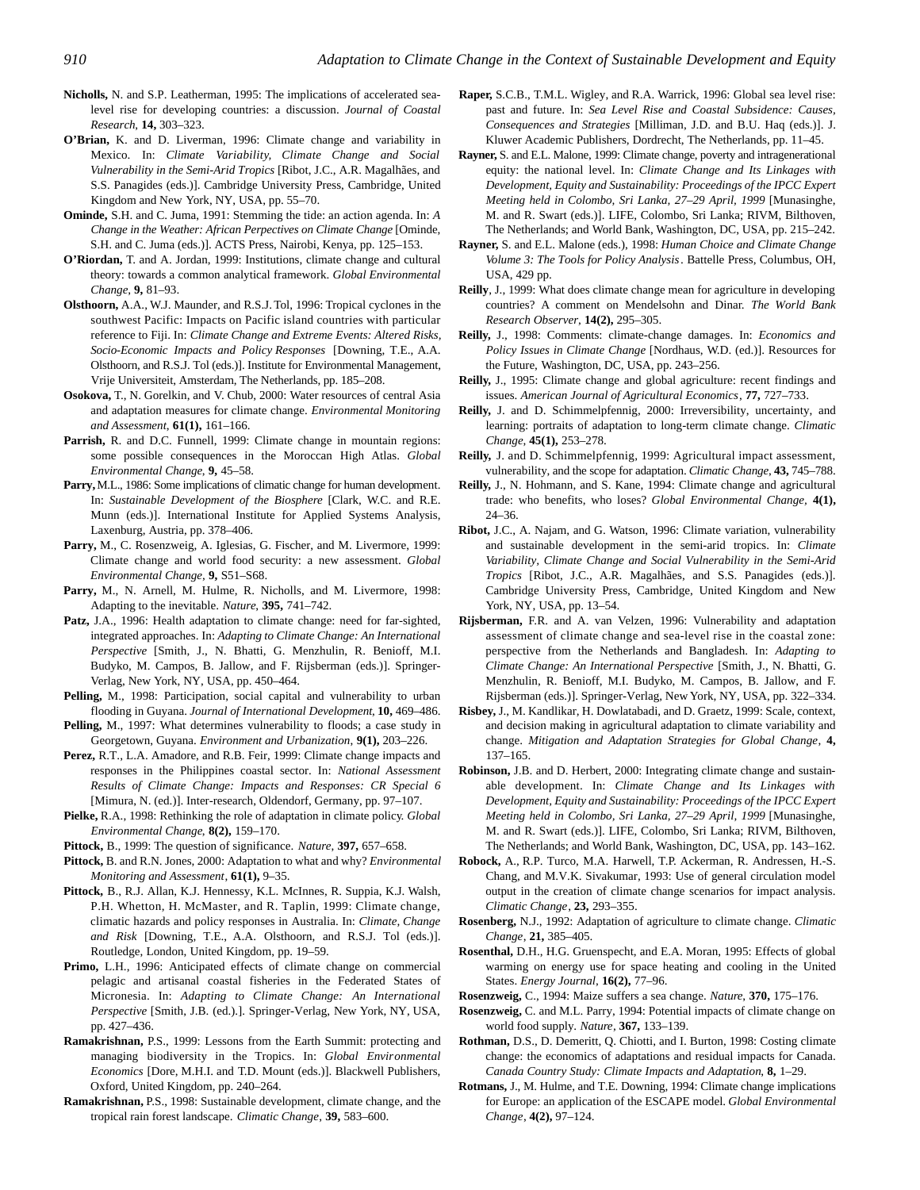**Nicholls,** N. and S.P. Leatherman, 1995: The implications of accelerated sea-level rise for developing countries: a discussion. *Journal of Coastal Research*, **14,** 303–323.

**O'Brian,** K. and D. Liverman, 1996: Climate change and variability in Mexico. In: *Climate Variability, Climate Change and Social Vulnerability in the Semi-Arid Tropics* [Ribot, J.C., A.R. Magalhães, and S.S. Panagides (eds.)]. Cambridge University Press, Cambridge, United Kingdom and New York, NY, USA, pp. 55–70.

**Ominde,** S.H. and C. Juma, 1991: Stemming the tide: an action agenda. In: *A Change in the Weather: African Perpectives on Climate Change* [Ominde, S.H. and C. Juma (eds.)]. ACTS Press, Nairobi, Kenya, pp. 125–153.

**O'Riordan,** T. and A. Jordan, 1999: Institutions, climate change and cultural theory: towards a common analytical framework. *Global Environmental Change*, **9,** 81–93.

**Olsthoorn,** A.A., W.J. Maunder, and R.S.J. Tol, 1996: Tropical cyclones in the southwest Pacific: Impacts on Pacific island countries with particular reference to Fiji. In: *Climate Change and Extreme Events: Altered Risks, Socio-Economic Impacts and Policy Responses* [Downing, T.E., A.A. Olsthoorn, and R.S.J. Tol (eds.)]. Institute for Environmental Management, Vrije Universiteit, Amsterdam, The Netherlands, pp. 185–208.

**Osokova,** T., N. Gorelkin, and V. Chub, 2000: Water resources of central Asia and adaptation measures for climate change. *Environmental Monitoring and Assessment*, **61(1),** 161–166.

**Parrish,** R. and D.C. Funnell, 1999: Climate change in mountain regions: some possible consequences in the Moroccan High Atlas. *Global Environmental Change*, **9,** 45–58.

**Parry,** M.L., 1986: Some implications of climatic change for human development. In: *Sustainable Development of the Biosphere* [Clark, W.C. and R.E. Munn (eds.)]. International Institute for Applied Systems Analysis, Laxenburg, Austria, pp. 378–406.

**Parry,** M., C. Rosenzweig, A. Iglesias, G. Fischer, and M. Livermore, 1999: Climate change and world food security: a new assessment. *Global Environmental Change*, **9,** S51–S68.

**Parry,** M., N. Arnell, M. Hulme, R. Nicholls, and M. Livermore, 1998: Adapting to the inevitable. *Nature*, **395,** 741–742.

**Patz,** J.A., 1996: Health adaptation to climate change: need for far-sighted, integrated approaches. In: *Adapting to Climate Change: An International Perspective* [Smith, J., N. Bhatti, G. Menzhulin, R. Benioff, M.I. Budyko, M. Campos, B. Jallow, and F. Rijsberman (eds.)]. Springer-Verlag, New York, NY, USA, pp. 450–464.

**Pelling,** M., 1998: Participation, social capital and vulnerability to urban flooding in Guyana. *Journal of International Development*, **10,** 469–486.

**Pelling,** M., 1997: What determines vulnerability to floods; a case study in Georgetown, Guyana. *Environment and Urbanization*, **9(1),** 203–226.

**Perez,** R.T., L.A. Amadore, and R.B. Feir, 1999: Climate change impacts and responses in the Philippines coastal sector. In: *National Assessment Results of Climate Change: Impacts and Responses: CR Special 6* [Mimura, N. (ed.)]. Inter-research, Oldendorf, Germany, pp. 97–107.

**Pielke,** R.A., 1998: Rethinking the role of adaptation in climate policy. *Global Environmental Change*, **8(2),** 159–170.

**Pittock,** B., 1999: The question of significance. *Nature*, **397,** 657–658.

**Pittock,** B. and R.N. Jones, 2000: Adaptation to what and why? *Environmental Monitoring and Assessment*, **61(1),** 9–35.

**Pittock,** B., R.J. Allan, K.J. Hennessy, K.L. McInnes, R. Suppia, K.J. Walsh, P.H. Whetton, H. McMaster, and R. Taplin, 1999: Climate change, climatic hazards and policy responses in Australia. In: *Climate, Change and Risk* [Downing, T.E., A.A. Olsthoorn, and R.S.J. Tol (eds.)]. Routledge, London, United Kingdom, pp. 19–59.

**Primo,** L.H., 1996: Anticipated effects of climate change on commercial pelagic and artisanal coastal fisheries in the Federated States of Micronesia. In: *Adapting to Climate Change: An International Perspective* [Smith, J.B. (ed.).]. Springer-Verlag, New York, NY, USA, pp. 427–436.

**Ramakrishnan,** P.S., 1999: Lessons from the Earth Summit: protecting and managing biodiversity in the Tropics. In: *Global Environmental Economics* [Dore, M.H.I. and T.D. Mount (eds.)]. Blackwell Publishers, Oxford, United Kingdom, pp. 240–264.

**Ramakrishnan,** P.S., 1998: Sustainable development, climate change, and the tropical rain forest landscape. *Climatic Change*, **39,** 583–600.

**Raper,** S.C.B., T.M.L. Wigley, and R.A. Warrick, 1996: Global sea level rise: past and future. In: *Sea Level Rise and Coastal Subsidence: Causes, Consequences and Strategies* [Milliman, J.D. and B.U. Haq (eds.)]. J. Kluwer Academic Publishers, Dordrecht, The Netherlands, pp. 11–45.

**Rayner,** S. and E.L. Malone, 1999: Climate change, poverty and intragenerational equity: the national level. In: *Climate Change and Its Linkages with Development, Equity and Sustainability: Proceedings of the IPCC Expert Meeting held in Colombo, Sri Lanka, 27–29 April, 1999* [Munasinghe, M. and R. Swart (eds.)]. LIFE, Colombo, Sri Lanka; RIVM, Bilthoven, The Netherlands; and World Bank, Washington, DC, USA, pp. 215–242.

**Rayner,** S. and E.L. Malone (eds.), 1998: *Human Choice and Climate Change Volume 3: The Tools for Policy Analysis*. Battelle Press, Columbus, OH, USA, 429 pp.

**Reilly**, J., 1999: What does climate change mean for agriculture in developing countries? A comment on Mendelsohn and Dinar. *The World Bank Research Observer*, **14(2),** 295–305.

**Reilly,** J., 1998: Comments: climate-change damages. In: *Economics and Policy Issues in Climate Change* [Nordhaus, W.D. (ed.)]. Resources for the Future, Washington, DC, USA, pp. 243–256.

**Reilly,** J., 1995: Climate change and global agriculture: recent findings and issues. *American Journal of Agricultural Economics*, **77,** 727–733.

**Reilly,** J. and D. Schimmelpfennig, 2000: Irreversibility, uncertainty, and learning: portraits of adaptation to long-term climate change. *Climatic Change*, **45(1),** 253–278.

**Reilly,** J. and D. Schimmelpfennig, 1999: Agricultural impact assessment, vulnerability, and the scope for adaptation. *Climatic Change*, **43,** 745–788.

**Reilly,** J., N. Hohmann, and S. Kane, 1994: Climate change and agricultural trade: who benefits, who loses? *Global Environmental Change*, **4(1),** 24–36.

**Ribot,** J.C., A. Najam, and G. Watson, 1996: Climate variation, vulnerability and sustainable development in the semi-arid tropics. In: *Climate Variability, Climate Change and Social Vulnerability in the Semi-Arid Tropics* [Ribot, J.C., A.R. Magalhães, and S.S. Panagides (eds.)]. Cambridge University Press, Cambridge, United Kingdom and New York, NY, USA, pp. 13–54.

**Rijsberman,** F.R. and A. van Velzen, 1996: Vulnerability and adaptation assessment of climate change and sea-level rise in the coastal zone: perspective from the Netherlands and Bangladesh. In: *Adapting to Climate Change: An International Perspective* [Smith, J., N. Bhatti, G. Menzhulin, R. Benioff, M.I. Budyko, M. Campos, B. Jallow, and F. Rijsberman (eds.)]. Springer-Verlag, New York, NY, USA, pp. 322–334.

**Risbey,** J., M. Kandlikar, H. Dowlatabadi, and D. Graetz, 1999: Scale, context, and decision making in agricultural adaptation to climate variability and change. *Mitigation and Adaptation Strategies for Global Change*, **4,** 137–165.

**Robinson,** J.B. and D. Herbert, 2000: Integrating climate change and sustainable development. In: *Climate Change and Its Linkages with Development, Equity and Sustainability: Proceedings of the IPCC Expert Meeting held in Colombo, Sri Lanka, 27–29 April, 1999* [Munasinghe, M. and R. Swart (eds.)]. LIFE, Colombo, Sri Lanka; RIVM, Bilthoven, The Netherlands; and World Bank, Washington, DC, USA, pp. 143–162.

**Robock,** A., R.P. Turco, M.A. Harwell, T.P. Ackerman, R. Andressen, H.-S. Chang, and M.V.K. Sivakumar, 1993: Use of general circulation model output in the creation of climate change scenarios for impact analysis. *Climatic Change*, **23,** 293–355.

**Rosenberg,** N.J., 1992: Adaptation of agriculture to climate change. *Climatic Change*, **21,** 385–405.

**Rosenthal,** D.H., H.G. Gruenspecht, and E.A. Moran, 1995: Effects of global warming on energy use for space heating and cooling in the United States. *Energy Journal*, **16(2),** 77–96.

**Rosenzweig,** C., 1994: Maize suffers a sea change. *Nature*, **370,** 175–176.

**Rosenzweig,** C. and M.L. Parry, 1994: Potential impacts of climate change on world food supply. *Nature*, **367,** 133–139.

**Rothman,** D.S., D. Demeritt, Q. Chiotti, and I. Burton, 1998: Costing climate change: the economics of adaptations and residual impacts for Canada. *Canada Country Study: Climate Impacts and Adaptation*, **8,** 1–29.

**Rotmans,** J., M. Hulme, and T.E. Downing, 1994: Climate change implications for Europe: an application of the ESCAPE model. *Global Environmental Change*, **4(2),** 97–124.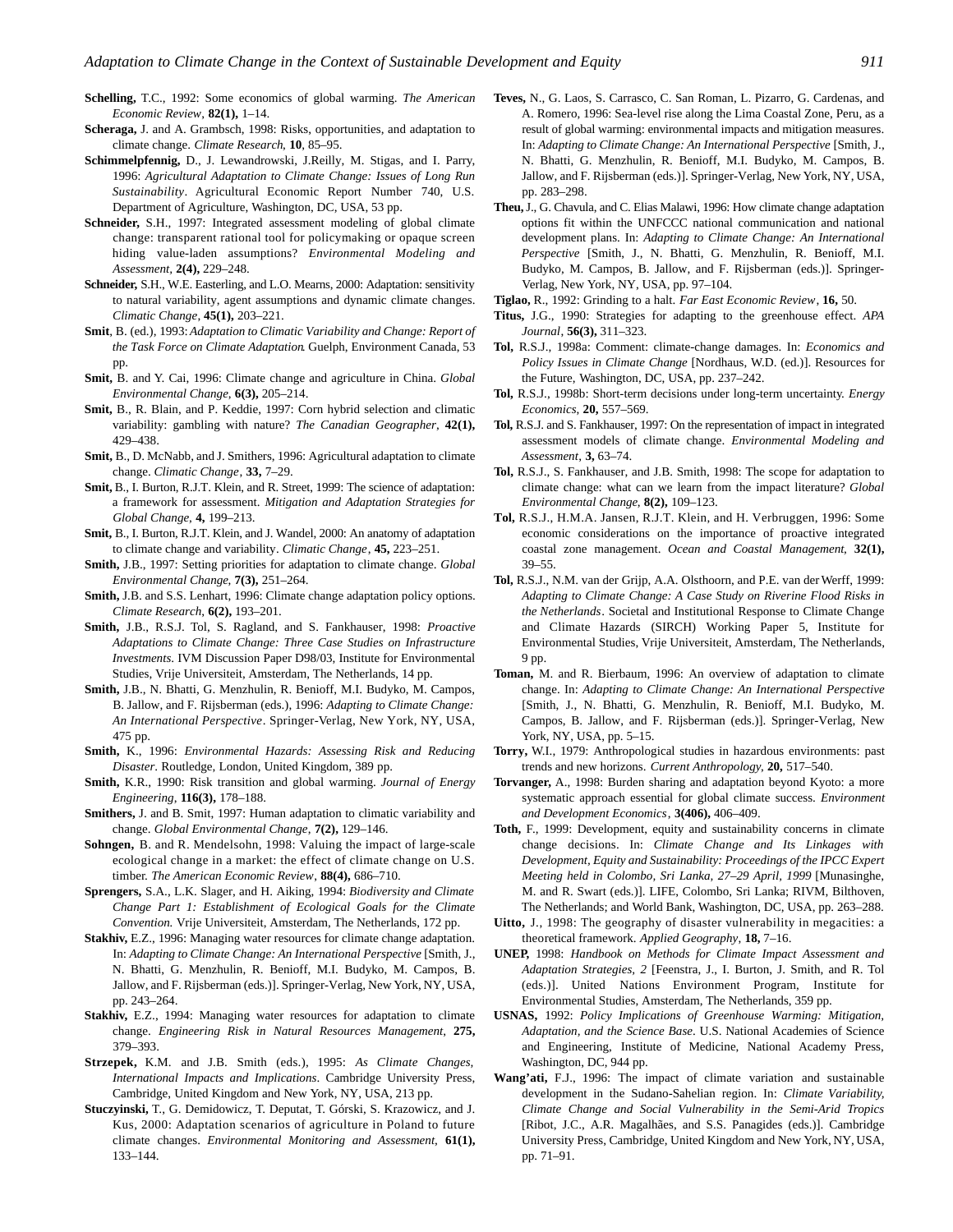**Schelling,** T.C., 1992: Some economics of global warming. *The American Economic Review*, **82(1),** 1–14.

**Scheraga,** J. and A. Grambsch, 1998: Risks, opportunities, and adaptation to climate change. *Climate Research*, **10**, 85–95.

**Schimmelpfennig,** D., J. Lewandrowski, J.Reilly, M. Stigas, and I. Parry, 1996: *Agricultural Adaptation to Climate Change: Issues of Long Run Sustainability*. Agricultural Economic Report Number 740, U.S. Department of Agriculture, Washington, DC, USA, 53 pp.

**Schneider,** S.H., 1997: Integrated assessment modeling of global climate change: transparent rational tool for policymaking or opaque screen hiding value-laden assumptions? *Environmental Modeling and Assessment*, **2(4),** 229–248.

**Schneider,** S.H., W.E. Easterling, and L.O. Mearns, 2000: Adaptation: sensitivity to natural variability, agent assumptions and dynamic climate changes. *Climatic Change*, **45(1),** 203–221.

**Smit**, B. (ed.), 1993: *Adaptation to Climatic Variability and Change: Report of the Task Force on Climate Adaptation*. Guelph, Environment Canada, 53 pp.

**Smit,** B. and Y. Cai, 1996: Climate change and agriculture in China. *Global Environmental Change*, **6(3),** 205–214.

**Smit,** B., R. Blain, and P. Keddie, 1997: Corn hybrid selection and climatic variability: gambling with nature? *The Canadian Geographer*, **42(1),** 429–438.

**Smit,** B., D. McNabb, and J. Smithers, 1996: Agricultural adaptation to climate change. *Climatic Change*, **33,** 7–29.

**Smit,** B., I. Burton, R.J.T. Klein, and R. Street, 1999: The science of adaptation: a framework for assessment. *Mitigation and Adaptation Strategies for Global Change*, **4,** 199–213.

**Smit,** B., I. Burton, R.J.T. Klein, and J. Wandel, 2000: An anatomy of adaptation to climate change and variability. *Climatic Change*, **45,** 223–251.

**Smith,** J.B., 1997: Setting priorities for adaptation to climate change. *Global Environmental Change*, **7(3),** 251–264.

**Smith,** J.B. and S.S. Lenhart, 1996: Climate change adaptation policy options. *Climate Research*, **6(2),** 193–201.

**Smith,** J.B., R.S.J. Tol, S. Ragland, and S. Fankhauser, 1998: *Proactive Adaptations to Climate Change: Three Case Studies on Infrastructure Investments*. IVM Discussion Paper D98/03, Institute for Environmental Studies, Vrije Universiteit, Amsterdam, The Netherlands, 14 pp.

**Smith,** J.B., N. Bhatti, G. Menzhulin, R. Benioff, M.I. Budyko, M. Campos, B. Jallow, and F. Rijsberman (eds.), 1996: *Adapting to Climate Change: An International Perspective*. Springer-Verlag, New York, NY, USA, 475 pp.

**Smith,** K., 1996: *Environmental Hazards: Assessing Risk and Reducing Disaster*. Routledge, London, United Kingdom, 389 pp.

**Smith,** K.R., 1990: Risk transition and global warming. *Journal of Energy Engineering*, **116(3),** 178–188.

**Smithers,** J. and B. Smit, 1997: Human adaptation to climatic variability and change. *Global Environmental Change*, **7(2),** 129–146.

**Sohngen,** B. and R. Mendelsohn, 1998: Valuing the impact of large-scale ecological change in a market: the effect of climate change on U.S. timber. *The American Economic Review*, **88(4),** 686–710.

**Sprengers,** S.A., L.K. Slager, and H. Aiking, 1994: *Biodiversity and Climate Change Part 1: Establishment of Ecological Goals for the Climate Convention.* Vrije Universiteit, Amsterdam, The Netherlands, 172 pp.

**Stakhiv,** E.Z., 1996: Managing water resources for climate change adaptation. In: *Adapting to Climate Change: An International Perspective* [Smith, J., N. Bhatti, G. Menzhulin, R. Benioff, M.I. Budyko, M. Campos, B. Jallow, and F. Rijsberman (eds.)]. Springer-Verlag, New York, NY, USA, pp. 243–264.

**Stakhiv,** E.Z., 1994: Managing water resources for adaptation to climate change. *Engineering Risk in Natural Resources Management*, **275,** 379–393.

**Strzepek,** K.M. and J.B. Smith (eds.), 1995: *As Climate Changes, International Impacts and Implications*. Cambridge University Press, Cambridge, United Kingdom and New York, NY, USA, 213 pp.

**Stuczyinski,** T., G. Demidowicz, T. Deputat, T. Górski, S. Krazowicz, and J. Kus, 2000: Adaptation scenarios of agriculture in Poland to future climate changes. *Environmental Monitoring and Assessment*, **61(1),** 133–144.

**Teves,** N., G. Laos, S. Carrasco, C. San Roman, L. Pizarro, G. Cardenas, and A. Romero, 1996: Sea-level rise along the Lima Coastal Zone, Peru, as a result of global warming: environmental impacts and mitigation measures. In: *Adapting to Climate Change: An International Perspective* [Smith, J., N. Bhatti, G. Menzhulin, R. Benioff, M.I. Budyko, M. Campos, B. Jallow, and F. Rijsberman (eds.)]. Springer-Verlag, New York, NY, USA, pp. 283–298.

**Theu,** J., G. Chavula, and C. Elias Malawi, 1996: How climate change adaptation options fit within the UNFCCC national communication and national development plans. In: *Adapting to Climate Change: An International Perspective* [Smith, J., N. Bhatti, G. Menzhulin, R. Benioff, M.I. Budyko, M. Campos, B. Jallow, and F. Rijsberman (eds.)]. Springer-Verlag, New York, NY, USA, pp. 97–104.

**Tiglao,** R., 1992: Grinding to a halt. *Far East Economic Review*, **16,** 50.

**Titus,** J.G., 1990: Strategies for adapting to the greenhouse effect. *APA Journal*, **56(3),** 311–323.

**Tol,** R.S.J., 1998a: Comment: climate-change damages. In: *Economics and Policy Issues in Climate Change* [Nordhaus, W.D. (ed.)]. Resources for the Future, Washington, DC, USA, pp. 237–242.

**Tol,** R.S.J., 1998b: Short-term decisions under long-term uncertainty. *Energy Economics*, **20,** 557–569.

**Tol,** R.S.J. and S. Fankhauser, 1997: On the representation of impact in integrated assessment models of climate change. *Environmental Modeling and Assessment*, **3,** 63–74.

**Tol,** R.S.J., S. Fankhauser, and J.B. Smith, 1998: The scope for adaptation to climate change: what can we learn from the impact literature? *Global Environmental Change*, **8(2),** 109–123.

**Tol,** R.S.J., H.M.A. Jansen, R.J.T. Klein, and H. Verbruggen, 1996: Some economic considerations on the importance of proactive integrated coastal zone management. *Ocean and Coastal Management*, **32(1),** 39–55.

**Tol,** R.S.J., N.M. van der Grijp, A.A. Olsthoorn, and P.E. van der Werff, 1999: *Adapting to Climate Change: A Case Study on Riverine Flood Risks in the Netherlands*. Societal and Institutional Response to Climate Change and Climate Hazards (SIRCH) Working Paper 5, Institute for Environmental Studies, Vrije Universiteit, Amsterdam, The Netherlands, 9 pp.

**Toman,** M. and R. Bierbaum, 1996: An overview of adaptation to climate change. In: *Adapting to Climate Change: An International Perspective* [Smith, J., N. Bhatti, G. Menzhulin, R. Benioff, M.I. Budyko, M. Campos, B. Jallow, and F. Rijsberman (eds.)]. Springer-Verlag, New York, NY, USA, pp. 5–15.

**Torry,** W.I., 1979: Anthropological studies in hazardous environments: past trends and new horizons. *Current Anthropology*, **20,** 517–540.

**Torvanger,** A., 1998: Burden sharing and adaptation beyond Kyoto: a more systematic approach essential for global climate success. *Environment and Development Economics*, **3(406),** 406–409.

**Toth,** F., 1999: Development, equity and sustainability concerns in climate change decisions. In: *Climate Change and Its Linkages with Development, Equity and Sustainability: Proceedings of the IPCC Expert Meeting held in Colombo, Sri Lanka, 27–29 April, 1999* [Munasinghe, M. and R. Swart (eds.)]. LIFE, Colombo, Sri Lanka; RIVM, Bilthoven, The Netherlands; and World Bank, Washington, DC, USA, pp. 263–288.

**Uitto,** J., 1998: The geography of disaster vulnerability in megacities: a theoretical framework. *Applied Geography*, **18,** 7–16.

**UNEP,** 1998: *Handbook on Methods for Climate Impact Assessment and Adaptation Strategies, 2* [Feenstra, J., I. Burton, J. Smith, and R. Tol (eds.)]. United Nations Environment Program, Institute for Environmental Studies, Amsterdam, The Netherlands, 359 pp.

**USNAS,** 1992: *Policy Implications of Greenhouse Warming: Mitigation, Adaptation, and the Science Base*. U.S. National Academies of Science and Engineering, Institute of Medicine, National Academy Press, Washington, DC, 944 pp.

**Wang'ati,** F.J., 1996: The impact of climate variation and sustainable development in the Sudano-Sahelian region. In: *Climate Variability, Climate Change and Social Vulnerability in the Semi-Arid Tropics* [Ribot, J.C., A.R. Magalhães, and S.S. Panagides (eds.)]. Cambridge University Press, Cambridge, United Kingdom and New York, NY, USA, pp. 71–91.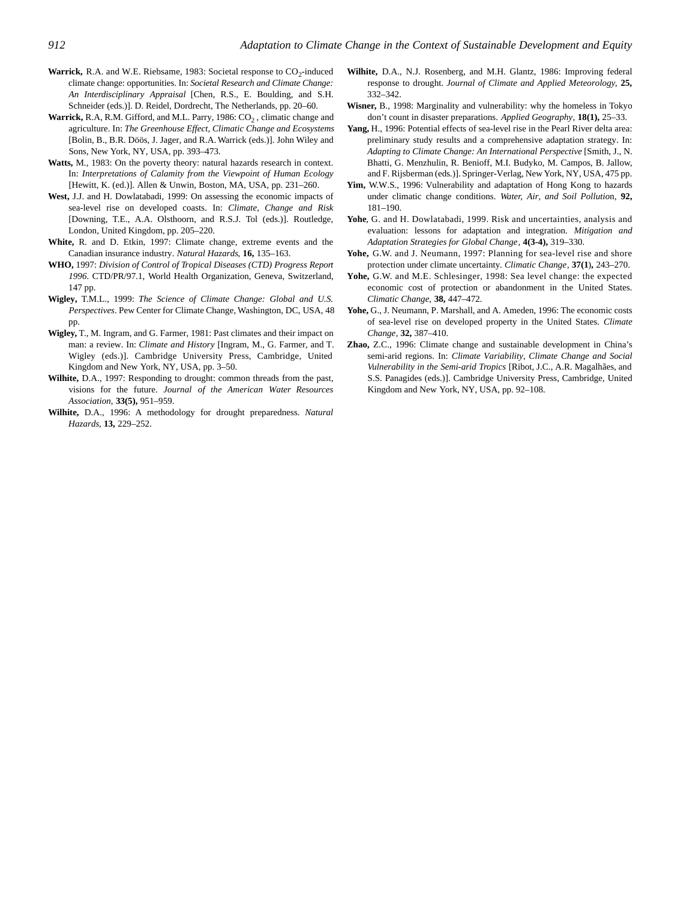**Warrick,** R.A. and W.E. Riebsame, 1983: Societal response to $CO_2$-induced climate change: opportunities. In: *Societal Research and Climate Change: An Interdisciplinary Appraisal* [Chen, R.S., E. Boulding, and S.H. Schneider (eds.)]. D. Reidel, Dordrecht, The Netherlands, pp. 20–60.

**Warrick,** R.A, R.M. Gifford, and M.L. Parry, 1986: $CO_2$ , climatic change and agriculture. In: *The Greenhouse Effect, Climatic Change and Ecosystems* [Bolin, B., B.R. Döös, J. Jager, and R.A. Warrick (eds.)]. John Wiley and Sons, New York, NY, USA, pp. 393–473.

**Watts,** M., 1983: On the poverty theory: natural hazards research in context. In: *Interpretations of Calamity from the Viewpoint of Human Ecology* [Hewitt, K. (ed.)]. Allen & Unwin, Boston, MA, USA, pp. 231–260.

**West,** J.J. and H. Dowlatabadi, 1999: On assessing the economic impacts of sea-level rise on developed coasts. In: *Climate, Change and Risk* [Downing, T.E., A.A. Olsthoorn, and R.S.J. Tol (eds.)]. Routledge, London, United Kingdom, pp. 205–220.

**White,** R. and D. Etkin, 1997: Climate change, extreme events and the Canadian insurance industry. *Natural Hazards*, **16,** 135–163.

**WHO,** 1997: *Division of Control of Tropical Diseases (CTD) Progress Report 1996*. CTD/PR/97.1, World Health Organization, Geneva, Switzerland, 147 pp.

**Wigley,** T.M.L., 1999: *The Science of Climate Change: Global and U.S. Perspectives*. Pew Center for Climate Change, Washington, DC, USA, 48 pp.

**Wigley,** T., M. Ingram, and G. Farmer, 1981: Past climates and their impact on man: a review. In: *Climate and History* [Ingram, M., G. Farmer, and T. Wigley (eds.)]. Cambridge University Press, Cambridge, United Kingdom and New York, NY, USA, pp. 3–50.

**Wilhite,** D.A., 1997: Responding to drought: common threads from the past, visions for the future. *Journal of the American Water Resources Association*, **33(5),** 951–959.

**Wilhite,** D.A., 1996: A methodology for drought preparedness. *Natural Hazards*, **13,** 229–252.

**Wilhite,** D.A., N.J. Rosenberg, and M.H. Glantz, 1986: Improving federal response to drought. *Journal of Climate and Applied Meteorology*, **25,** 332–342.

**Wisner,** B., 1998: Marginality and vulnerability: why the homeless in Tokyo don't count in disaster preparations. *Applied Geography*, **18(1),** 25–33.

**Yang,** H., 1996: Potential effects of sea-level rise in the Pearl River delta area: preliminary study results and a comprehensive adaptation strategy. In: *Adapting to Climate Change: An International Perspective* [Smith, J., N. Bhatti, G. Menzhulin, R. Benioff, M.I. Budyko, M. Campos, B. Jallow, and F. Rijsberman (eds.)]. Springer-Verlag, New York, NY, USA, 475 pp.

**Yim,** W.W.S., 1996: Vulnerability and adaptation of Hong Kong to hazards under climatic change conditions. *Water, Air, and Soil Pollution*, **92,** 181–190.

**Yohe**, G. and H. Dowlatabadi, 1999. Risk and uncertainties, analysis and evaluation: lessons for adaptation and integration. *Mitigation and Adaptation Strategies for Global Change*, **4(3-4),** 319–330.

**Yohe,** G.W. and J. Neumann, 1997: Planning for sea-level rise and shore protection under climate uncertainty. *Climatic Change*, **37(1),** 243–270.

**Yohe,** G.W. and M.E. Schlesinger, 1998: Sea level change: the expected economic cost of protection or abandonment in the United States. *Climatic Change*, **38,** 447–472.

**Yohe,** G., J. Neumann, P. Marshall, and A. Ameden, 1996: The economic costs of sea-level rise on developed property in the United States. *Climate Change*, **32,** 387–410.

**Zhao,** Z.C., 1996: Climate change and sustainable development in China's semi-arid regions. In: *Climate Variability, Climate Change and Social Vulnerability in the Semi-arid Tropics* [Ribot, J.C., A.R. Magalhães, and S.S. Panagides (eds.)]. Cambridge University Press, Cambridge, United Kingdom and New York, NY, USA, pp. 92–108.